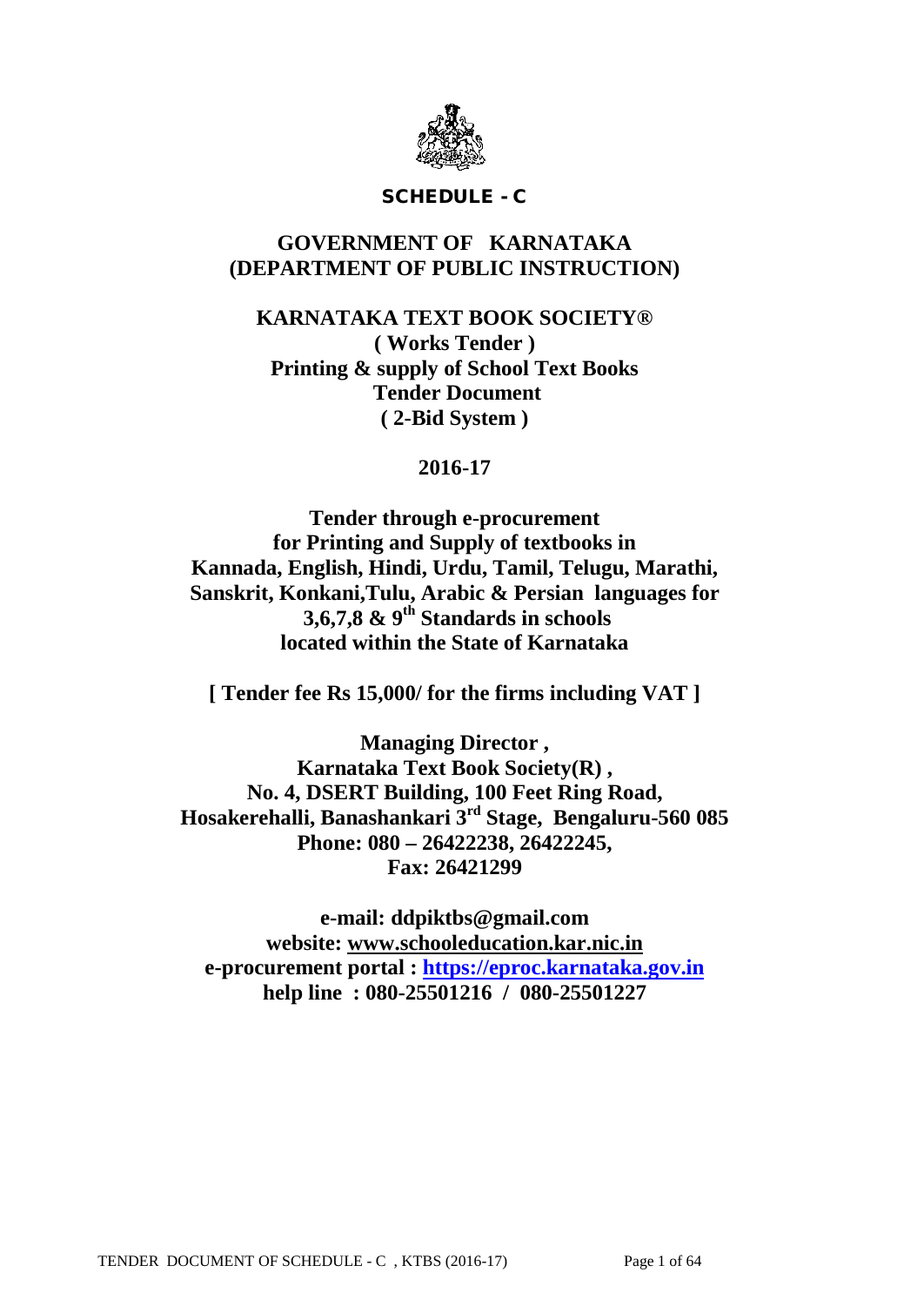# SCHEDULE - C

## GOVERNMENT OF KARNATAKA (DEPARTMENT OF PUBLIC INSTRUCTION)

**KARNATAKA TEXT BOOK SOCIETY®**
**( Works Tender )**
**Printing & supply of School Text Books**
**Tender Document**
**( 2-Bid System )**

**2016-17**

**Tender through e-procurement for Printing and Supply of textbooks in Kannada, English, Hindi, Urdu, Tamil, Telugu, Marathi, Sanskrit, Konkani,Tulu, Arabic & Persian languages for 3,6,7,8 & 9th Standards in schools located within the State of Karnataka**

**[ Tender fee Rs 15,000/ for the firms including VAT ]**

**Managing Director ,**
**Karnataka Text Book Society(R) ,**
**No. 4, DSERT Building, 100 Feet Ring Road,**
**Hosakerehalli, Banashankari 3rd Stage, Bengaluru-560 085**
**Phone: 080 – 26422238, 26422245,**
**Fax: 26421299**

**e-mail: ddpiktbs@gmail.com**
**website: www.schooleducation.kar.nic.in**
**e-procurement portal : https://eproc.karnataka.gov.in**
**help line : 080-25501216 / 080-25501227**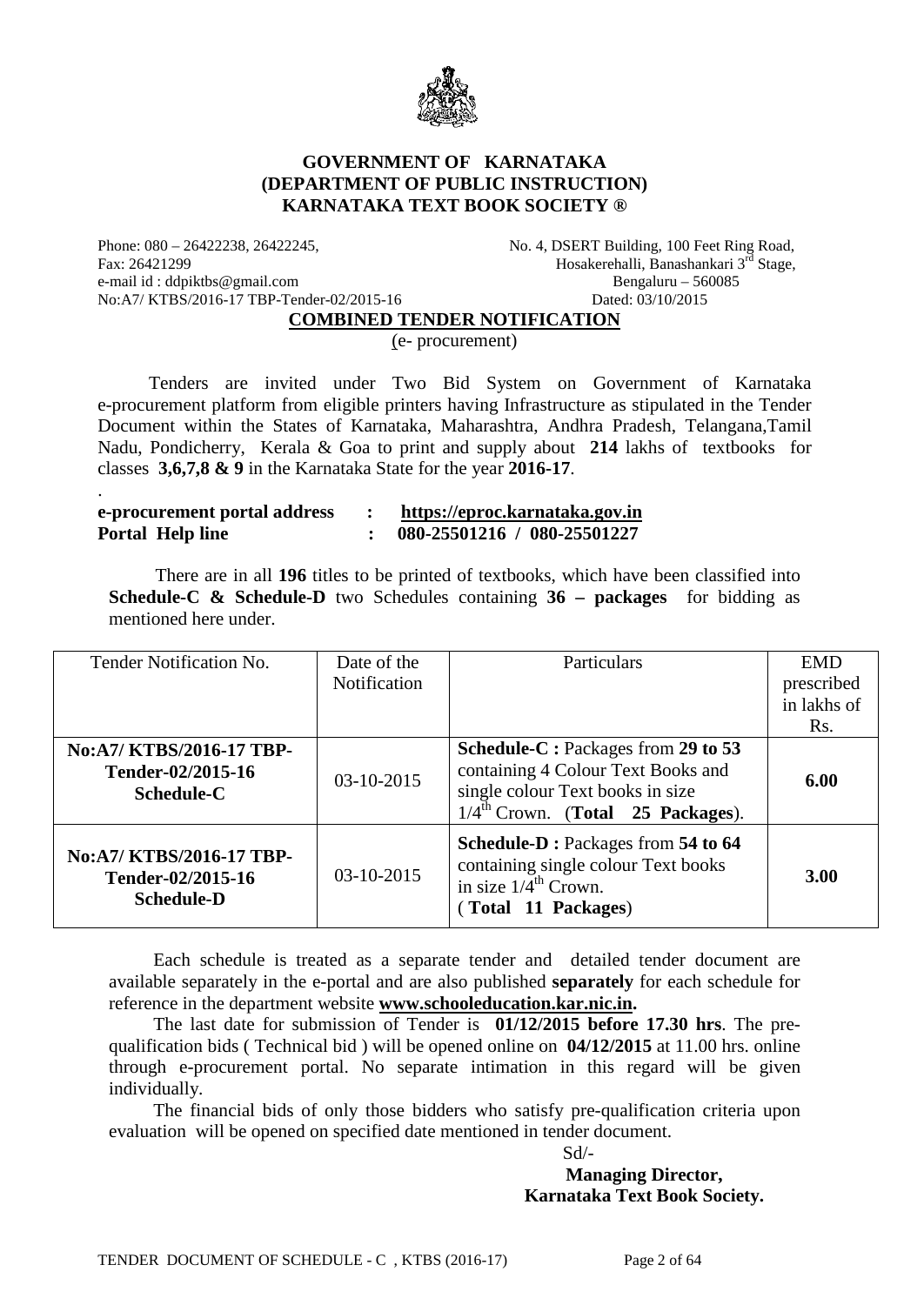# GOVERNMENT OF KARNATAKA
## (DEPARTMENT OF PUBLIC INSTRUCTION)
## KARNATAKA TEXT BOOK SOCIETY ®

Phone: 080 – 26422238, 26422245,
Fax: 26421299
e-mail id : ddpiktbs@gmail.com
No:A7/ KTBS/2016-17 TBP-Tender-02/2015-16

No. 4, DSERT Building, 100 Feet Ring Road,
Hosakerehalli, Banashankari 3rd Stage,
Bengaluru – 560085
Dated: 03/10/2015

**COMBINED TENDER NOTIFICATION**

(e- procurement)

Tenders are invited under Two Bid System on Government of Karnataka e-procurement platform from eligible printers having Infrastructure as stipulated in the Tender Document within the States of Karnataka, Maharashtra, Andhra Pradesh, Telangana,Tamil Nadu, Pondicherry, Kerala & Goa to print and supply about **214** lakhs of textbooks for classes **3,6,7,8 & 9** in the Karnataka State for the year **2016-17**.

.

**e-procurement portal address : https://eproc.karnataka.gov.in**
**Portal Help line : 080-25501216 / 080-25501227**

There are in all **196** titles to be printed of textbooks, which have been classified into **Schedule-C & Schedule-D** two Schedules containing **36 – packages** for bidding as mentioned here under.

| Tender Notification No. | Date of the Notification | Particulars | EMD prescribed in lakhs of Rs. |
|---|---|---|---|
| **No:A7/ KTBS/2016-17 TBP-Tender-02/2015-16 Schedule-C** | 03-10-2015 | **Schedule-C :** Packages from **29 to 53** containing 4 Colour Text Books and single colour Text books in size 1/4th Crown. (**Total 25 Packages**). | **6.00** |
| **No:A7/ KTBS/2016-17 TBP-Tender-02/2015-16 Schedule-D** | 03-10-2015 | **Schedule-D :** Packages from **54 to 64** containing single colour Text books in size 1/4th Crown. (**Total 11 Packages**) | **3.00** |

Each schedule is treated as a separate tender and detailed tender document are available separately in the e-portal and are also published **separately** for each schedule for reference in the department website **www.schooleducation.kar.nic.in.**

The last date for submission of Tender is **01/12/2015 before 17.30 hrs**. The pre-qualification bids ( Technical bid ) will be opened online on **04/12/2015** at 11.00 hrs. online through e-procurement portal. No separate intimation in this regard will be given individually.

The financial bids of only those bidders who satisfy pre-qualification criteria upon evaluation will be opened on specified date mentioned in tender document.

Sd/-
**Managing Director,**
**Karnataka Text Book Society.**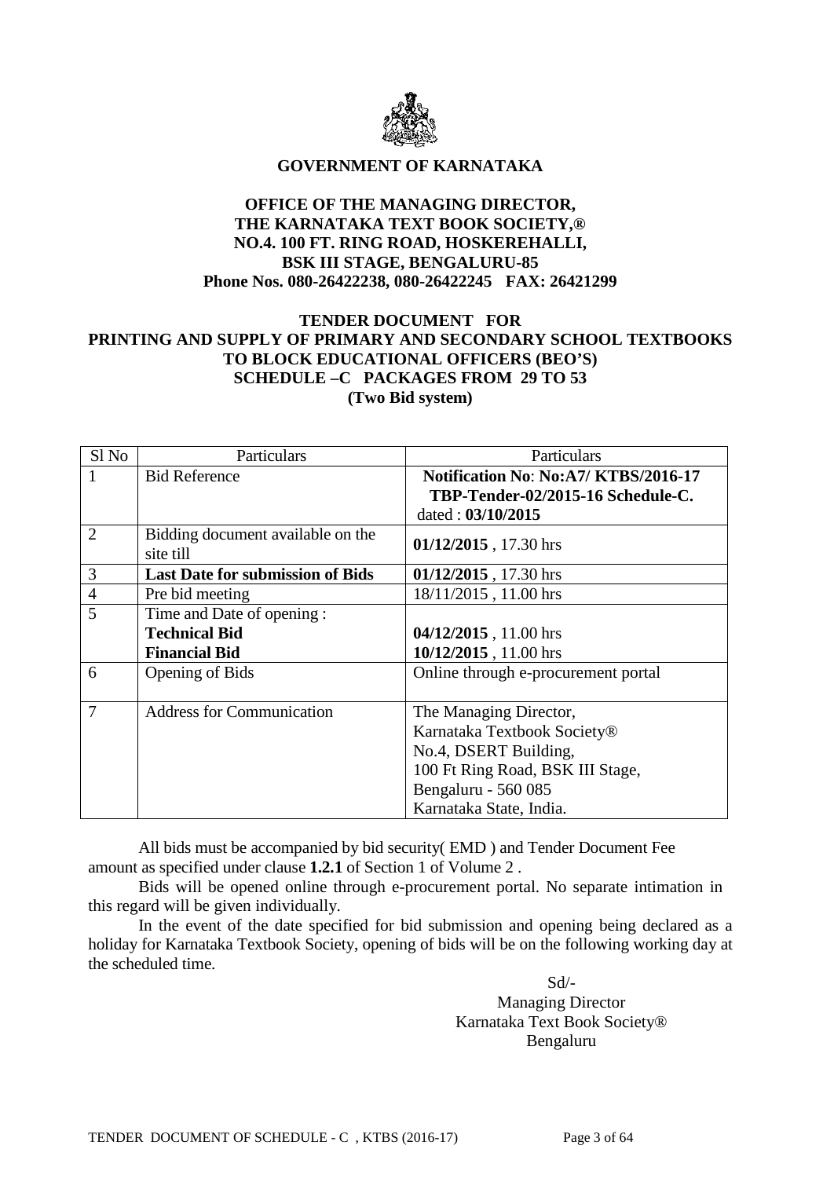**GOVERNMENT OF KARNATAKA**

**OFFICE OF THE MANAGING DIRECTOR,**
**THE KARNATAKA TEXT BOOK SOCIETY,®**
**NO.4. 100 FT. RING ROAD, HOSKEREHALLI,**
**BSK III STAGE, BENGALURU-85**
**Phone Nos. 080-26422238, 080-26422245 FAX: 26421299**

**TENDER DOCUMENT FOR**
**PRINTING AND SUPPLY OF PRIMARY AND SECONDARY SCHOOL TEXTBOOKS TO BLOCK EDUCATIONAL OFFICERS (BEO'S)**
**SCHEDULE –C PACKAGES FROM 29 TO 53**
**(Two Bid system)**

| Sl No | Particulars | Particulars |
|---|---|---|
| 1 | Bid Reference | **Notification No**: **No:A7/ KTBS/2016-17 TBP-Tender-02/2015-16 Schedule-C.** dated : **03/10/2015** |
| 2 | Bidding document available on the site till | **01/12/2015** , 17.30 hrs |
| 3 | **Last Date for submission of Bids** | **01/12/2015** , 17.30 hrs |
| 4 | Pre bid meeting | 18/11/2015 , 11.00 hrs |
| 5 | Time and Date of opening :<br>**Technical Bid**<br>**Financial Bid** | <br>**04/12/2015** , 11.00 hrs<br>**10/12/2015** , 11.00 hrs |
| 6 | Opening of Bids | Online through e-procurement portal |
| 7 | Address for Communication | The Managing Director,<br>Karnataka Textbook Society®<br>No.4, DSERT Building,<br>100 Ft Ring Road, BSK III Stage,<br>Bengaluru - 560 085<br>Karnataka State, India. |

All bids must be accompanied by bid security( EMD ) and Tender Document Fee amount as specified under clause **1.2.1** of Section 1 of Volume 2 .

Bids will be opened online through e-procurement portal. No separate intimation in this regard will be given individually.

In the event of the date specified for bid submission and opening being declared as a holiday for Karnataka Textbook Society, opening of bids will be on the following working day at the scheduled time.

Sd/-
Managing Director
Karnataka Text Book Society®
Bengaluru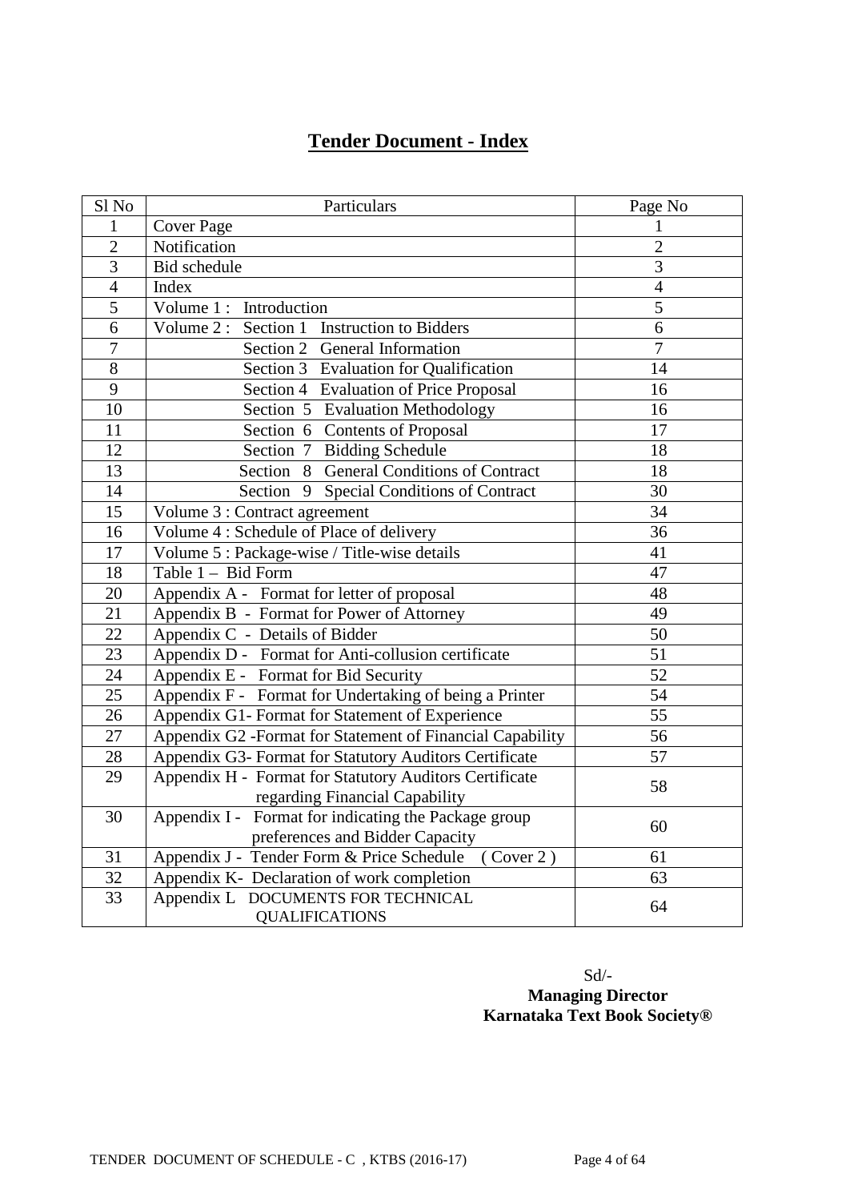# Tender Document - Index

| Sl No | Particulars | Page No |
|---|---|---|
| 1 | Cover Page | 1 |
| 2 | Notification | 2 |
| 3 | Bid schedule | 3 |
| 4 | Index | 4 |
| 5 | Volume 1 : Introduction | 5 |
| 6 | Volume 2 : Section 1 Instruction to Bidders | 6 |
| 7 | Section 2 General Information | 7 |
| 8 | Section 3 Evaluation for Qualification | 14 |
| 9 | Section 4 Evaluation of Price Proposal | 16 |
| 10 | Section 5 Evaluation Methodology | 16 |
| 11 | Section 6 Contents of Proposal | 17 |
| 12 | Section 7 Bidding Schedule | 18 |
| 13 | Section 8 General Conditions of Contract | 18 |
| 14 | Section 9 Special Conditions of Contract | 30 |
| 15 | Volume 3 : Contract agreement | 34 |
| 16 | Volume 4 : Schedule of Place of delivery | 36 |
| 17 | Volume 5 : Package-wise / Title-wise details | 41 |
| 18 | Table 1 – Bid Form | 47 |
| 20 | Appendix A - Format for letter of proposal | 48 |
| 21 | Appendix B - Format for Power of Attorney | 49 |
| 22 | Appendix C - Details of Bidder | 50 |
| 23 | Appendix D - Format for Anti-collusion certificate | 51 |
| 24 | Appendix E - Format for Bid Security | 52 |
| 25 | Appendix F - Format for Undertaking of being a Printer | 54 |
| 26 | Appendix G1- Format for Statement of Experience | 55 |
| 27 | Appendix G2 -Format for Statement of Financial Capability | 56 |
| 28 | Appendix G3- Format for Statutory Auditors Certificate | 57 |
| 29 | Appendix H - Format for Statutory Auditors Certificate regarding Financial Capability | 58 |
| 30 | Appendix I - Format for indicating the Package group preferences and Bidder Capacity | 60 |
| 31 | Appendix J - Tender Form & Price Schedule ( Cover 2 ) | 61 |
| 32 | Appendix K- Declaration of work completion | 63 |
| 33 | Appendix L DOCUMENTS FOR TECHNICAL QUALIFICATIONS | 64 |

Sd/-
**Managing Director**
**Karnataka Text Book Society®**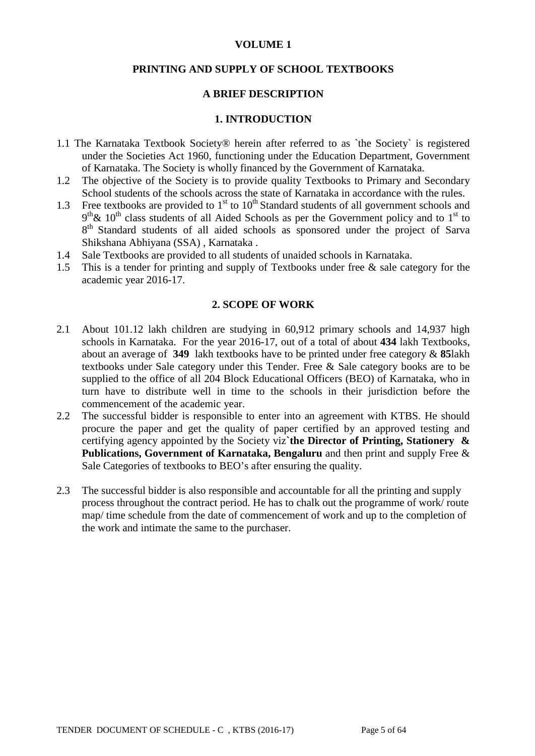**VOLUME 1**

**PRINTING AND SUPPLY OF SCHOOL TEXTBOOKS**

**A BRIEF DESCRIPTION**

## 1. INTRODUCTION

1.1 The Karnataka Textbook Society® herein after referred to as `the Society` is registered under the Societies Act 1960, functioning under the Education Department, Government of Karnataka. The Society is wholly financed by the Government of Karnataka.

1.2 The objective of the Society is to provide quality Textbooks to Primary and Secondary School students of the schools across the state of Karnataka in accordance with the rules.

1.3 Free textbooks are provided to 1st to 10th Standard students of all government schools and 9th& 10th class students of all Aided Schools as per the Government policy and to 1st to 8th Standard students of all aided schools as sponsored under the project of Sarva Shikshana Abhiyana (SSA) , Karnataka .

1.4 Sale Textbooks are provided to all students of unaided schools in Karnataka.

1.5 This is a tender for printing and supply of Textbooks under free & sale category for the academic year 2016-17.

## 2. SCOPE OF WORK

2.1 About 101.12 lakh children are studying in 60,912 primary schools and 14,937 high schools in Karnataka. For the year 2016-17, out of a total of about **434** lakh Textbooks, about an average of **349** lakh textbooks have to be printed under free category & **85**lakh textbooks under Sale category under this Tender. Free & Sale category books are to be supplied to the office of all 204 Block Educational Officers (BEO) of Karnataka, who in turn have to distribute well in time to the schools in their jurisdiction before the commencement of the academic year.

2.2 The successful bidder is responsible to enter into an agreement with KTBS. He should procure the paper and get the quality of paper certified by an approved testing and certifying agency appointed by the Society viz**`the Director of Printing, Stationery & Publications, Government of Karnataka, Bengaluru** and then print and supply Free & Sale Categories of textbooks to BEO's after ensuring the quality.

2.3 The successful bidder is also responsible and accountable for all the printing and supply process throughout the contract period. He has to chalk out the programme of work/ route map/ time schedule from the date of commencement of work and up to the completion of the work and intimate the same to the purchaser.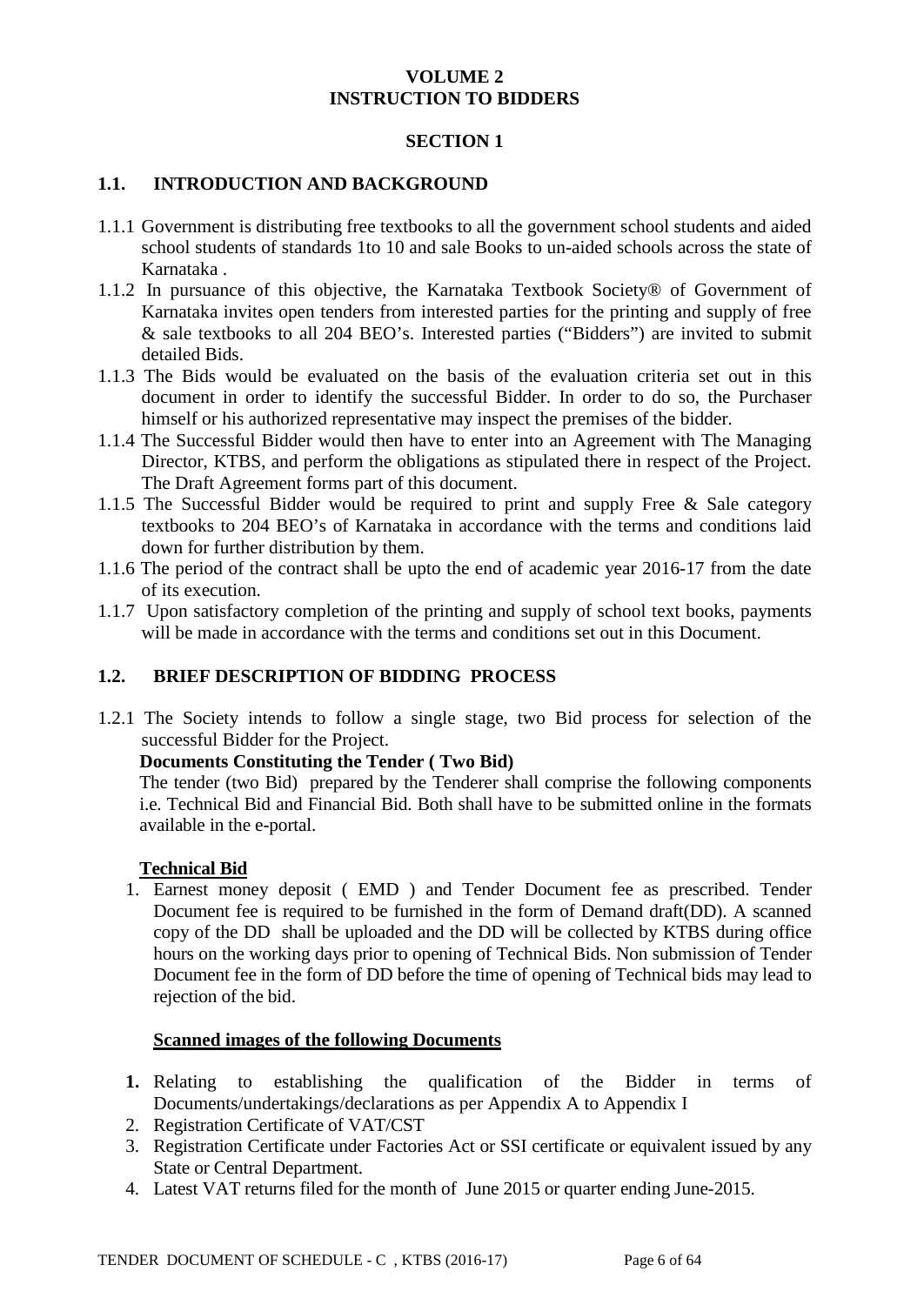# VOLUME 2
# INSTRUCTION TO BIDDERS

## SECTION 1

### 1.1. INTRODUCTION AND BACKGROUND

1.1.1 Government is distributing free textbooks to all the government school students and aided school students of standards 1to 10 and sale Books to un-aided schools across the state of Karnataka .

1.1.2 In pursuance of this objective, the Karnataka Textbook Society® of Government of Karnataka invites open tenders from interested parties for the printing and supply of free & sale textbooks to all 204 BEO's. Interested parties ("Bidders") are invited to submit detailed Bids.

1.1.3 The Bids would be evaluated on the basis of the evaluation criteria set out in this document in order to identify the successful Bidder. In order to do so, the Purchaser himself or his authorized representative may inspect the premises of the bidder.

1.1.4 The Successful Bidder would then have to enter into an Agreement with The Managing Director, KTBS, and perform the obligations as stipulated there in respect of the Project. The Draft Agreement forms part of this document.

1.1.5 The Successful Bidder would be required to print and supply Free & Sale category textbooks to 204 BEO's of Karnataka in accordance with the terms and conditions laid down for further distribution by them.

1.1.6 The period of the contract shall be upto the end of academic year 2016-17 from the date of its execution.

1.1.7 Upon satisfactory completion of the printing and supply of school text books, payments will be made in accordance with the terms and conditions set out in this Document.

### 1.2. BRIEF DESCRIPTION OF BIDDING PROCESS

1.2.1 The Society intends to follow a single stage, two Bid process for selection of the successful Bidder for the Project.

**Documents Constituting the Tender ( Two Bid)**

The tender (two Bid) prepared by the Tenderer shall comprise the following components i.e. Technical Bid and Financial Bid. Both shall have to be submitted online in the formats available in the e-portal.

**Technical Bid**

1. Earnest money deposit ( EMD ) and Tender Document fee as prescribed. Tender Document fee is required to be furnished in the form of Demand draft(DD). A scanned copy of the DD shall be uploaded and the DD will be collected by KTBS during office hours on the working days prior to opening of Technical Bids. Non submission of Tender Document fee in the form of DD before the time of opening of Technical bids may lead to rejection of the bid.

**Scanned images of the following Documents**

1. Relating to establishing the qualification of the Bidder in terms of Documents/undertakings/declarations as per Appendix A to Appendix I
2. Registration Certificate of VAT/CST
3. Registration Certificate under Factories Act or SSI certificate or equivalent issued by any State or Central Department.
4. Latest VAT returns filed for the month of June 2015 or quarter ending June-2015.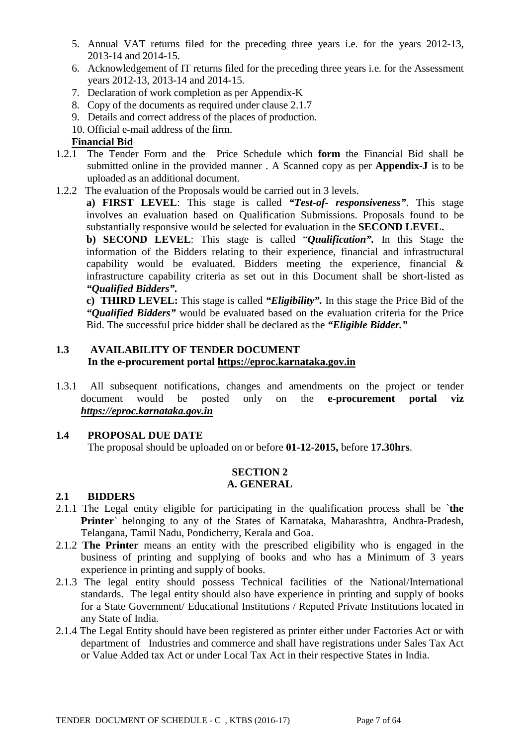5. Annual VAT returns filed for the preceding three years i.e. for the years 2012-13, 2013-14 and 2014-15.
6. Acknowledgement of IT returns filed for the preceding three years i.e. for the Assessment years 2012-13, 2013-14 and 2014-15.
7. Declaration of work completion as per Appendix-K
8. Copy of the documents as required under clause 2.1.7
9. Details and correct address of the places of production.
10. Official e-mail address of the firm.

**Financial Bid**

1.2.1 The Tender Form and the Price Schedule which **form** the Financial Bid shall be submitted online in the provided manner . A Scanned copy as per **Appendix-J** is to be uploaded as an additional document.

1.2.2 The evaluation of the Proposals would be carried out in 3 levels.

**a) FIRST LEVEL**: This stage is called ***"Test-of- responsiveness"***. This stage involves an evaluation based on Qualification Submissions. Proposals found to be substantially responsive would be selected for evaluation in the **SECOND LEVEL.**

**b) SECOND LEVEL**: This stage is called "***Qualification".*** In this Stage the information of the Bidders relating to their experience, financial and infrastructural capability would be evaluated. Bidders meeting the experience, financial & infrastructure capability criteria as set out in this Document shall be short-listed as ***"Qualified Bidders".***

**c) THIRD LEVEL:** This stage is called ***"Eligibility".*** In this stage the Price Bid of the ***"Qualified Bidders"*** would be evaluated based on the evaluation criteria for the Price Bid. The successful price bidder shall be declared as the ***"Eligible Bidder."***

## 1.3 AVAILABILITY OF TENDER DOCUMENT
**In the e-procurement portal https://eproc.karnataka.gov.in**

1.3.1 All subsequent notifications, changes and amendments on the project or tender document would be posted only on the **e-procurement portal viz *https://eproc.karnataka.gov.in***

## 1.4 PROPOSAL DUE DATE

The proposal should be uploaded on or before **01-12-2015,** before **17.30hrs**.

# SECTION 2
## A. GENERAL

## 2.1 BIDDERS

2.1.1 The Legal entity eligible for participating in the qualification process shall be `**the Printer**` belonging to any of the States of Karnataka, Maharashtra, Andhra-Pradesh, Telangana, Tamil Nadu, Pondicherry, Kerala and Goa.

2.1.2 **The Printer** means an entity with the prescribed eligibility who is engaged in the business of printing and supplying of books and who has a Minimum of 3 years experience in printing and supply of books.

2.1.3 The legal entity should possess Technical facilities of the National/International standards. The legal entity should also have experience in printing and supply of books for a State Government/ Educational Institutions / Reputed Private Institutions located in any State of India.

2.1.4 The Legal Entity should have been registered as printer either under Factories Act or with department of Industries and commerce and shall have registrations under Sales Tax Act or Value Added tax Act or under Local Tax Act in their respective States in India.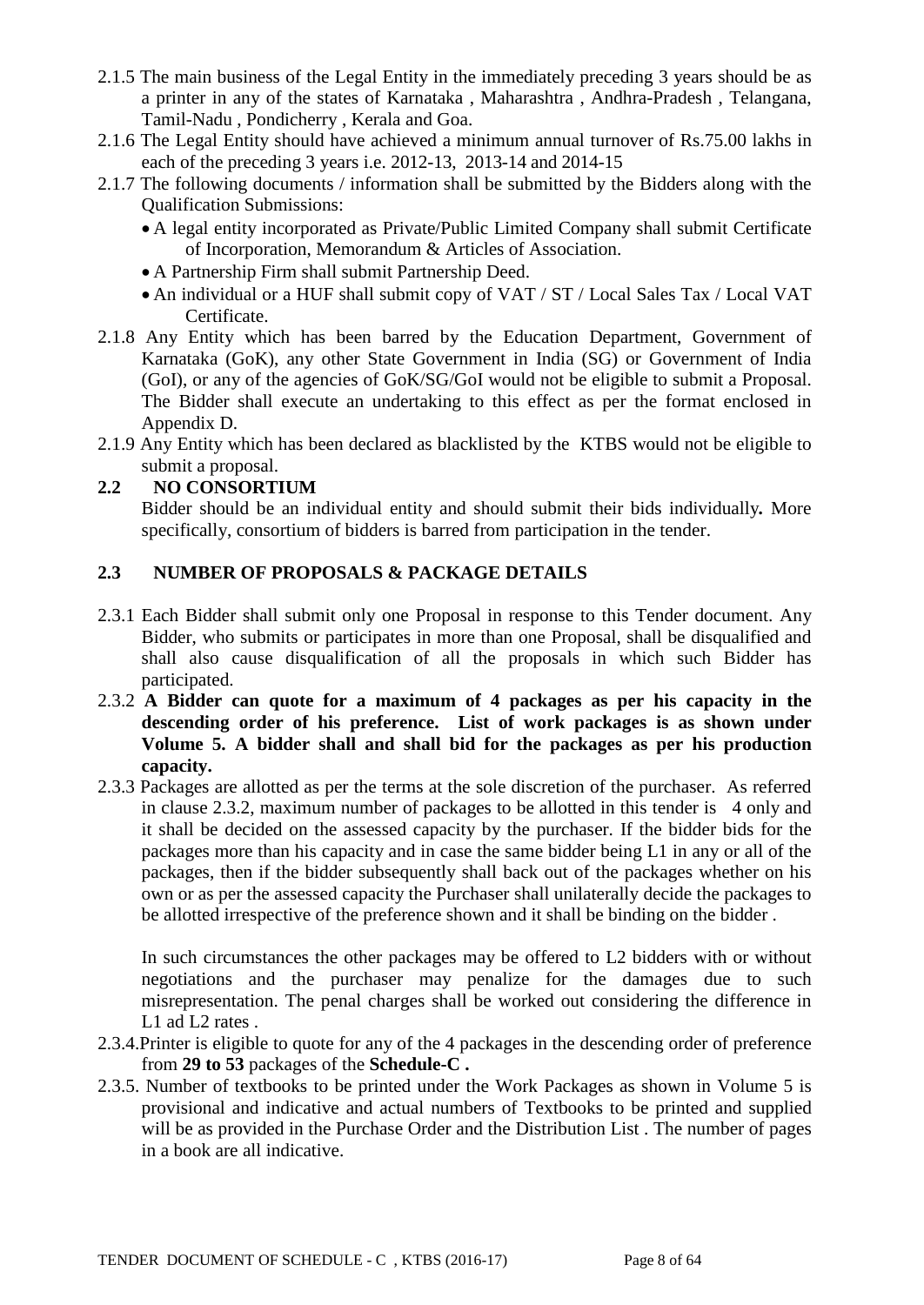2.1.5 The main business of the Legal Entity in the immediately preceding 3 years should be as a printer in any of the states of Karnataka , Maharashtra , Andhra-Pradesh , Telangana, Tamil-Nadu , Pondicherry , Kerala and Goa.

2.1.6 The Legal Entity should have achieved a minimum annual turnover of Rs.75.00 lakhs in each of the preceding 3 years i.e. 2012-13, 2013-14 and 2014-15

2.1.7 The following documents / information shall be submitted by the Bidders along with the Qualification Submissions:

- A legal entity incorporated as Private/Public Limited Company shall submit Certificate of Incorporation, Memorandum & Articles of Association.
- A Partnership Firm shall submit Partnership Deed.
- An individual or a HUF shall submit copy of VAT / ST / Local Sales Tax / Local VAT Certificate.

2.1.8 Any Entity which has been barred by the Education Department, Government of Karnataka (GoK), any other State Government in India (SG) or Government of India (GoI), or any of the agencies of GoK/SG/GoI would not be eligible to submit a Proposal. The Bidder shall execute an undertaking to this effect as per the format enclosed in Appendix D.

2.1.9 Any Entity which has been declared as blacklisted by the KTBS would not be eligible to submit a proposal.

## 2.2 NO CONSORTIUM

Bidder should be an individual entity and should submit their bids individually**.** More specifically, consortium of bidders is barred from participation in the tender.

## 2.3 NUMBER OF PROPOSALS & PACKAGE DETAILS

2.3.1 Each Bidder shall submit only one Proposal in response to this Tender document. Any Bidder, who submits or participates in more than one Proposal, shall be disqualified and shall also cause disqualification of all the proposals in which such Bidder has participated.

2.3.2 **A Bidder can quote for a maximum of 4 packages as per his capacity in the descending order of his preference. List of work packages is as shown under Volume 5. A bidder shall and shall bid for the packages as per his production capacity.**

2.3.3 Packages are allotted as per the terms at the sole discretion of the purchaser. As referred in clause 2.3.2, maximum number of packages to be allotted in this tender is 4 only and it shall be decided on the assessed capacity by the purchaser. If the bidder bids for the packages more than his capacity and in case the same bidder being L1 in any or all of the packages, then if the bidder subsequently shall back out of the packages whether on his own or as per the assessed capacity the Purchaser shall unilaterally decide the packages to be allotted irrespective of the preference shown and it shall be binding on the bidder .

In such circumstances the other packages may be offered to L2 bidders with or without negotiations and the purchaser may penalize for the damages due to such misrepresentation. The penal charges shall be worked out considering the difference in L1 ad L2 rates .

2.3.4.Printer is eligible to quote for any of the 4 packages in the descending order of preference from **29 to 53** packages of the **Schedule-C .**

2.3.5. Number of textbooks to be printed under the Work Packages as shown in Volume 5 is provisional and indicative and actual numbers of Textbooks to be printed and supplied will be as provided in the Purchase Order and the Distribution List . The number of pages in a book are all indicative.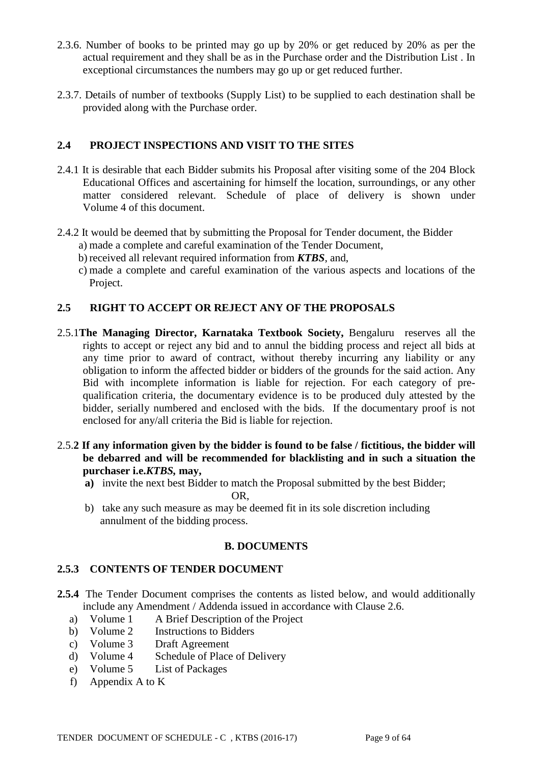2.3.6. Number of books to be printed may go up by 20% or get reduced by 20% as per the actual requirement and they shall be as in the Purchase order and the Distribution List . In exceptional circumstances the numbers may go up or get reduced further.

2.3.7. Details of number of textbooks (Supply List) to be supplied to each destination shall be provided along with the Purchase order.

## 2.4 PROJECT INSPECTIONS AND VISIT TO THE SITES

2.4.1 It is desirable that each Bidder submits his Proposal after visiting some of the 204 Block Educational Offices and ascertaining for himself the location, surroundings, or any other matter considered relevant. Schedule of place of delivery is shown under Volume 4 of this document.

2.4.2 It would be deemed that by submitting the Proposal for Tender document, the Bidder

a) made a complete and careful examination of the Tender Document,

b) received all relevant required information from ***KTBS***, and,

c) made a complete and careful examination of the various aspects and locations of the Project.

## 2.5 RIGHT TO ACCEPT OR REJECT ANY OF THE PROPOSALS

2.5.1**The Managing Director, Karnataka Textbook Society,** Bengaluru reserves all the rights to accept or reject any bid and to annul the bidding process and reject all bids at any time prior to award of contract, without thereby incurring any liability or any obligation to inform the affected bidder or bidders of the grounds for the said action. Any Bid with incomplete information is liable for rejection. For each category of pre-qualification criteria, the documentary evidence is to be produced duly attested by the bidder, serially numbered and enclosed with the bids. If the documentary proof is not enclosed for any/all criteria the Bid is liable for rejection.

2.5.**2 If any information given by the bidder is found to be false / fictitious, the bidder will be debarred and will be recommended for blacklisting and in such a situation the purchaser i.e.*KTBS*, may,**

**a)** invite the next best Bidder to match the Proposal submitted by the best Bidder;

OR,

b) take any such measure as may be deemed fit in its sole discretion including annulment of the bidding process.

## B. DOCUMENTS

### 2.5.3 CONTENTS OF TENDER DOCUMENT

**2.5.4** The Tender Document comprises the contents as listed below, and would additionally include any Amendment / Addenda issued in accordance with Clause 2.6.

a) Volume 1 A Brief Description of the Project
b) Volume 2 Instructions to Bidders
c) Volume 3 Draft Agreement
d) Volume 4 Schedule of Place of Delivery
e) Volume 5 List of Packages
f) Appendix A to K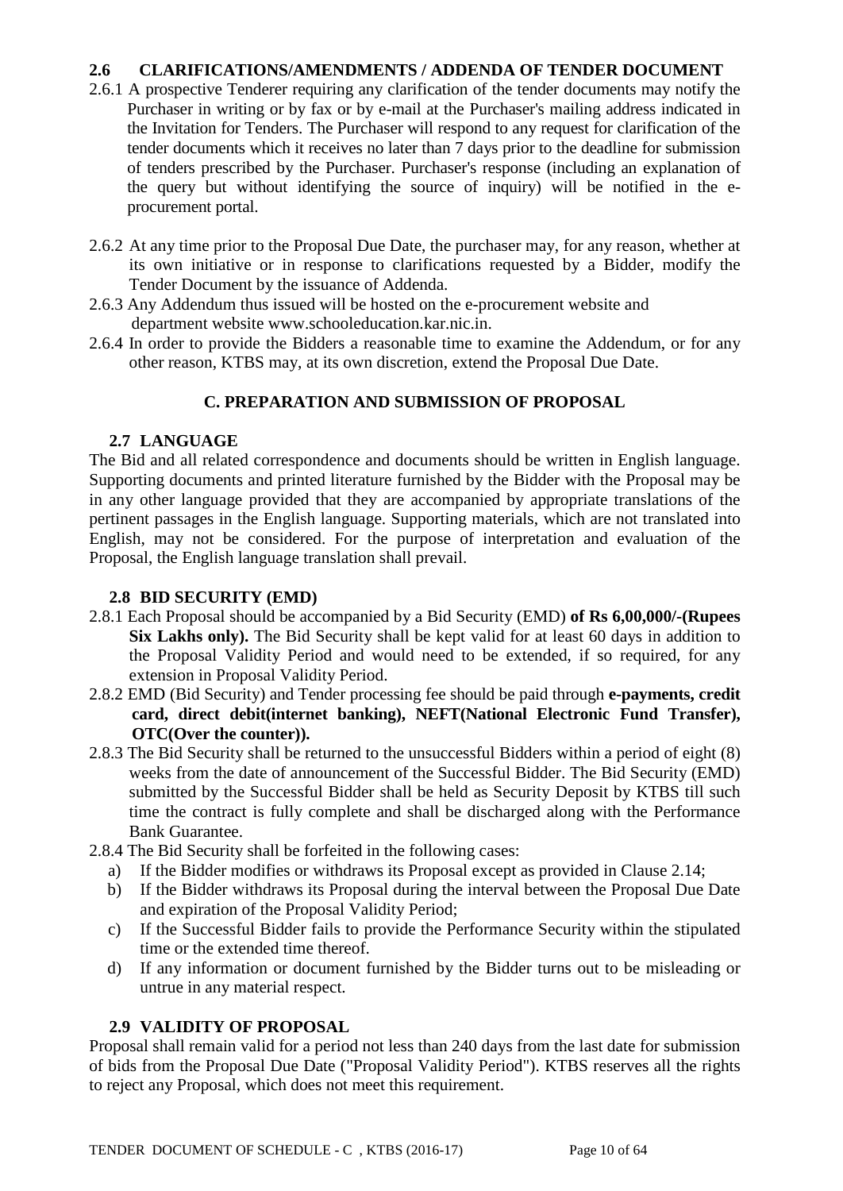## 2.6 CLARIFICATIONS/AMENDMENTS / ADDENDA OF TENDER DOCUMENT

2.6.1 A prospective Tenderer requiring any clarification of the tender documents may notify the Purchaser in writing or by fax or by e-mail at the Purchaser's mailing address indicated in the Invitation for Tenders. The Purchaser will respond to any request for clarification of the tender documents which it receives no later than 7 days prior to the deadline for submission of tenders prescribed by the Purchaser. Purchaser's response (including an explanation of the query but without identifying the source of inquiry) will be notified in the e-procurement portal.

2.6.2 At any time prior to the Proposal Due Date, the purchaser may, for any reason, whether at its own initiative or in response to clarifications requested by a Bidder, modify the Tender Document by the issuance of Addenda.

2.6.3 Any Addendum thus issued will be hosted on the e-procurement website and department website www.schooleducation.kar.nic.in.

2.6.4 In order to provide the Bidders a reasonable time to examine the Addendum, or for any other reason, KTBS may, at its own discretion, extend the Proposal Due Date.

## C. PREPARATION AND SUBMISSION OF PROPOSAL

### 2.7 LANGUAGE

The Bid and all related correspondence and documents should be written in English language. Supporting documents and printed literature furnished by the Bidder with the Proposal may be in any other language provided that they are accompanied by appropriate translations of the pertinent passages in the English language. Supporting materials, which are not translated into English, may not be considered. For the purpose of interpretation and evaluation of the Proposal, the English language translation shall prevail.

### 2.8 BID SECURITY (EMD)

2.8.1 Each Proposal should be accompanied by a Bid Security (EMD) **of Rs 6,00,000/-(Rupees Six Lakhs only).** The Bid Security shall be kept valid for at least 60 days in addition to the Proposal Validity Period and would need to be extended, if so required, for any extension in Proposal Validity Period.

2.8.2 EMD (Bid Security) and Tender processing fee should be paid through **e-payments, credit card, direct debit(internet banking), NEFT(National Electronic Fund Transfer), OTC(Over the counter)).**

2.8.3 The Bid Security shall be returned to the unsuccessful Bidders within a period of eight (8) weeks from the date of announcement of the Successful Bidder. The Bid Security (EMD) submitted by the Successful Bidder shall be held as Security Deposit by KTBS till such time the contract is fully complete and shall be discharged along with the Performance Bank Guarantee.

2.8.4 The Bid Security shall be forfeited in the following cases:

a) If the Bidder modifies or withdraws its Proposal except as provided in Clause 2.14;

b) If the Bidder withdraws its Proposal during the interval between the Proposal Due Date and expiration of the Proposal Validity Period;

c) If the Successful Bidder fails to provide the Performance Security within the stipulated time or the extended time thereof.

d) If any information or document furnished by the Bidder turns out to be misleading or untrue in any material respect.

### 2.9 VALIDITY OF PROPOSAL

Proposal shall remain valid for a period not less than 240 days from the last date for submission of bids from the Proposal Due Date ("Proposal Validity Period"). KTBS reserves all the rights to reject any Proposal, which does not meet this requirement.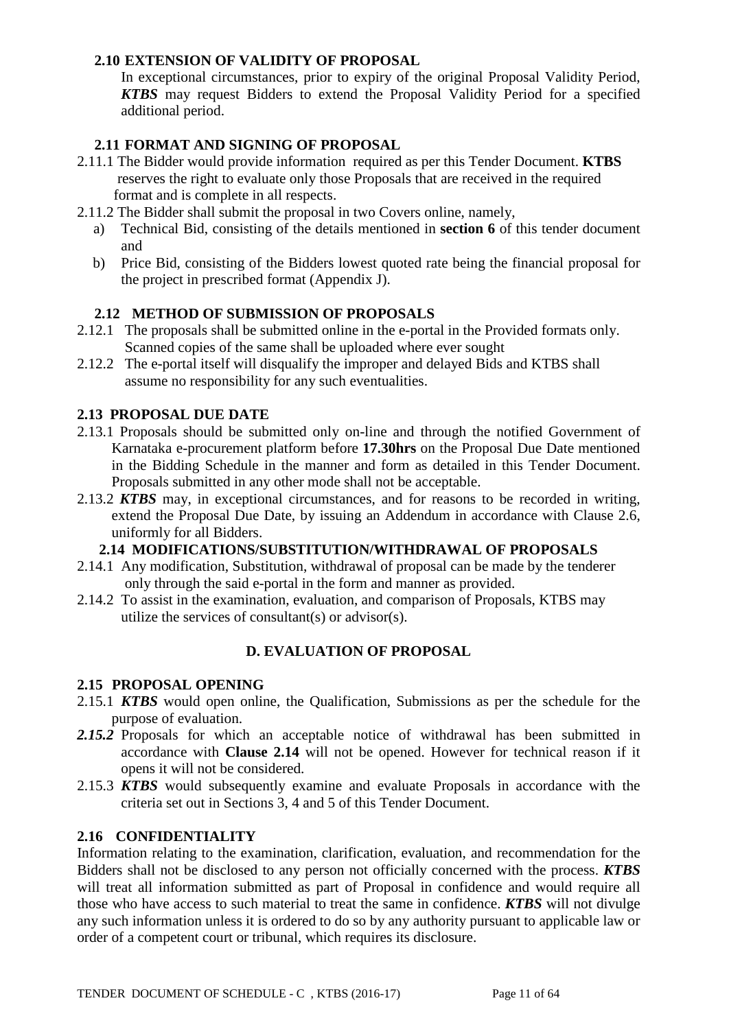### 2.10 EXTENSION OF VALIDITY OF PROPOSAL

In exceptional circumstances, prior to expiry of the original Proposal Validity Period, ***KTBS*** may request Bidders to extend the Proposal Validity Period for a specified additional period.

### 2.11 FORMAT AND SIGNING OF PROPOSAL

2.11.1 The Bidder would provide information required as per this Tender Document. **KTBS** reserves the right to evaluate only those Proposals that are received in the required format and is complete in all respects.

2.11.2 The Bidder shall submit the proposal in two Covers online, namely,

a) Technical Bid, consisting of the details mentioned in **section 6** of this tender document and

b) Price Bid, consisting of the Bidders lowest quoted rate being the financial proposal for the project in prescribed format (Appendix J).

### 2.12 METHOD OF SUBMISSION OF PROPOSALS

2.12.1 The proposals shall be submitted online in the e-portal in the Provided formats only. Scanned copies of the same shall be uploaded where ever sought

2.12.2 The e-portal itself will disqualify the improper and delayed Bids and KTBS shall assume no responsibility for any such eventualities.

### 2.13 PROPOSAL DUE DATE

2.13.1 Proposals should be submitted only on-line and through the notified Government of Karnataka e-procurement platform before **17.30hrs** on the Proposal Due Date mentioned in the Bidding Schedule in the manner and form as detailed in this Tender Document. Proposals submitted in any other mode shall not be acceptable.

2.13.2 ***KTBS*** may, in exceptional circumstances, and for reasons to be recorded in writing, extend the Proposal Due Date, by issuing an Addendum in accordance with Clause 2.6, uniformly for all Bidders.

### 2.14 MODIFICATIONS/SUBSTITUTION/WITHDRAWAL OF PROPOSALS

2.14.1 Any modification, Substitution, withdrawal of proposal can be made by the tenderer only through the said e-portal in the form and manner as provided.

2.14.2 To assist in the examination, evaluation, and comparison of Proposals, KTBS may utilize the services of consultant(s) or advisor(s).

## D. EVALUATION OF PROPOSAL

### 2.15 PROPOSAL OPENING

2.15.1 ***KTBS*** would open online, the Qualification, Submissions as per the schedule for the purpose of evaluation.

***2.15.2*** Proposals for which an acceptable notice of withdrawal has been submitted in accordance with **Clause 2.14** will not be opened. However for technical reason if it opens it will not be considered.

2.15.3 ***KTBS*** would subsequently examine and evaluate Proposals in accordance with the criteria set out in Sections 3, 4 and 5 of this Tender Document.

### 2.16 CONFIDENTIALITY

Information relating to the examination, clarification, evaluation, and recommendation for the Bidders shall not be disclosed to any person not officially concerned with the process. ***KTBS*** will treat all information submitted as part of Proposal in confidence and would require all those who have access to such material to treat the same in confidence. ***KTBS*** will not divulge any such information unless it is ordered to do so by any authority pursuant to applicable law or order of a competent court or tribunal, which requires its disclosure.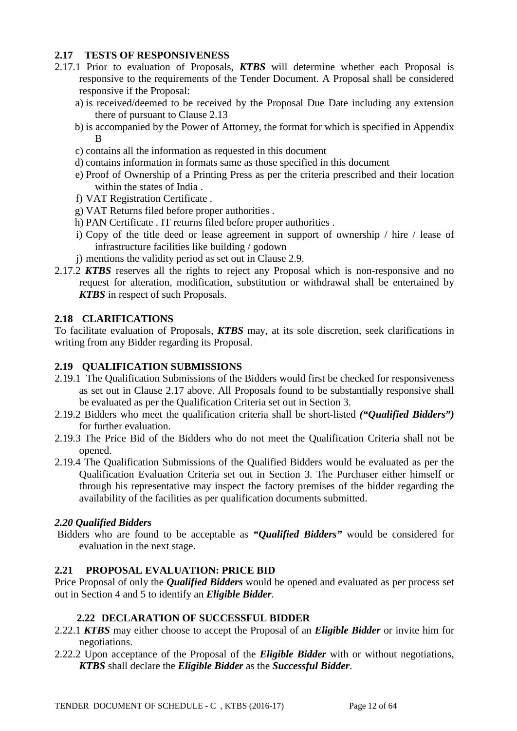### 2.17 TESTS OF RESPONSIVENESS

2.17.1 Prior to evaluation of Proposals, ***KTBS*** will determine whether each Proposal is responsive to the requirements of the Tender Document. A Proposal shall be considered responsive if the Proposal:

a) is received/deemed to be received by the Proposal Due Date including any extension there of pursuant to Clause 2.13

b) is accompanied by the Power of Attorney, the format for which is specified in Appendix B

c) contains all the information as requested in this document

d) contains information in formats same as those specified in this document

e) Proof of Ownership of a Printing Press as per the criteria prescribed and their location within the states of India .

f) VAT Registration Certificate .

g) VAT Returns filed before proper authorities .

h) PAN Certificate . IT returns filed before proper authorities .

i) Copy of the title deed or lease agreement in support of ownership / hire / lease of infrastructure facilities like building / godown

j) mentions the validity period as set out in Clause 2.9.

2.17.2 ***KTBS*** reserves all the rights to reject any Proposal which is non-responsive and no request for alteration, modification, substitution or withdrawal shall be entertained by ***KTBS*** in respect of such Proposals.

### 2.18 CLARIFICATIONS

To facilitate evaluation of Proposals, ***KTBS*** may, at its sole discretion, seek clarifications in writing from any Bidder regarding its Proposal.

### 2.19 QUALIFICATION SUBMISSIONS

2.19.1 The Qualification Submissions of the Bidders would first be checked for responsiveness as set out in Clause 2.17 above. All Proposals found to be substantially responsive shall be evaluated as per the Qualification Criteria set out in Section 3.

2.19.2 Bidders who meet the qualification criteria shall be short-listed ***("Qualified Bidders")*** for further evaluation.

2.19.3 The Price Bid of the Bidders who do not meet the Qualification Criteria shall not be opened.

2.19.4 The Qualification Submissions of the Qualified Bidders would be evaluated as per the Qualification Evaluation Criteria set out in Section 3. The Purchaser either himself or through his representative may inspect the factory premises of the bidder regarding the availability of the facilities as per qualification documents submitted.

### *2.20 Qualified Bidders*

Bidders who are found to be acceptable as ***"Qualified Bidders"*** would be considered for evaluation in the next stage.

### 2.21 PROPOSAL EVALUATION: PRICE BID

Price Proposal of only the ***Qualified Bidders*** would be opened and evaluated as per process set out in Section 4 and 5 to identify an ***Eligible Bidder***.

### 2.22 DECLARATION OF SUCCESSFUL BIDDER

2.22.1 ***KTBS*** may either choose to accept the Proposal of an ***Eligible Bidder*** or invite him for negotiations.

2.22.2 Upon acceptance of the Proposal of the ***Eligible Bidder*** with or without negotiations, ***KTBS*** shall declare the ***Eligible Bidder*** as the ***Successful Bidder***.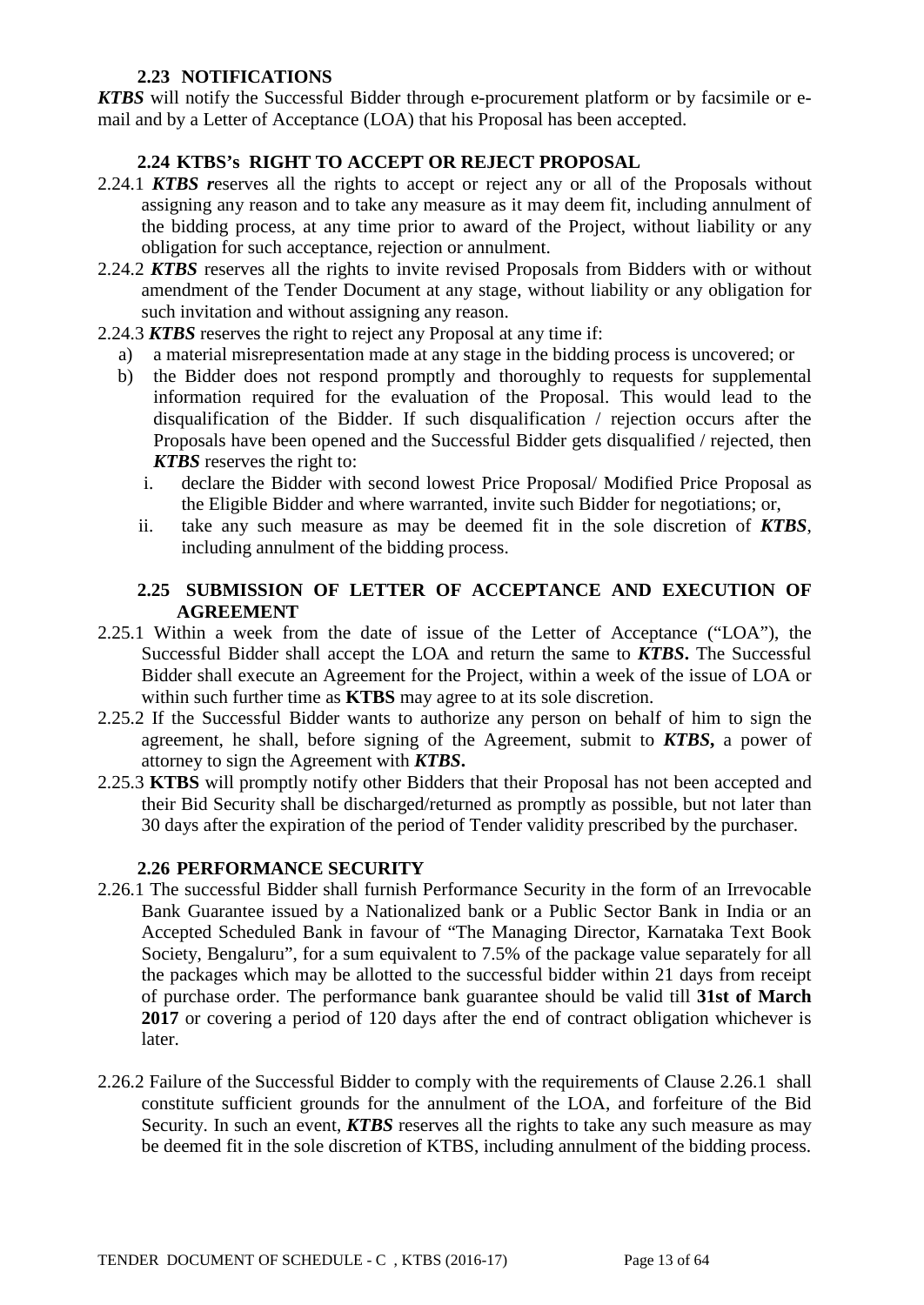### 2.23 NOTIFICATIONS

***KTBS*** will notify the Successful Bidder through e-procurement platform or by facsimile or e-mail and by a Letter of Acceptance (LOA) that his Proposal has been accepted.

### 2.24 KTBS's RIGHT TO ACCEPT OR REJECT PROPOSAL

2.24.1 ***KTBS r***eserves all the rights to accept or reject any or all of the Proposals without assigning any reason and to take any measure as it may deem fit, including annulment of the bidding process, at any time prior to award of the Project, without liability or any obligation for such acceptance, rejection or annulment.

2.24.2 ***KTBS*** reserves all the rights to invite revised Proposals from Bidders with or without amendment of the Tender Document at any stage, without liability or any obligation for such invitation and without assigning any reason.

2.24.3 ***KTBS*** reserves the right to reject any Proposal at any time if:

a) a material misrepresentation made at any stage in the bidding process is uncovered; or

b) the Bidder does not respond promptly and thoroughly to requests for supplemental information required for the evaluation of the Proposal. This would lead to the disqualification of the Bidder. If such disqualification / rejection occurs after the Proposals have been opened and the Successful Bidder gets disqualified / rejected, then ***KTBS*** reserves the right to:

   i. declare the Bidder with second lowest Price Proposal/ Modified Price Proposal as the Eligible Bidder and where warranted, invite such Bidder for negotiations; or,

   ii. take any such measure as may be deemed fit in the sole discretion of ***KTBS***, including annulment of the bidding process.

### 2.25 SUBMISSION OF LETTER OF ACCEPTANCE AND EXECUTION OF AGREEMENT

2.25.1 Within a week from the date of issue of the Letter of Acceptance ("LOA"), the Successful Bidder shall accept the LOA and return the same to ***KTBS*****.** The Successful Bidder shall execute an Agreement for the Project, within a week of the issue of LOA or within such further time as **KTBS** may agree to at its sole discretion.

2.25.2 If the Successful Bidder wants to authorize any person on behalf of him to sign the agreement, he shall, before signing of the Agreement, submit to ***KTBS*****,** a power of attorney to sign the Agreement with ***KTBS*****.**

2.25.3 **KTBS** will promptly notify other Bidders that their Proposal has not been accepted and their Bid Security shall be discharged/returned as promptly as possible, but not later than 30 days after the expiration of the period of Tender validity prescribed by the purchaser.

### 2.26 PERFORMANCE SECURITY

2.26.1 The successful Bidder shall furnish Performance Security in the form of an Irrevocable Bank Guarantee issued by a Nationalized bank or a Public Sector Bank in India or an Accepted Scheduled Bank in favour of "The Managing Director, Karnataka Text Book Society, Bengaluru", for a sum equivalent to 7.5% of the package value separately for all the packages which may be allotted to the successful bidder within 21 days from receipt of purchase order. The performance bank guarantee should be valid till **31st of March 2017** or covering a period of 120 days after the end of contract obligation whichever is later.

2.26.2 Failure of the Successful Bidder to comply with the requirements of Clause 2.26.1 shall constitute sufficient grounds for the annulment of the LOA, and forfeiture of the Bid Security. In such an event, ***KTBS*** reserves all the rights to take any such measure as may be deemed fit in the sole discretion of KTBS, including annulment of the bidding process.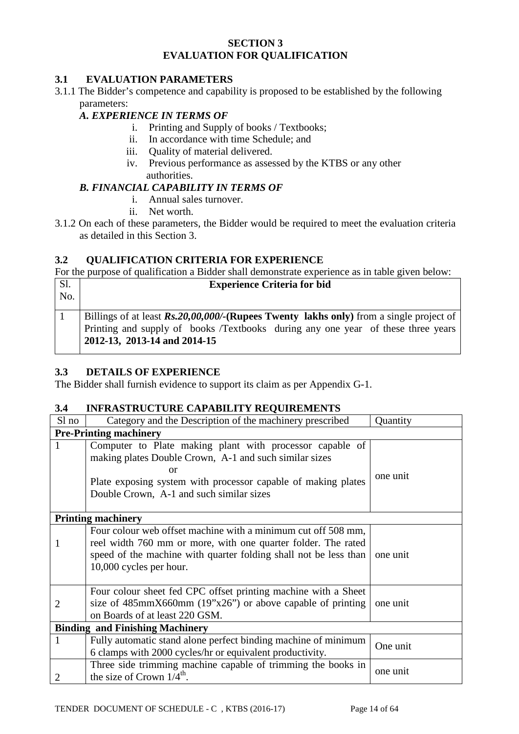## SECTION 3
## EVALUATION FOR QUALIFICATION

### 3.1 EVALUATION PARAMETERS

3.1.1 The Bidder's competence and capability is proposed to be established by the following parameters:

***A. EXPERIENCE IN TERMS OF***

i. Printing and Supply of books / Textbooks;
ii. In accordance with time Schedule; and
iii. Quality of material delivered.
iv. Previous performance as assessed by the KTBS or any other authorities.

***B. FINANCIAL CAPABILITY IN TERMS OF***

i. Annual sales turnover.
ii. Net worth.

3.1.2 On each of these parameters, the Bidder would be required to meet the evaluation criteria as detailed in this Section 3.

### 3.2 QUALIFICATION CRITERIA FOR EXPERIENCE

For the purpose of qualification a Bidder shall demonstrate experience as in table given below:

| Sl. No. | Experience Criteria for bid |
|---|---|
| 1 | Billings of at least ***Rs.20,00,000/-*** **(Rupees Twenty lakhs only)** from a single project of Printing and supply of books /Textbooks during any one year of these three years **2012-13, 2013-14 and 2014-15** |

### 3.3 DETAILS OF EXPERIENCE

The Bidder shall furnish evidence to support its claim as per Appendix G-1.

### 3.4 INFRASTRUCTURE CAPABILITY REQUIREMENTS

| Sl no | Category and the Description of the machinery prescribed | Quantity |
|---|---|---|
| **Pre-Printing machinery** | | |
| 1 | Computer to Plate making plant with processor capable of making plates Double Crown, A-1 and such similar sizes<br>or<br>Plate exposing system with processor capable of making plates Double Crown, A-1 and such similar sizes | one unit |
| **Printing machinery** | | |
| 1 | Four colour web offset machine with a minimum cut off 508 mm, reel width 760 mm or more, with one quarter folder. The rated speed of the machine with quarter folding shall not be less than 10,000 cycles per hour. | one unit |
| 2 | Four colour sheet fed CPC offset printing machine with a Sheet size of 485mmX660mm (19"x26") or above capable of printing on Boards of at least 220 GSM. | one unit |
| **Binding and Finishing Machinery** | | |
| 1 | Fully automatic stand alone perfect binding machine of minimum 6 clamps with 2000 cycles/hr or equivalent productivity. | One unit |
| 2 | Three side trimming machine capable of trimming the books in the size of Crown $1/4^{th}$. | one unit |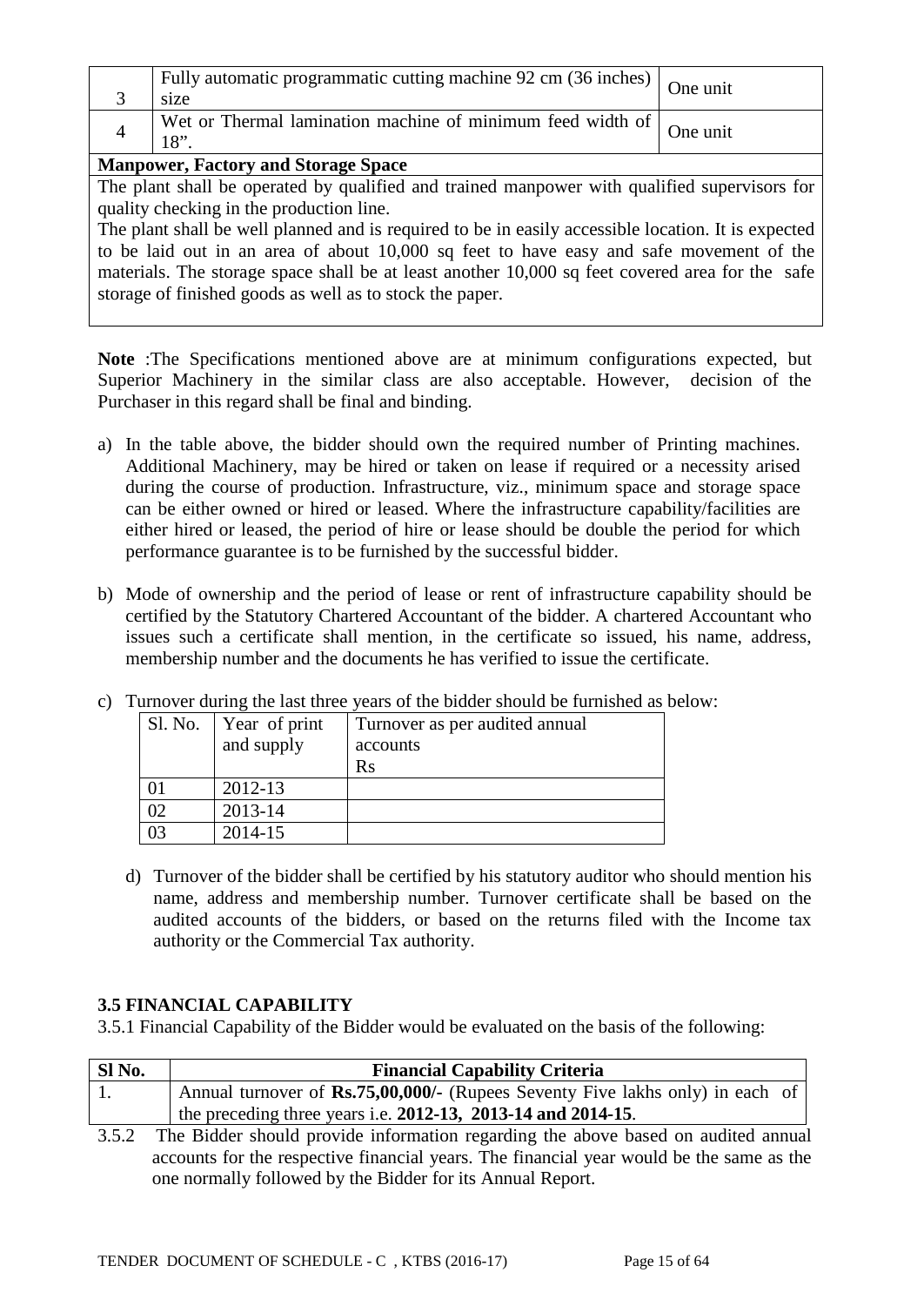| | | |
|---|---|---|
| 3 | Fully automatic programmatic cutting machine 92 cm (36 inches) size | One unit |
| 4 | Wet or Thermal lamination machine of minimum feed width of 18". | One unit |
| **Manpower, Factory and Storage Space** | | |
| The plant shall be operated by qualified and trained manpower with qualified supervisors for quality checking in the production line. The plant shall be well planned and is required to be in easily accessible location. It is expected to be laid out in an area of about 10,000 sq feet to have easy and safe movement of the materials. The storage space shall be at least another 10,000 sq feet covered area for the safe storage of finished goods as well as to stock the paper. | | |

**Note** :The Specifications mentioned above are at minimum configurations expected, but Superior Machinery in the similar class are also acceptable. However, decision of the Purchaser in this regard shall be final and binding.

a) In the table above, the bidder should own the required number of Printing machines. Additional Machinery, may be hired or taken on lease if required or a necessity arised during the course of production. Infrastructure, viz., minimum space and storage space can be either owned or hired or leased. Where the infrastructure capability/facilities are either hired or leased, the period of hire or lease should be double the period for which performance guarantee is to be furnished by the successful bidder.

b) Mode of ownership and the period of lease or rent of infrastructure capability should be certified by the Statutory Chartered Accountant of the bidder. A chartered Accountant who issues such a certificate shall mention, in the certificate so issued, his name, address, membership number and the documents he has verified to issue the certificate.

c) Turnover during the last three years of the bidder should be furnished as below:

| Sl. No. | Year of print and supply | Turnover as per audited annual accounts Rs |
|---|---|---|
| 01 | 2012-13 | |
| 02 | 2013-14 | |
| 03 | 2014-15 | |

d) Turnover of the bidder shall be certified by his statutory auditor who should mention his name, address and membership number. Turnover certificate shall be based on the audited accounts of the bidders, or based on the returns filed with the Income tax authority or the Commercial Tax authority.

### 3.5 FINANCIAL CAPABILITY

3.5.1 Financial Capability of the Bidder would be evaluated on the basis of the following:

| Sl No. | Financial Capability Criteria |
|---|---|
| 1. | Annual turnover of **Rs.75,00,000/-** (Rupees Seventy Five lakhs only) in each of the preceding three years i.e. **2012-13, 2013-14 and 2014-15**. |

3.5.2 The Bidder should provide information regarding the above based on audited annual accounts for the respective financial years. The financial year would be the same as the one normally followed by the Bidder for its Annual Report.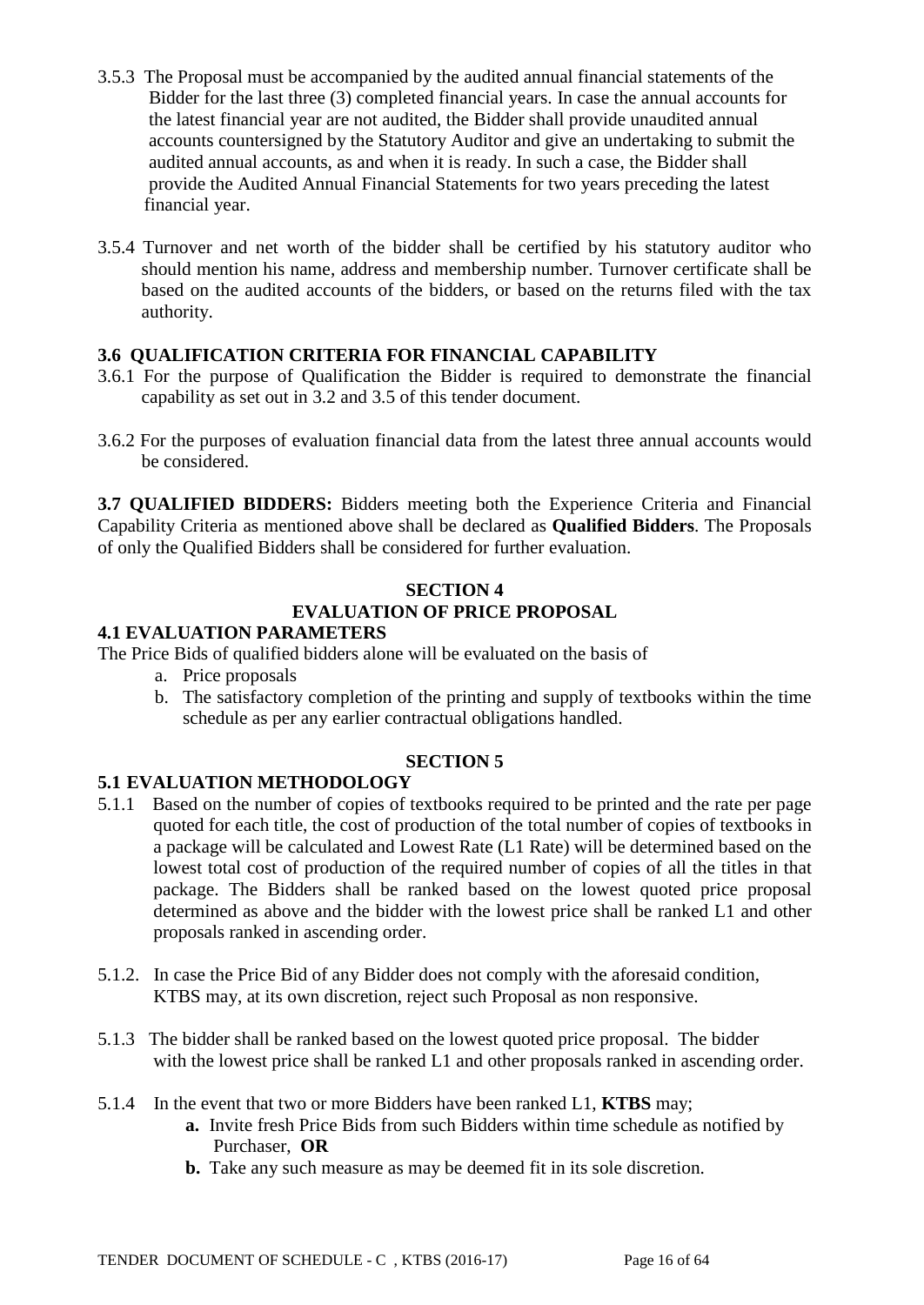3.5.3 The Proposal must be accompanied by the audited annual financial statements of the Bidder for the last three (3) completed financial years. In case the annual accounts for the latest financial year are not audited, the Bidder shall provide unaudited annual accounts countersigned by the Statutory Auditor and give an undertaking to submit the audited annual accounts, as and when it is ready. In such a case, the Bidder shall provide the Audited Annual Financial Statements for two years preceding the latest financial year.

3.5.4 Turnover and net worth of the bidder shall be certified by his statutory auditor who should mention his name, address and membership number. Turnover certificate shall be based on the audited accounts of the bidders, or based on the returns filed with the tax authority.

### 3.6 QUALIFICATION CRITERIA FOR FINANCIAL CAPABILITY

3.6.1 For the purpose of Qualification the Bidder is required to demonstrate the financial capability as set out in 3.2 and 3.5 of this tender document.

3.6.2 For the purposes of evaluation financial data from the latest three annual accounts would be considered.

**3.7 QUALIFIED BIDDERS:** Bidders meeting both the Experience Criteria and Financial Capability Criteria as mentioned above shall be declared as **Qualified Bidders**. The Proposals of only the Qualified Bidders shall be considered for further evaluation.

## SECTION 4
## EVALUATION OF PRICE PROPOSAL

### 4.1 EVALUATION PARAMETERS

The Price Bids of qualified bidders alone will be evaluated on the basis of

a. Price proposals
b. The satisfactory completion of the printing and supply of textbooks within the time schedule as per any earlier contractual obligations handled.

## SECTION 5

### 5.1 EVALUATION METHODOLOGY

5.1.1 Based on the number of copies of textbooks required to be printed and the rate per page quoted for each title, the cost of production of the total number of copies of textbooks in a package will be calculated and Lowest Rate (L1 Rate) will be determined based on the lowest total cost of production of the required number of copies of all the titles in that package. The Bidders shall be ranked based on the lowest quoted price proposal determined as above and the bidder with the lowest price shall be ranked L1 and other proposals ranked in ascending order.

5.1.2. In case the Price Bid of any Bidder does not comply with the aforesaid condition, KTBS may, at its own discretion, reject such Proposal as non responsive.

5.1.3 The bidder shall be ranked based on the lowest quoted price proposal. The bidder with the lowest price shall be ranked L1 and other proposals ranked in ascending order.

5.1.4 In the event that two or more Bidders have been ranked L1, **KTBS** may;

**a.** Invite fresh Price Bids from such Bidders within time schedule as notified by Purchaser, **OR**

**b.** Take any such measure as may be deemed fit in its sole discretion.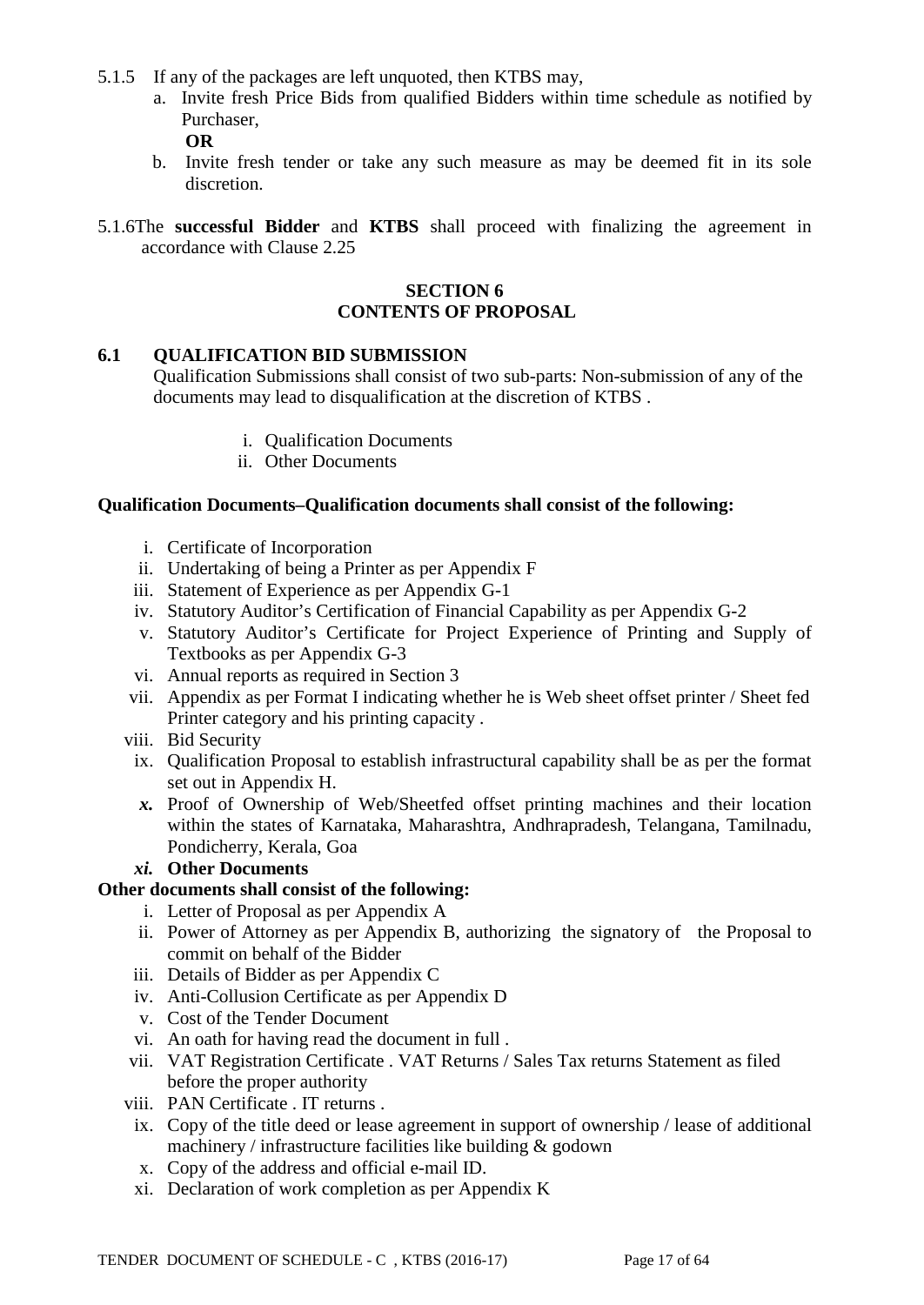5.1.5 If any of the packages are left unquoted, then KTBS may,

a. Invite fresh Price Bids from qualified Bidders within time schedule as notified by Purchaser,

**OR**

b. Invite fresh tender or take any such measure as may be deemed fit in its sole discretion.

5.1.6 The **successful Bidder** and **KTBS** shall proceed with finalizing the agreement in accordance with Clause 2.25

## SECTION 6
## CONTENTS OF PROPOSAL

### 6.1 QUALIFICATION BID SUBMISSION

Qualification Submissions shall consist of two sub-parts: Non-submission of any of the documents may lead to disqualification at the discretion of KTBS .

i. Qualification Documents
ii. Other Documents

**Qualification Documents–Qualification documents shall consist of the following:**

i. Certificate of Incorporation
ii. Undertaking of being a Printer as per Appendix F
iii. Statement of Experience as per Appendix G-1
iv. Statutory Auditor's Certification of Financial Capability as per Appendix G-2
v. Statutory Auditor's Certificate for Project Experience of Printing and Supply of Textbooks as per Appendix G-3
vi. Annual reports as required in Section 3
vii. Appendix as per Format I indicating whether he is Web sheet offset printer / Sheet fed Printer category and his printing capacity .
viii. Bid Security
ix. Qualification Proposal to establish infrastructural capability shall be as per the format set out in Appendix H.
***x.*** Proof of Ownership of Web/Sheetfed offset printing machines and their location within the states of Karnataka, Maharashtra, Andhrapradesh, Telangana, Tamilnadu, Pondicherry, Kerala, Goa
***xi.*** **Other Documents**

**Other documents shall consist of the following:**

i. Letter of Proposal as per Appendix A
ii. Power of Attorney as per Appendix B, authorizing the signatory of the Proposal to commit on behalf of the Bidder
iii. Details of Bidder as per Appendix C
iv. Anti-Collusion Certificate as per Appendix D
v. Cost of the Tender Document
vi. An oath for having read the document in full .
vii. VAT Registration Certificate . VAT Returns / Sales Tax returns Statement as filed before the proper authority
viii. PAN Certificate . IT returns .
ix. Copy of the title deed or lease agreement in support of ownership / lease of additional machinery / infrastructure facilities like building & godown
x. Copy of the address and official e-mail ID.
xi. Declaration of work completion as per Appendix K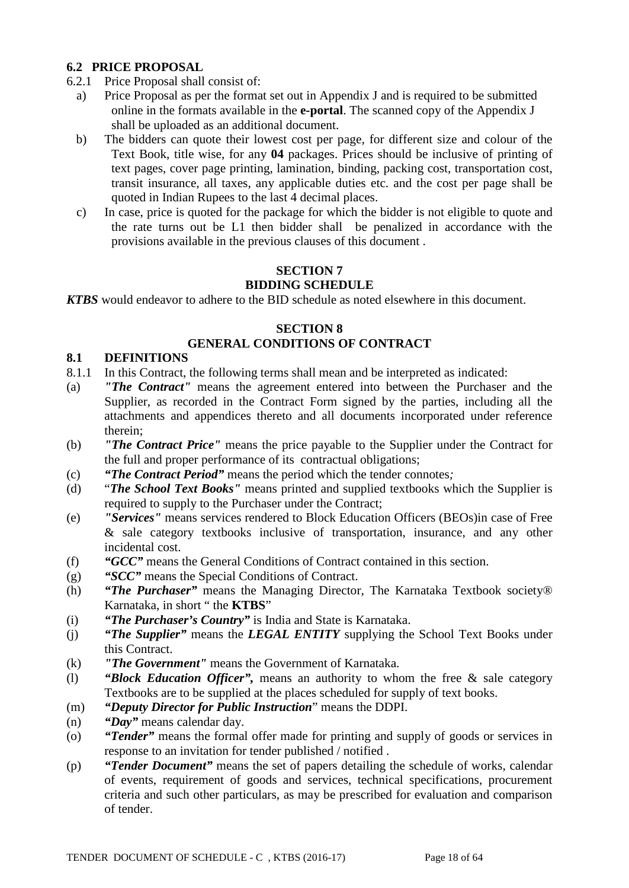### 6.2 PRICE PROPOSAL

6.2.1 Price Proposal shall consist of:

a) Price Proposal as per the format set out in Appendix J and is required to be submitted online in the formats available in the **e-portal**. The scanned copy of the Appendix J shall be uploaded as an additional document.

b) The bidders can quote their lowest cost per page, for different size and colour of the Text Book, title wise, for any **04** packages. Prices should be inclusive of printing of text pages, cover page printing, lamination, binding, packing cost, transportation cost, transit insurance, all taxes, any applicable duties etc. and the cost per page shall be quoted in Indian Rupees to the last 4 decimal places.

c) In case, price is quoted for the package for which the bidder is not eligible to quote and the rate turns out be L1 then bidder shall be penalized in accordance with the provisions available in the previous clauses of this document .

## SECTION 7
## BIDDING SCHEDULE

***KTBS*** would endeavor to adhere to the BID schedule as noted elsewhere in this document.

## SECTION 8
## GENERAL CONDITIONS OF CONTRACT

### 8.1 DEFINITIONS

8.1.1 In this Contract, the following terms shall mean and be interpreted as indicated:

(a) ***"The Contract"*** means the agreement entered into between the Purchaser and the Supplier, as recorded in the Contract Form signed by the parties, including all the attachments and appendices thereto and all documents incorporated under reference therein;

(b) ***"The Contract Price"*** means the price payable to the Supplier under the Contract for the full and proper performance of its contractual obligations;

(c) ***"The Contract Period"*** means the period which the tender connotes*;*

(d) "***The School Text Books"*** means printed and supplied textbooks which the Supplier is required to supply to the Purchaser under the Contract;

(e) ***"Services"*** means services rendered to Block Education Officers (BEOs)in case of Free & sale category textbooks inclusive of transportation, insurance, and any other incidental cost.

(f) ***"GCC"*** means the General Conditions of Contract contained in this section.

(g) ***"SCC"*** means the Special Conditions of Contract.

(h) ***"The Purchaser"*** means the Managing Director, The Karnataka Textbook society® Karnataka, in short " the **KTBS**"

(i) ***"The Purchaser's Country"*** is India and State is Karnataka.

(j) ***"The Supplier"*** means the ***LEGAL ENTITY*** supplying the School Text Books under this Contract.

(k) ***"The Government"*** means the Government of Karnataka.

(l) ***"Block Education Officer",*** means an authority to whom the free & sale category Textbooks are to be supplied at the places scheduled for supply of text books.

(m) ***"Deputy Director for Public Instruction***" means the DDPI.

(n) ***"Day"*** means calendar day.

(o) ***"Tender"*** means the formal offer made for printing and supply of goods or services in response to an invitation for tender published / notified .

(p) ***"Tender Document"*** means the set of papers detailing the schedule of works, calendar of events, requirement of goods and services, technical specifications, procurement criteria and such other particulars, as may be prescribed for evaluation and comparison of tender.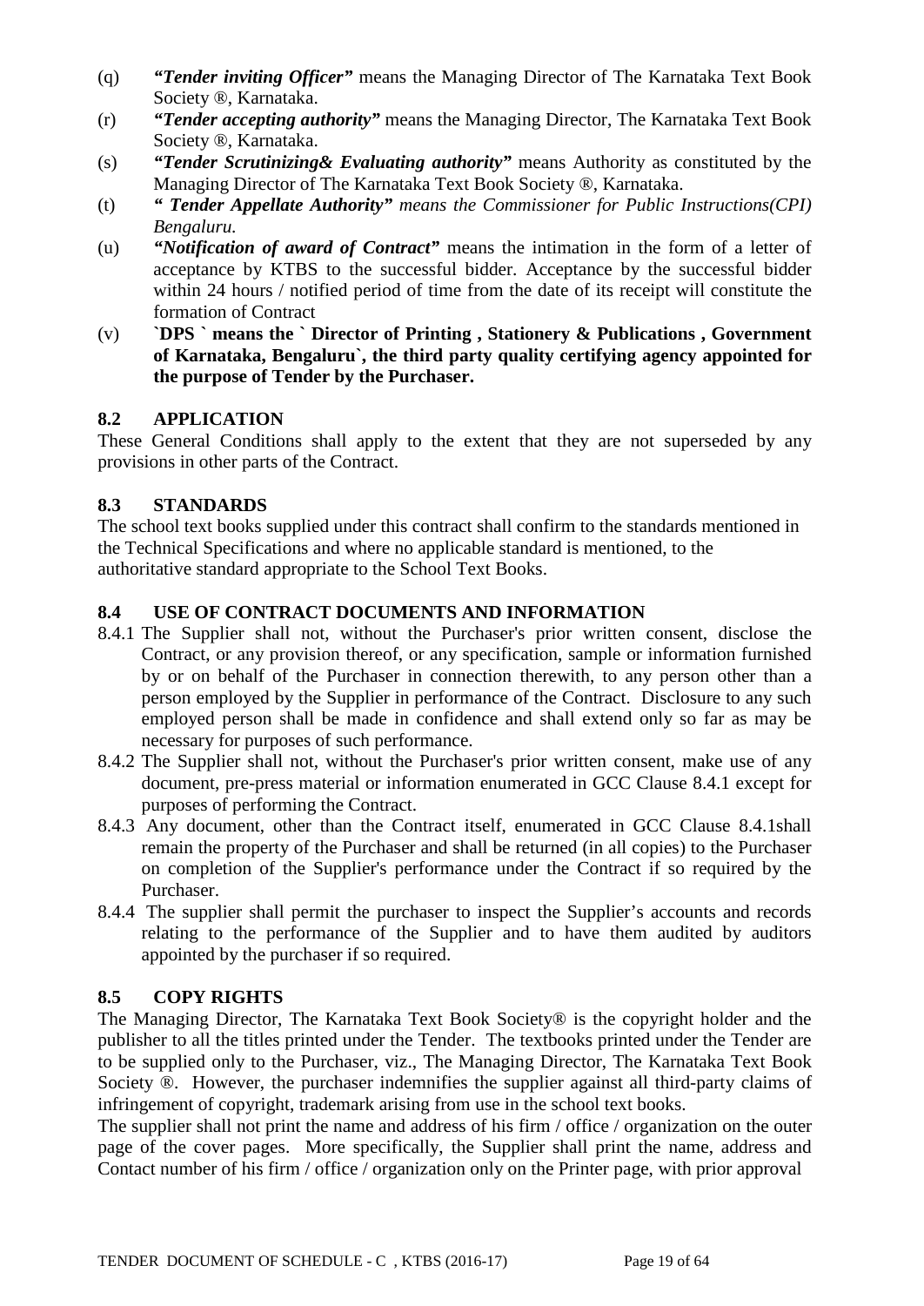(q) ***"Tender inviting Officer"*** means the Managing Director of The Karnataka Text Book Society ®, Karnataka.

(r) ***"Tender accepting authority"*** means the Managing Director, The Karnataka Text Book Society ®, Karnataka.

(s) ***"Tender Scrutinizing& Evaluating authority"*** means Authority as constituted by the Managing Director of The Karnataka Text Book Society ®, Karnataka.

(t) ***" Tender Appellate Authority"*** *means the Commissioner for Public Instructions(CPI) Bengaluru.*

(u) ***"Notification of award of Contract"*** means the intimation in the form of a letter of acceptance by KTBS to the successful bidder. Acceptance by the successful bidder within 24 hours / notified period of time from the date of its receipt will constitute the formation of Contract

(v) **`DPS ` means the ` Director of Printing , Stationery & Publications , Government of Karnataka, Bengaluru`, the third party quality certifying agency appointed for the purpose of Tender by the Purchaser.**

## 8.2 APPLICATION

These General Conditions shall apply to the extent that they are not superseded by any provisions in other parts of the Contract.

## 8.3 STANDARDS

The school text books supplied under this contract shall confirm to the standards mentioned in the Technical Specifications and where no applicable standard is mentioned, to the authoritative standard appropriate to the School Text Books.

## 8.4 USE OF CONTRACT DOCUMENTS AND INFORMATION

8.4.1 The Supplier shall not, without the Purchaser's prior written consent, disclose the Contract, or any provision thereof, or any specification, sample or information furnished by or on behalf of the Purchaser in connection therewith, to any person other than a person employed by the Supplier in performance of the Contract. Disclosure to any such employed person shall be made in confidence and shall extend only so far as may be necessary for purposes of such performance.

8.4.2 The Supplier shall not, without the Purchaser's prior written consent, make use of any document, pre-press material or information enumerated in GCC Clause 8.4.1 except for purposes of performing the Contract.

8.4.3 Any document, other than the Contract itself, enumerated in GCC Clause 8.4.1shall remain the property of the Purchaser and shall be returned (in all copies) to the Purchaser on completion of the Supplier's performance under the Contract if so required by the Purchaser.

8.4.4 The supplier shall permit the purchaser to inspect the Supplier's accounts and records relating to the performance of the Supplier and to have them audited by auditors appointed by the purchaser if so required.

## 8.5 COPY RIGHTS

The Managing Director, The Karnataka Text Book Society® is the copyright holder and the publisher to all the titles printed under the Tender. The textbooks printed under the Tender are to be supplied only to the Purchaser, viz., The Managing Director, The Karnataka Text Book Society ®. However, the purchaser indemnifies the supplier against all third-party claims of infringement of copyright, trademark arising from use in the school text books.

The supplier shall not print the name and address of his firm / office / organization on the outer page of the cover pages. More specifically, the Supplier shall print the name, address and Contact number of his firm / office / organization only on the Printer page, with prior approval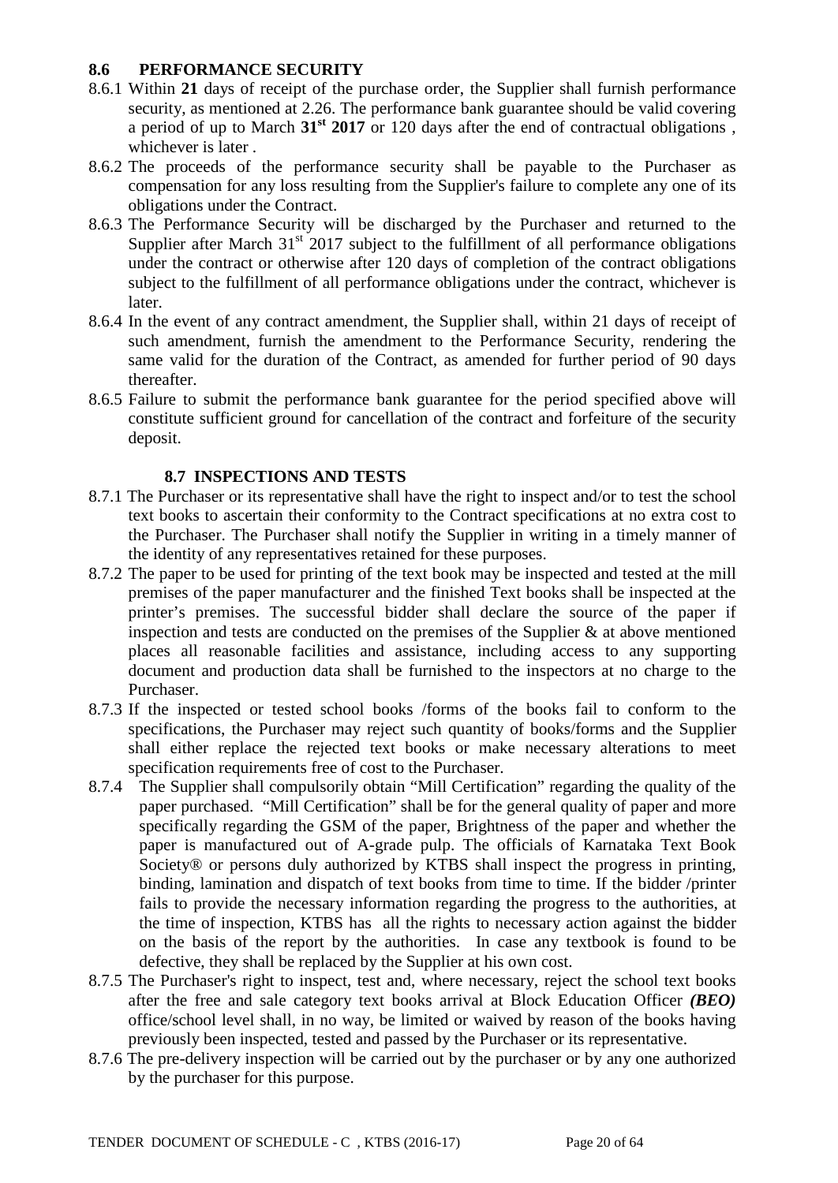## 8.6 PERFORMANCE SECURITY

8.6.1 Within **21** days of receipt of the purchase order, the Supplier shall furnish performance security, as mentioned at 2.26. The performance bank guarantee should be valid covering a period of up to March **31st 2017** or 120 days after the end of contractual obligations , whichever is later .

8.6.2 The proceeds of the performance security shall be payable to the Purchaser as compensation for any loss resulting from the Supplier's failure to complete any one of its obligations under the Contract.

8.6.3 The Performance Security will be discharged by the Purchaser and returned to the Supplier after March 31st 2017 subject to the fulfillment of all performance obligations under the contract or otherwise after 120 days of completion of the contract obligations subject to the fulfillment of all performance obligations under the contract, whichever is later.

8.6.4 In the event of any contract amendment, the Supplier shall, within 21 days of receipt of such amendment, furnish the amendment to the Performance Security, rendering the same valid for the duration of the Contract, as amended for further period of 90 days thereafter.

8.6.5 Failure to submit the performance bank guarantee for the period specified above will constitute sufficient ground for cancellation of the contract and forfeiture of the security deposit.

## 8.7 INSPECTIONS AND TESTS

8.7.1 The Purchaser or its representative shall have the right to inspect and/or to test the school text books to ascertain their conformity to the Contract specifications at no extra cost to the Purchaser. The Purchaser shall notify the Supplier in writing in a timely manner of the identity of any representatives retained for these purposes.

8.7.2 The paper to be used for printing of the text book may be inspected and tested at the mill premises of the paper manufacturer and the finished Text books shall be inspected at the printer's premises. The successful bidder shall declare the source of the paper if inspection and tests are conducted on the premises of the Supplier & at above mentioned places all reasonable facilities and assistance, including access to any supporting document and production data shall be furnished to the inspectors at no charge to the Purchaser.

8.7.3 If the inspected or tested school books /forms of the books fail to conform to the specifications, the Purchaser may reject such quantity of books/forms and the Supplier shall either replace the rejected text books or make necessary alterations to meet specification requirements free of cost to the Purchaser.

8.7.4 The Supplier shall compulsorily obtain "Mill Certification" regarding the quality of the paper purchased. "Mill Certification" shall be for the general quality of paper and more specifically regarding the GSM of the paper, Brightness of the paper and whether the paper is manufactured out of A-grade pulp. The officials of Karnataka Text Book Society® or persons duly authorized by KTBS shall inspect the progress in printing, binding, lamination and dispatch of text books from time to time. If the bidder /printer fails to provide the necessary information regarding the progress to the authorities, at the time of inspection, KTBS has all the rights to necessary action against the bidder on the basis of the report by the authorities. In case any textbook is found to be defective, they shall be replaced by the Supplier at his own cost.

8.7.5 The Purchaser's right to inspect, test and, where necessary, reject the school text books after the free and sale category text books arrival at Block Education Officer ***(BEO)*** office/school level shall, in no way, be limited or waived by reason of the books having previously been inspected, tested and passed by the Purchaser or its representative.

8.7.6 The pre-delivery inspection will be carried out by the purchaser or by any one authorized by the purchaser for this purpose.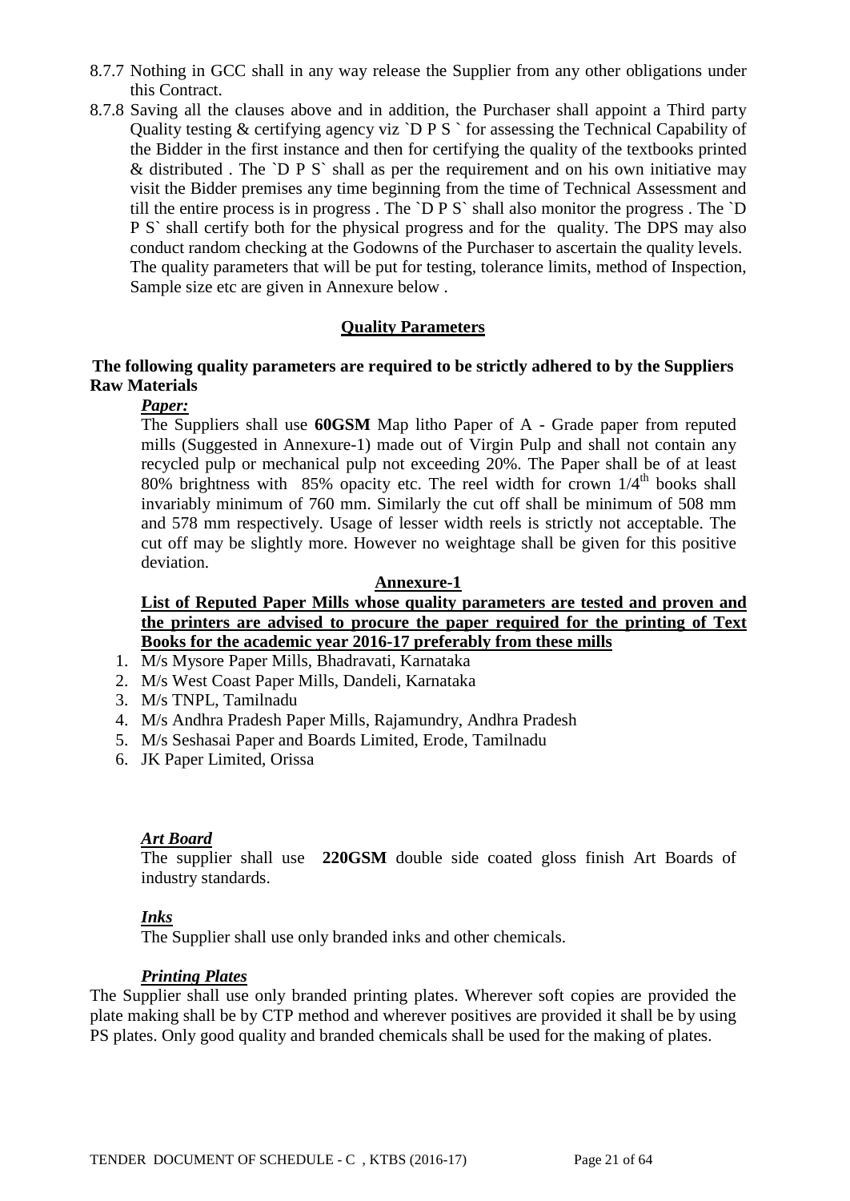8.7.7 Nothing in GCC shall in any way release the Supplier from any other obligations under this Contract.

8.7.8 Saving all the clauses above and in addition, the Purchaser shall appoint a Third party Quality testing & certifying agency viz `D P S ` for assessing the Technical Capability of the Bidder in the first instance and then for certifying the quality of the textbooks printed & distributed . The `D P S` shall as per the requirement and on his own initiative may visit the Bidder premises any time beginning from the time of Technical Assessment and till the entire process is in progress . The `D P S` shall also monitor the progress . The `D P S` shall certify both for the physical progress and for the quality. The DPS may also conduct random checking at the Godowns of the Purchaser to ascertain the quality levels. The quality parameters that will be put for testing, tolerance limits, method of Inspection, Sample size etc are given in Annexure below .

## Quality Parameters

**The following quality parameters are required to be strictly adhered to by the Suppliers**
**Raw Materials**

***Paper:***

The Suppliers shall use **60GSM** Map litho Paper of A - Grade paper from reputed mills (Suggested in Annexure-1) made out of Virgin Pulp and shall not contain any recycled pulp or mechanical pulp not exceeding 20%. The Paper shall be of at least 80% brightness with 85% opacity etc. The reel width for crown 1/4th books shall invariably minimum of 760 mm. Similarly the cut off shall be minimum of 508 mm and 578 mm respectively. Usage of lesser width reels is strictly not acceptable. The cut off may be slightly more. However no weightage shall be given for this positive deviation.

**Annexure-1**

**List of Reputed Paper Mills whose quality parameters are tested and proven and the printers are advised to procure the paper required for the printing of Text Books for the academic year 2016-17 preferably from these mills**

1. M/s Mysore Paper Mills, Bhadravati, Karnataka
2. M/s West Coast Paper Mills, Dandeli, Karnataka
3. M/s TNPL, Tamilnadu
4. M/s Andhra Pradesh Paper Mills, Rajamundry, Andhra Pradesh
5. M/s Seshasai Paper and Boards Limited, Erode, Tamilnadu
6. JK Paper Limited, Orissa

***Art Board***

The supplier shall use **220GSM** double side coated gloss finish Art Boards of industry standards.

***Inks***

The Supplier shall use only branded inks and other chemicals.

***Printing Plates***

The Supplier shall use only branded printing plates. Wherever soft copies are provided the plate making shall be by CTP method and wherever positives are provided it shall be by using PS plates. Only good quality and branded chemicals shall be used for the making of plates.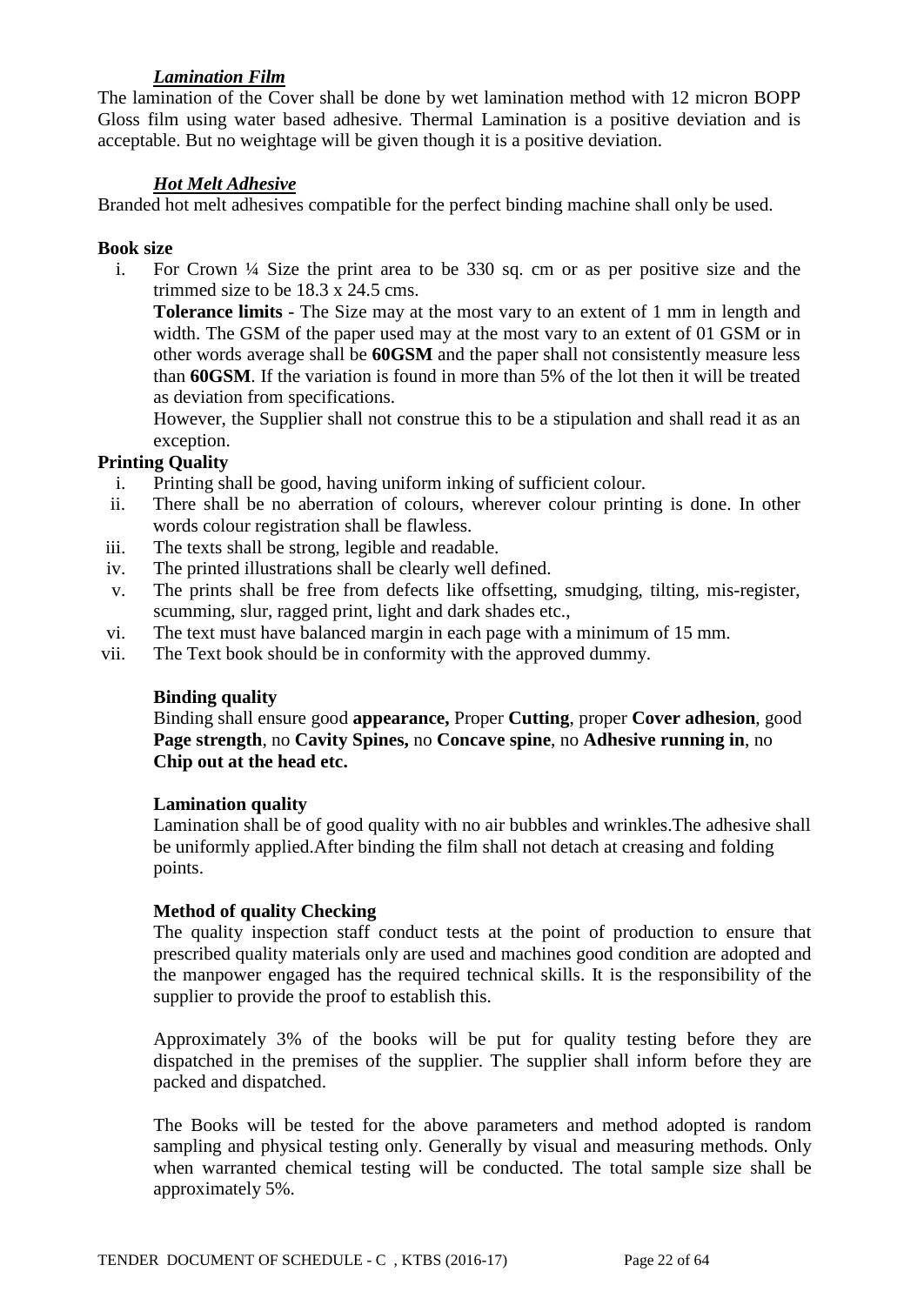### *Lamination Film*

The lamination of the Cover shall be done by wet lamination method with 12 micron BOPP Gloss film using water based adhesive. Thermal Lamination is a positive deviation and is acceptable. But no weightage will be given though it is a positive deviation.

### *Hot Melt Adhesive*

Branded hot melt adhesives compatible for the perfect binding machine shall only be used.

**Book size**

i. For Crown ¼ Size the print area to be 330 sq. cm or as per positive size and the trimmed size to be 18.3 x 24.5 cms.

   **Tolerance limits** - The Size may at the most vary to an extent of 1 mm in length and width. The GSM of the paper used may at the most vary to an extent of 01 GSM or in other words average shall be **60GSM** and the paper shall not consistently measure less than **60GSM**. If the variation is found in more than 5% of the lot then it will be treated as deviation from specifications.

   However, the Supplier shall not construe this to be a stipulation and shall read it as an exception.

**Printing Quality**

i. Printing shall be good, having uniform inking of sufficient colour.
ii. There shall be no aberration of colours, wherever colour printing is done. In other words colour registration shall be flawless.
iii. The texts shall be strong, legible and readable.
iv. The printed illustrations shall be clearly well defined.
v. The prints shall be free from defects like offsetting, smudging, tilting, mis-register, scumming, slur, ragged print, light and dark shades etc.,
vi. The text must have balanced margin in each page with a minimum of 15 mm.
vii. The Text book should be in conformity with the approved dummy.

**Binding quality**

Binding shall ensure good **appearance,** Proper **Cutting**, proper **Cover adhesion**, good **Page strength**, no **Cavity Spines,** no **Concave spine**, no **Adhesive running in**, no **Chip out at the head etc.**

**Lamination quality**

Lamination shall be of good quality with no air bubbles and wrinkles.The adhesive shall be uniformly applied.After binding the film shall not detach at creasing and folding points.

**Method of quality Checking**

The quality inspection staff conduct tests at the point of production to ensure that prescribed quality materials only are used and machines good condition are adopted and the manpower engaged has the required technical skills. It is the responsibility of the supplier to provide the proof to establish this.

Approximately 3% of the books will be put for quality testing before they are dispatched in the premises of the supplier. The supplier shall inform before they are packed and dispatched.

The Books will be tested for the above parameters and method adopted is random sampling and physical testing only. Generally by visual and measuring methods. Only when warranted chemical testing will be conducted. The total sample size shall be approximately 5%.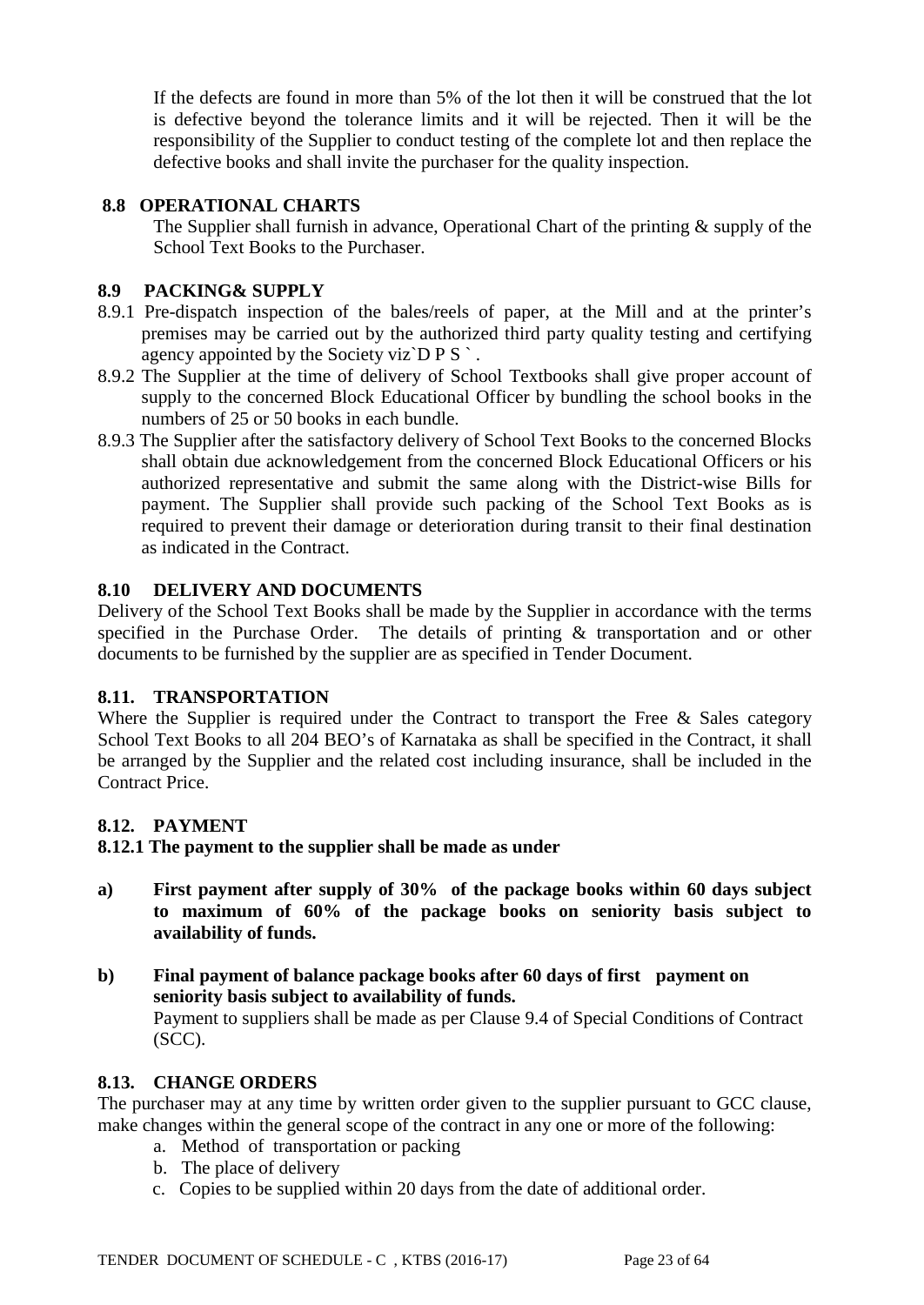If the defects are found in more than 5% of the lot then it will be construed that the lot is defective beyond the tolerance limits and it will be rejected. Then it will be the responsibility of the Supplier to conduct testing of the complete lot and then replace the defective books and shall invite the purchaser for the quality inspection.

### 8.8 OPERATIONAL CHARTS

The Supplier shall furnish in advance, Operational Chart of the printing & supply of the School Text Books to the Purchaser.

### 8.9 PACKING& SUPPLY

8.9.1 Pre-dispatch inspection of the bales/reels of paper, at the Mill and at the printer's premises may be carried out by the authorized third party quality testing and certifying agency appointed by the Society viz`D P S ` .

8.9.2 The Supplier at the time of delivery of School Textbooks shall give proper account of supply to the concerned Block Educational Officer by bundling the school books in the numbers of 25 or 50 books in each bundle.

8.9.3 The Supplier after the satisfactory delivery of School Text Books to the concerned Blocks shall obtain due acknowledgement from the concerned Block Educational Officers or his authorized representative and submit the same along with the District-wise Bills for payment. The Supplier shall provide such packing of the School Text Books as is required to prevent their damage or deterioration during transit to their final destination as indicated in the Contract.

### 8.10 DELIVERY AND DOCUMENTS

Delivery of the School Text Books shall be made by the Supplier in accordance with the terms specified in the Purchase Order. The details of printing & transportation and or other documents to be furnished by the supplier are as specified in Tender Document.

### 8.11. TRANSPORTATION

Where the Supplier is required under the Contract to transport the Free & Sales category School Text Books to all 204 BEO's of Karnataka as shall be specified in the Contract, it shall be arranged by the Supplier and the related cost including insurance, shall be included in the Contract Price.

### 8.12. PAYMENT

**8.12.1 The payment to the supplier shall be made as under**

**a) First payment after supply of 30% of the package books within 60 days subject to maximum of 60% of the package books on seniority basis subject to availability of funds.**

**b) Final payment of balance package books after 60 days of first payment on seniority basis subject to availability of funds.**

Payment to suppliers shall be made as per Clause 9.4 of Special Conditions of Contract (SCC).

### 8.13. CHANGE ORDERS

The purchaser may at any time by written order given to the supplier pursuant to GCC clause, make changes within the general scope of the contract in any one or more of the following:

a. Method of transportation or packing
b. The place of delivery
c. Copies to be supplied within 20 days from the date of additional order.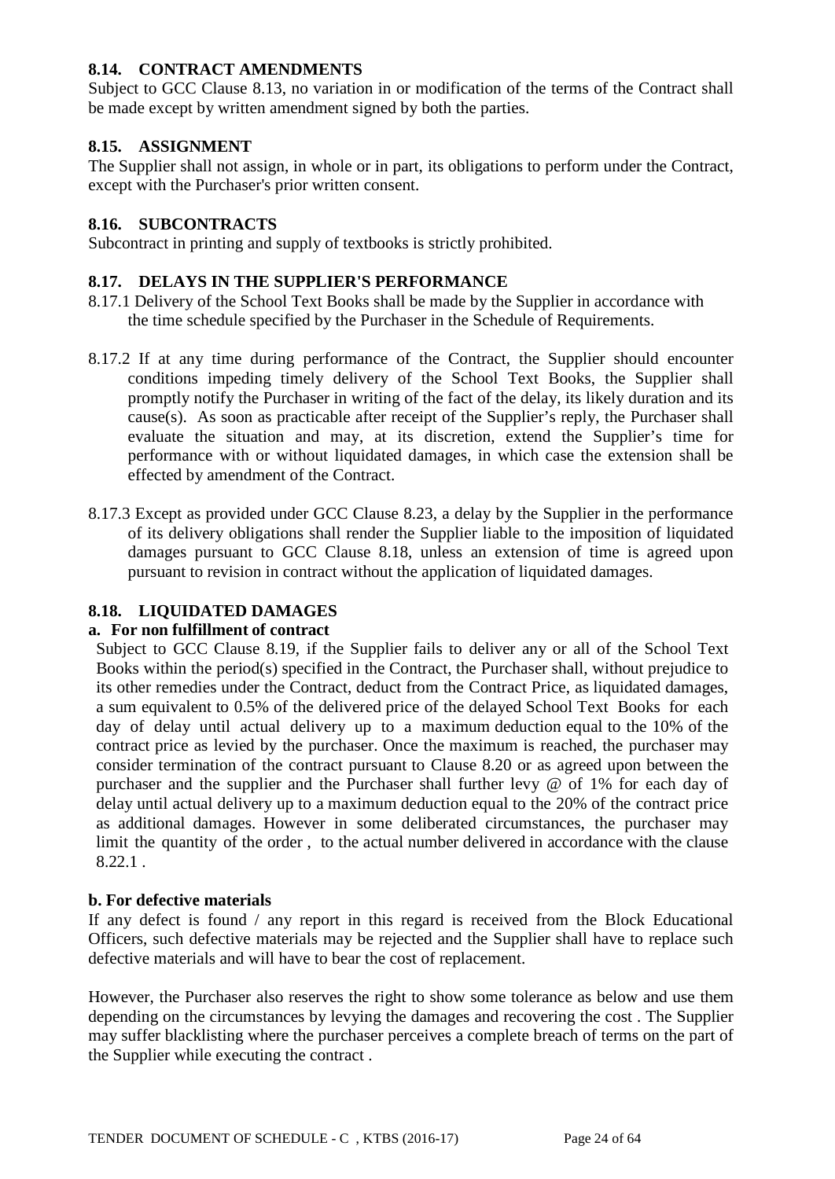### 8.14. CONTRACT AMENDMENTS

Subject to GCC Clause 8.13, no variation in or modification of the terms of the Contract shall be made except by written amendment signed by both the parties.

### 8.15. ASSIGNMENT

The Supplier shall not assign, in whole or in part, its obligations to perform under the Contract, except with the Purchaser's prior written consent.

### 8.16. SUBCONTRACTS

Subcontract in printing and supply of textbooks is strictly prohibited.

### 8.17. DELAYS IN THE SUPPLIER'S PERFORMANCE

8.17.1 Delivery of the School Text Books shall be made by the Supplier in accordance with the time schedule specified by the Purchaser in the Schedule of Requirements.

8.17.2 If at any time during performance of the Contract, the Supplier should encounter conditions impeding timely delivery of the School Text Books, the Supplier shall promptly notify the Purchaser in writing of the fact of the delay, its likely duration and its cause(s). As soon as practicable after receipt of the Supplier's reply, the Purchaser shall evaluate the situation and may, at its discretion, extend the Supplier's time for performance with or without liquidated damages, in which case the extension shall be effected by amendment of the Contract.

8.17.3 Except as provided under GCC Clause 8.23, a delay by the Supplier in the performance of its delivery obligations shall render the Supplier liable to the imposition of liquidated damages pursuant to GCC Clause 8.18, unless an extension of time is agreed upon pursuant to revision in contract without the application of liquidated damages.

### 8.18. LIQUIDATED DAMAGES

**a. For non fulfillment of contract**

Subject to GCC Clause 8.19, if the Supplier fails to deliver any or all of the School Text Books within the period(s) specified in the Contract, the Purchaser shall, without prejudice to its other remedies under the Contract, deduct from the Contract Price, as liquidated damages, a sum equivalent to 0.5% of the delivered price of the delayed School Text Books for each day of delay until actual delivery up to a maximum deduction equal to the 10% of the contract price as levied by the purchaser. Once the maximum is reached, the purchaser may consider termination of the contract pursuant to Clause 8.20 or as agreed upon between the purchaser and the supplier and the Purchaser shall further levy @ of 1% for each day of delay until actual delivery up to a maximum deduction equal to the 20% of the contract price as additional damages. However in some deliberated circumstances, the purchaser may limit the quantity of the order , to the actual number delivered in accordance with the clause 8.22.1 .

**b. For defective materials**

If any defect is found / any report in this regard is received from the Block Educational Officers, such defective materials may be rejected and the Supplier shall have to replace such defective materials and will have to bear the cost of replacement.

However, the Purchaser also reserves the right to show some tolerance as below and use them depending on the circumstances by levying the damages and recovering the cost . The Supplier may suffer blacklisting where the purchaser perceives a complete breach of terms on the part of the Supplier while executing the contract .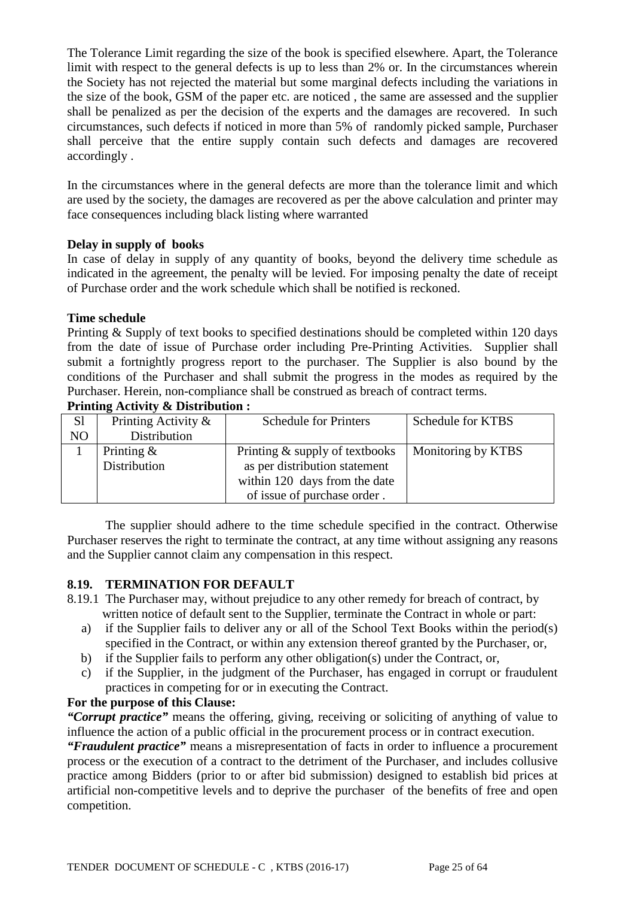The Tolerance Limit regarding the size of the book is specified elsewhere. Apart, the Tolerance limit with respect to the general defects is up to less than 2% or. In the circumstances wherein the Society has not rejected the material but some marginal defects including the variations in the size of the book, GSM of the paper etc. are noticed , the same are assessed and the supplier shall be penalized as per the decision of the experts and the damages are recovered. In such circumstances, such defects if noticed in more than 5% of randomly picked sample, Purchaser shall perceive that the entire supply contain such defects and damages are recovered accordingly .

In the circumstances where in the general defects are more than the tolerance limit and which are used by the society, the damages are recovered as per the above calculation and printer may face consequences including black listing where warranted

**Delay in supply of books**

In case of delay in supply of any quantity of books, beyond the delivery time schedule as indicated in the agreement, the penalty will be levied. For imposing penalty the date of receipt of Purchase order and the work schedule which shall be notified is reckoned.

**Time schedule**

Printing & Supply of text books to specified destinations should be completed within 120 days from the date of issue of Purchase order including Pre-Printing Activities. Supplier shall submit a fortnightly progress report to the purchaser. The Supplier is also bound by the conditions of the Purchaser and shall submit the progress in the modes as required by the Purchaser. Herein, non-compliance shall be construed as breach of contract terms.

**Printing Activity & Distribution :**

| Sl NO | Printing Activity & Distribution | Schedule for Printers | Schedule for KTBS |
|---|---|---|---|
| 1 | Printing & Distribution | Printing & supply of textbooks as per distribution statement within 120 days from the date of issue of purchase order . | Monitoring by KTBS |

The supplier should adhere to the time schedule specified in the contract. Otherwise Purchaser reserves the right to terminate the contract, at any time without assigning any reasons and the Supplier cannot claim any compensation in this respect.

## 8.19. TERMINATION FOR DEFAULT

8.19.1 The Purchaser may, without prejudice to any other remedy for breach of contract, by written notice of default sent to the Supplier, terminate the Contract in whole or part:

a) if the Supplier fails to deliver any or all of the School Text Books within the period(s) specified in the Contract, or within any extension thereof granted by the Purchaser, or,
b) if the Supplier fails to perform any other obligation(s) under the Contract, or,
c) if the Supplier, in the judgment of the Purchaser, has engaged in corrupt or fraudulent practices in competing for or in executing the Contract.

**For the purpose of this Clause:**

***"Corrupt practice"*** means the offering, giving, receiving or soliciting of anything of value to influence the action of a public official in the procurement process or in contract execution.

***"Fraudulent practice"*** means a misrepresentation of facts in order to influence a procurement process or the execution of a contract to the detriment of the Purchaser, and includes collusive practice among Bidders (prior to or after bid submission) designed to establish bid prices at artificial non-competitive levels and to deprive the purchaser of the benefits of free and open competition.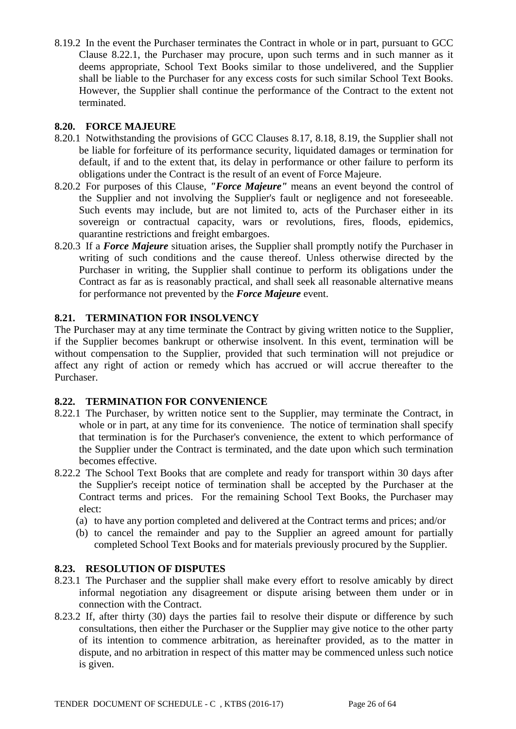8.19.2 In the event the Purchaser terminates the Contract in whole or in part, pursuant to GCC Clause 8.22.1, the Purchaser may procure, upon such terms and in such manner as it deems appropriate, School Text Books similar to those undelivered, and the Supplier shall be liable to the Purchaser for any excess costs for such similar School Text Books. However, the Supplier shall continue the performance of the Contract to the extent not terminated.

### 8.20. FORCE MAJEURE

8.20.1 Notwithstanding the provisions of GCC Clauses 8.17, 8.18, 8.19, the Supplier shall not be liable for forfeiture of its performance security, liquidated damages or termination for default, if and to the extent that, its delay in performance or other failure to perform its obligations under the Contract is the result of an event of Force Majeure.

8.20.2 For purposes of this Clause, ***"Force Majeure"*** means an event beyond the control of the Supplier and not involving the Supplier's fault or negligence and not foreseeable. Such events may include, but are not limited to, acts of the Purchaser either in its sovereign or contractual capacity, wars or revolutions, fires, floods, epidemics, quarantine restrictions and freight embargoes.

8.20.3 If a ***Force Majeure*** situation arises, the Supplier shall promptly notify the Purchaser in writing of such conditions and the cause thereof. Unless otherwise directed by the Purchaser in writing, the Supplier shall continue to perform its obligations under the Contract as far as is reasonably practical, and shall seek all reasonable alternative means for performance not prevented by the ***Force Majeure*** event.

### 8.21. TERMINATION FOR INSOLVENCY

The Purchaser may at any time terminate the Contract by giving written notice to the Supplier, if the Supplier becomes bankrupt or otherwise insolvent. In this event, termination will be without compensation to the Supplier, provided that such termination will not prejudice or affect any right of action or remedy which has accrued or will accrue thereafter to the Purchaser.

### 8.22. TERMINATION FOR CONVENIENCE

8.22.1 The Purchaser, by written notice sent to the Supplier, may terminate the Contract, in whole or in part, at any time for its convenience. The notice of termination shall specify that termination is for the Purchaser's convenience, the extent to which performance of the Supplier under the Contract is terminated, and the date upon which such termination becomes effective.

8.22.2 The School Text Books that are complete and ready for transport within 30 days after the Supplier's receipt notice of termination shall be accepted by the Purchaser at the Contract terms and prices. For the remaining School Text Books, the Purchaser may elect:

(a) to have any portion completed and delivered at the Contract terms and prices; and/or

(b) to cancel the remainder and pay to the Supplier an agreed amount for partially completed School Text Books and for materials previously procured by the Supplier.

### 8.23. RESOLUTION OF DISPUTES

8.23.1 The Purchaser and the supplier shall make every effort to resolve amicably by direct informal negotiation any disagreement or dispute arising between them under or in connection with the Contract.

8.23.2 If, after thirty (30) days the parties fail to resolve their dispute or difference by such consultations, then either the Purchaser or the Supplier may give notice to the other party of its intention to commence arbitration, as hereinafter provided, as to the matter in dispute, and no arbitration in respect of this matter may be commenced unless such notice is given.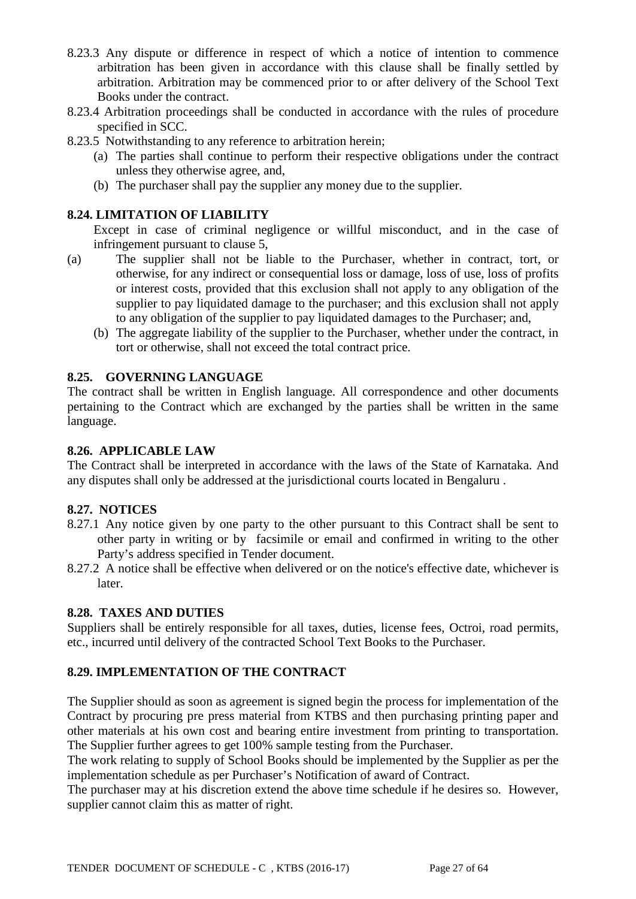8.23.3 Any dispute or difference in respect of which a notice of intention to commence arbitration has been given in accordance with this clause shall be finally settled by arbitration. Arbitration may be commenced prior to or after delivery of the School Text Books under the contract.

8.23.4 Arbitration proceedings shall be conducted in accordance with the rules of procedure specified in SCC.

8.23.5 Notwithstanding to any reference to arbitration herein;

(a) The parties shall continue to perform their respective obligations under the contract unless they otherwise agree, and,

(b) The purchaser shall pay the supplier any money due to the supplier.

**8.24. LIMITATION OF LIABILITY**

Except in case of criminal negligence or willful misconduct, and in the case of infringement pursuant to clause 5,

(a) The supplier shall not be liable to the Purchaser, whether in contract, tort, or otherwise, for any indirect or consequential loss or damage, loss of use, loss of profits or interest costs, provided that this exclusion shall not apply to any obligation of the supplier to pay liquidated damage to the purchaser; and this exclusion shall not apply to any obligation of the supplier to pay liquidated damages to the Purchaser; and,

(b) The aggregate liability of the supplier to the Purchaser, whether under the contract, in tort or otherwise, shall not exceed the total contract price.

**8.25. GOVERNING LANGUAGE**

The contract shall be written in English language. All correspondence and other documents pertaining to the Contract which are exchanged by the parties shall be written in the same language.

**8.26. APPLICABLE LAW**

The Contract shall be interpreted in accordance with the laws of the State of Karnataka. And any disputes shall only be addressed at the jurisdictional courts located in Bengaluru .

**8.27. NOTICES**

8.27.1 Any notice given by one party to the other pursuant to this Contract shall be sent to other party in writing or by facsimile or email and confirmed in writing to the other Party's address specified in Tender document.

8.27.2 A notice shall be effective when delivered or on the notice's effective date, whichever is later.

**8.28. TAXES AND DUTIES**

Suppliers shall be entirely responsible for all taxes, duties, license fees, Octroi, road permits, etc., incurred until delivery of the contracted School Text Books to the Purchaser.

**8.29. IMPLEMENTATION OF THE CONTRACT**

The Supplier should as soon as agreement is signed begin the process for implementation of the Contract by procuring pre press material from KTBS and then purchasing printing paper and other materials at his own cost and bearing entire investment from printing to transportation. The Supplier further agrees to get 100% sample testing from the Purchaser.

The work relating to supply of School Books should be implemented by the Supplier as per the implementation schedule as per Purchaser's Notification of award of Contract.

The purchaser may at his discretion extend the above time schedule if he desires so. However, supplier cannot claim this as matter of right.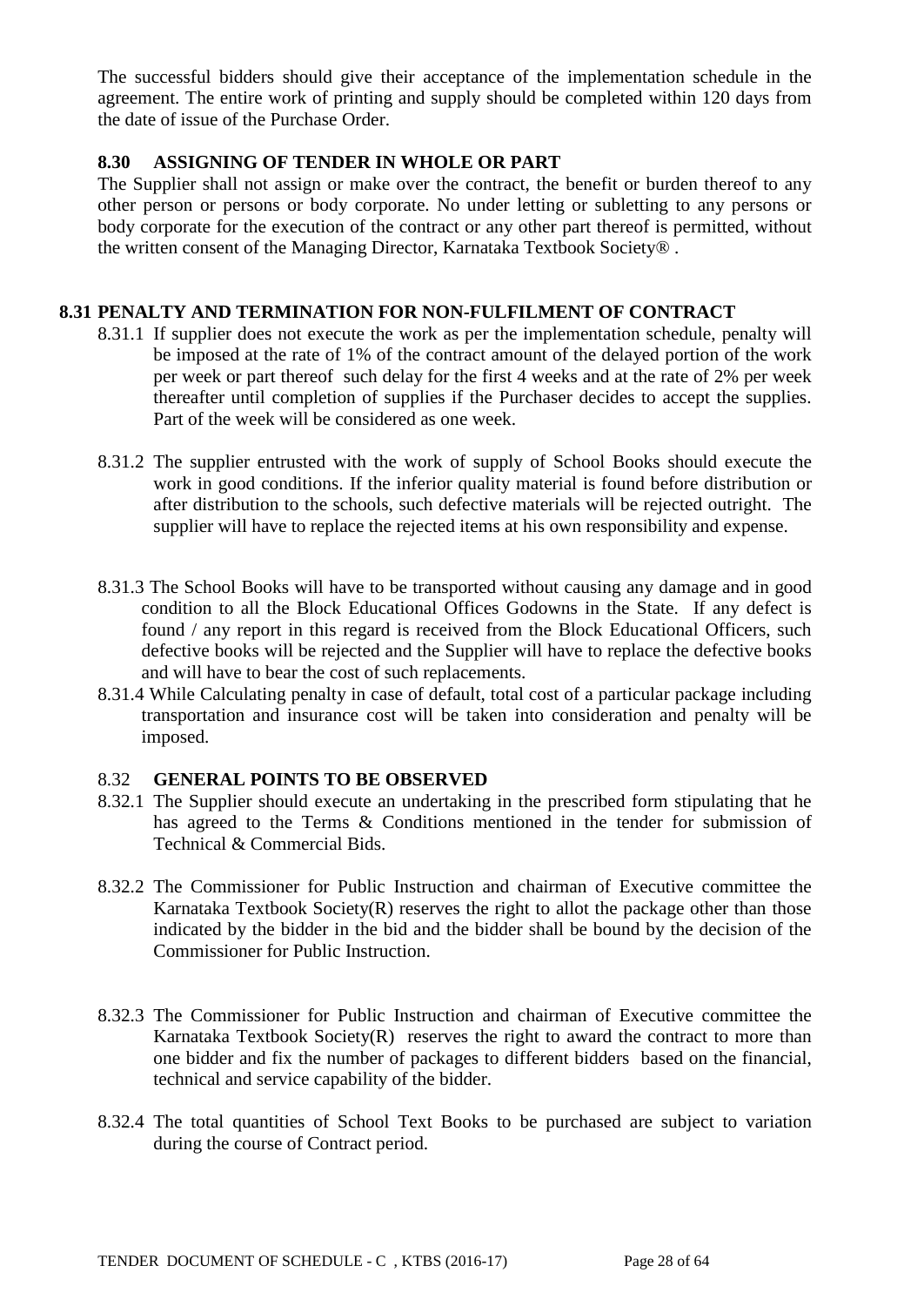The successful bidders should give their acceptance of the implementation schedule in the agreement. The entire work of printing and supply should be completed within 120 days from the date of issue of the Purchase Order.

### 8.30 ASSIGNING OF TENDER IN WHOLE OR PART

The Supplier shall not assign or make over the contract, the benefit or burden thereof to any other person or persons or body corporate. No under letting or subletting to any persons or body corporate for the execution of the contract or any other part thereof is permitted, without the written consent of the Managing Director, Karnataka Textbook Society® .

### 8.31 PENALTY AND TERMINATION FOR NON-FULFILMENT OF CONTRACT

8.31.1 If supplier does not execute the work as per the implementation schedule, penalty will be imposed at the rate of 1% of the contract amount of the delayed portion of the work per week or part thereof such delay for the first 4 weeks and at the rate of 2% per week thereafter until completion of supplies if the Purchaser decides to accept the supplies. Part of the week will be considered as one week.

8.31.2 The supplier entrusted with the work of supply of School Books should execute the work in good conditions. If the inferior quality material is found before distribution or after distribution to the schools, such defective materials will be rejected outright. The supplier will have to replace the rejected items at his own responsibility and expense.

8.31.3 The School Books will have to be transported without causing any damage and in good condition to all the Block Educational Offices Godowns in the State. If any defect is found / any report in this regard is received from the Block Educational Officers, such defective books will be rejected and the Supplier will have to replace the defective books and will have to bear the cost of such replacements.

8.31.4 While Calculating penalty in case of default, total cost of a particular package including transportation and insurance cost will be taken into consideration and penalty will be imposed.

### 8.32 GENERAL POINTS TO BE OBSERVED

8.32.1 The Supplier should execute an undertaking in the prescribed form stipulating that he has agreed to the Terms & Conditions mentioned in the tender for submission of Technical & Commercial Bids.

8.32.2 The Commissioner for Public Instruction and chairman of Executive committee the Karnataka Textbook Society(R) reserves the right to allot the package other than those indicated by the bidder in the bid and the bidder shall be bound by the decision of the Commissioner for Public Instruction.

8.32.3 The Commissioner for Public Instruction and chairman of Executive committee the Karnataka Textbook Society(R) reserves the right to award the contract to more than one bidder and fix the number of packages to different bidders based on the financial, technical and service capability of the bidder.

8.32.4 The total quantities of School Text Books to be purchased are subject to variation during the course of Contract period.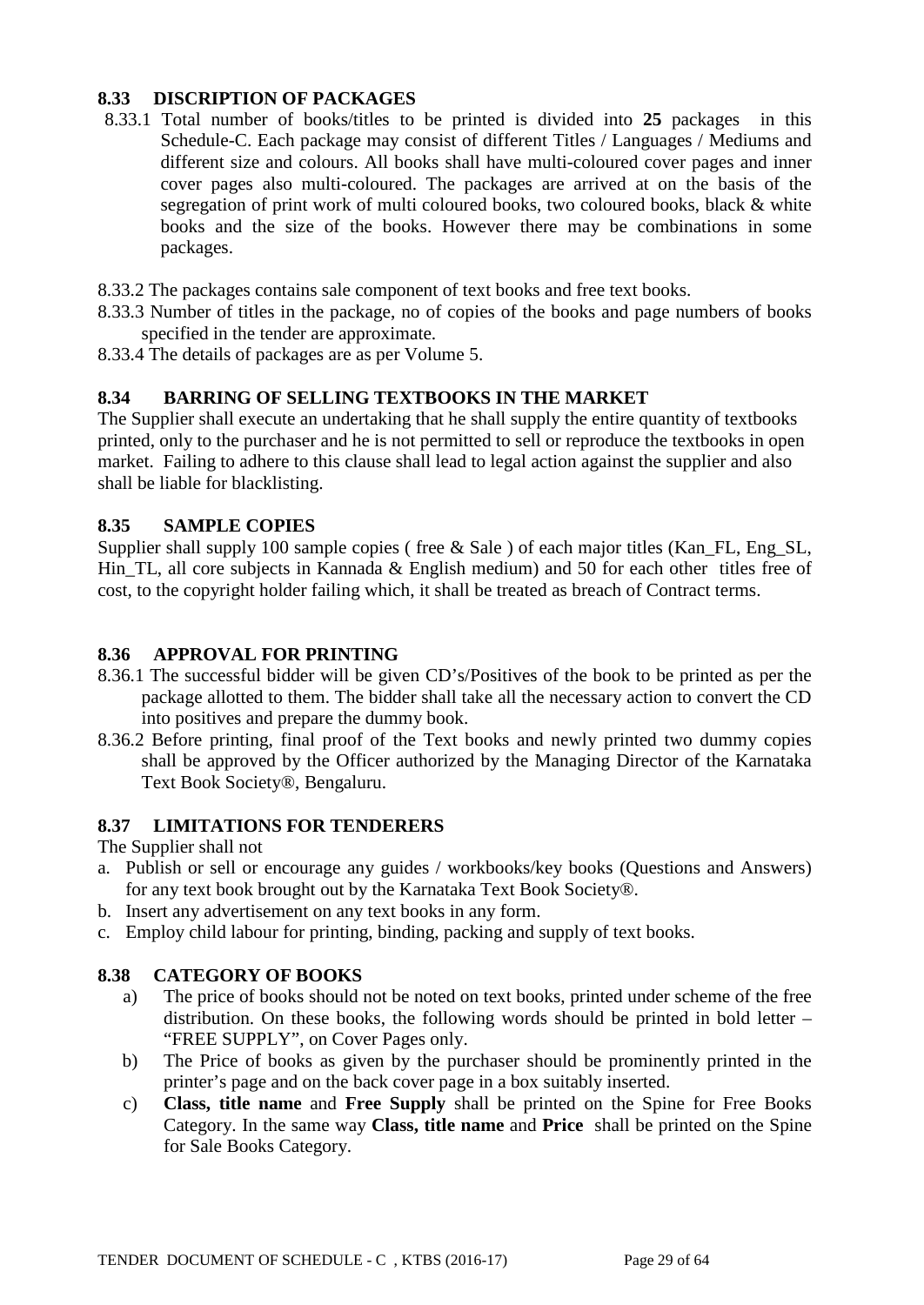### 8.33 DISCRIPTION OF PACKAGES

8.33.1 Total number of books/titles to be printed is divided into **25** packages in this Schedule-C. Each package may consist of different Titles / Languages / Mediums and different size and colours. All books shall have multi-coloured cover pages and inner cover pages also multi-coloured. The packages are arrived at on the basis of the segregation of print work of multi coloured books, two coloured books, black & white books and the size of the books. However there may be combinations in some packages.

8.33.2 The packages contains sale component of text books and free text books.

8.33.3 Number of titles in the package, no of copies of the books and page numbers of books specified in the tender are approximate.

8.33.4 The details of packages are as per Volume 5.

### 8.34 BARRING OF SELLING TEXTBOOKS IN THE MARKET

The Supplier shall execute an undertaking that he shall supply the entire quantity of textbooks printed, only to the purchaser and he is not permitted to sell or reproduce the textbooks in open market. Failing to adhere to this clause shall lead to legal action against the supplier and also shall be liable for blacklisting.

### 8.35 SAMPLE COPIES

Supplier shall supply 100 sample copies ( free & Sale ) of each major titles (Kan_FL, Eng_SL, Hin_TL, all core subjects in Kannada & English medium) and 50 for each other titles free of cost, to the copyright holder failing which, it shall be treated as breach of Contract terms.

### 8.36 APPROVAL FOR PRINTING

8.36.1 The successful bidder will be given CD's/Positives of the book to be printed as per the package allotted to them. The bidder shall take all the necessary action to convert the CD into positives and prepare the dummy book.

8.36.2 Before printing, final proof of the Text books and newly printed two dummy copies shall be approved by the Officer authorized by the Managing Director of the Karnataka Text Book Society®, Bengaluru.

### 8.37 LIMITATIONS FOR TENDERERS

The Supplier shall not

a. Publish or sell or encourage any guides / workbooks/key books (Questions and Answers) for any text book brought out by the Karnataka Text Book Society®.
b. Insert any advertisement on any text books in any form.
c. Employ child labour for printing, binding, packing and supply of text books.

### 8.38 CATEGORY OF BOOKS

a) The price of books should not be noted on text books, printed under scheme of the free distribution. On these books, the following words should be printed in bold letter – "FREE SUPPLY", on Cover Pages only.

b) The Price of books as given by the purchaser should be prominently printed in the printer's page and on the back cover page in a box suitably inserted.

c) **Class, title name** and **Free Supply** shall be printed on the Spine for Free Books Category. In the same way **Class, title name** and **Price** shall be printed on the Spine for Sale Books Category.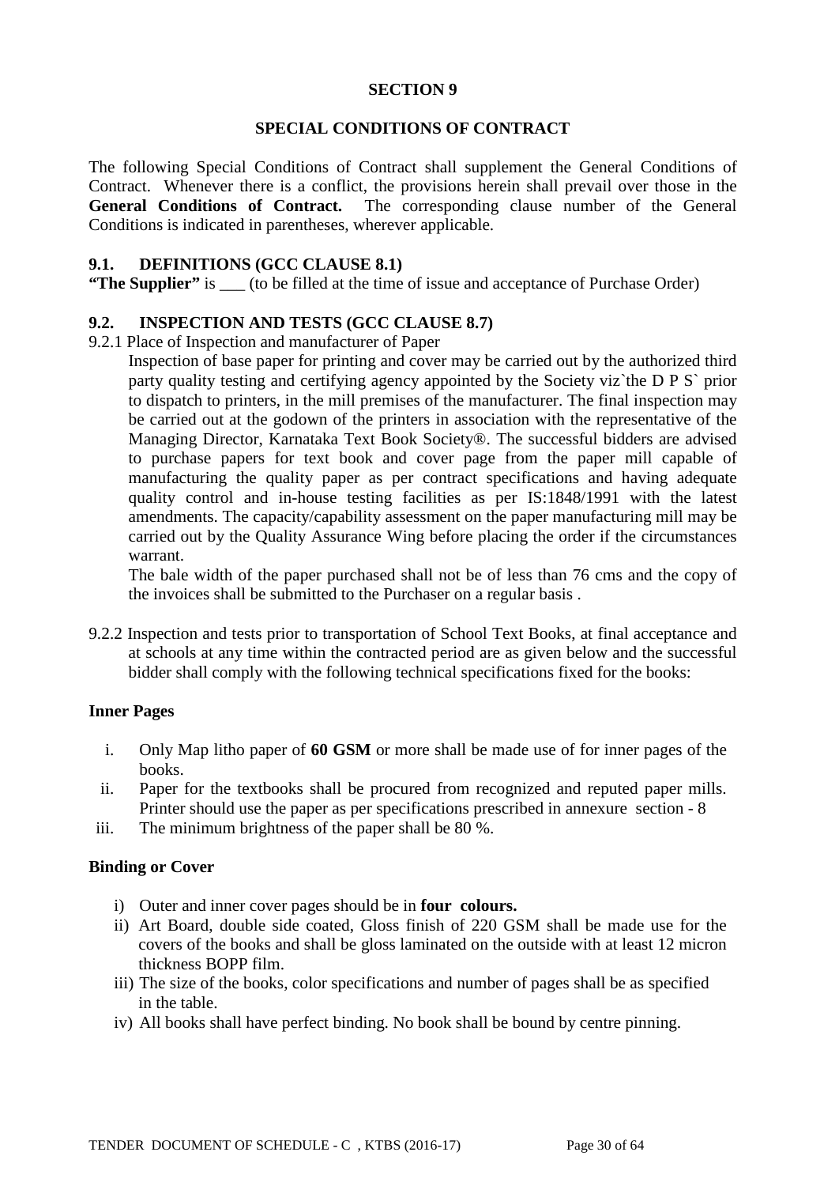**SECTION 9**

**SPECIAL CONDITIONS OF CONTRACT**

The following Special Conditions of Contract shall supplement the General Conditions of Contract. Whenever there is a conflict, the provisions herein shall prevail over those in the **General Conditions of Contract.** The corresponding clause number of the General Conditions is indicated in parentheses, wherever applicable.

**9.1. DEFINITIONS (GCC CLAUSE 8.1)**

**"The Supplier"** is ___ (to be filled at the time of issue and acceptance of Purchase Order)

**9.2. INSPECTION AND TESTS (GCC CLAUSE 8.7)**

9.2.1 Place of Inspection and manufacturer of Paper

Inspection of base paper for printing and cover may be carried out by the authorized third party quality testing and certifying agency appointed by the Society viz`the D P S` prior to dispatch to printers, in the mill premises of the manufacturer. The final inspection may be carried out at the godown of the printers in association with the representative of the Managing Director, Karnataka Text Book Society®. The successful bidders are advised to purchase papers for text book and cover page from the paper mill capable of manufacturing the quality paper as per contract specifications and having adequate quality control and in-house testing facilities as per IS:1848/1991 with the latest amendments. The capacity/capability assessment on the paper manufacturing mill may be carried out by the Quality Assurance Wing before placing the order if the circumstances warrant.

The bale width of the paper purchased shall not be of less than 76 cms and the copy of the invoices shall be submitted to the Purchaser on a regular basis .

9.2.2 Inspection and tests prior to transportation of School Text Books, at final acceptance and at schools at any time within the contracted period are as given below and the successful bidder shall comply with the following technical specifications fixed for the books:

**Inner Pages**

i. Only Map litho paper of **60 GSM** or more shall be made use of for inner pages of the books.
ii. Paper for the textbooks shall be procured from recognized and reputed paper mills. Printer should use the paper as per specifications prescribed in annexure section - 8
iii. The minimum brightness of the paper shall be 80 %.

**Binding or Cover**

i) Outer and inner cover pages should be in **four colours.**
ii) Art Board, double side coated, Gloss finish of 220 GSM shall be made use for the covers of the books and shall be gloss laminated on the outside with at least 12 micron thickness BOPP film.
iii) The size of the books, color specifications and number of pages shall be as specified in the table.
iv) All books shall have perfect binding. No book shall be bound by centre pinning.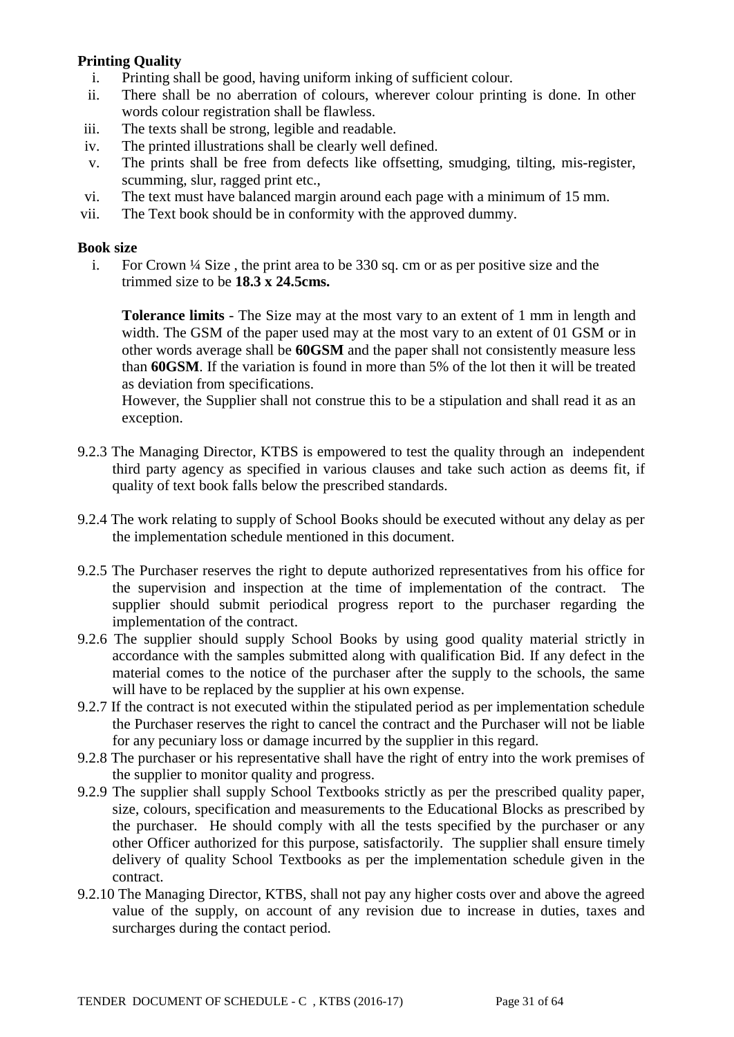**Printing Quality**

i. Printing shall be good, having uniform inking of sufficient colour.
ii. There shall be no aberration of colours, wherever colour printing is done. In other words colour registration shall be flawless.
iii. The texts shall be strong, legible and readable.
iv. The printed illustrations shall be clearly well defined.
v. The prints shall be free from defects like offsetting, smudging, tilting, mis-register, scumming, slur, ragged print etc.,
vi. The text must have balanced margin around each page with a minimum of 15 mm.
vii. The Text book should be in conformity with the approved dummy.

**Book size**

i. For Crown ¼ Size , the print area to be 330 sq. cm or as per positive size and the trimmed size to be **18.3 x 24.5cms.**

   **Tolerance limits** - The Size may at the most vary to an extent of 1 mm in length and width. The GSM of the paper used may at the most vary to an extent of 01 GSM or in other words average shall be **60GSM** and the paper shall not consistently measure less than **60GSM**. If the variation is found in more than 5% of the lot then it will be treated as deviation from specifications.
   However, the Supplier shall not construe this to be a stipulation and shall read it as an exception.

9.2.3 The Managing Director, KTBS is empowered to test the quality through an independent third party agency as specified in various clauses and take such action as deems fit, if quality of text book falls below the prescribed standards.

9.2.4 The work relating to supply of School Books should be executed without any delay as per the implementation schedule mentioned in this document.

9.2.5 The Purchaser reserves the right to depute authorized representatives from his office for the supervision and inspection at the time of implementation of the contract. The supplier should submit periodical progress report to the purchaser regarding the implementation of the contract.

9.2.6 The supplier should supply School Books by using good quality material strictly in accordance with the samples submitted along with qualification Bid. If any defect in the material comes to the notice of the purchaser after the supply to the schools, the same will have to be replaced by the supplier at his own expense.

9.2.7 If the contract is not executed within the stipulated period as per implementation schedule the Purchaser reserves the right to cancel the contract and the Purchaser will not be liable for any pecuniary loss or damage incurred by the supplier in this regard.

9.2.8 The purchaser or his representative shall have the right of entry into the work premises of the supplier to monitor quality and progress.

9.2.9 The supplier shall supply School Textbooks strictly as per the prescribed quality paper, size, colours, specification and measurements to the Educational Blocks as prescribed by the purchaser. He should comply with all the tests specified by the purchaser or any other Officer authorized for this purpose, satisfactorily. The supplier shall ensure timely delivery of quality School Textbooks as per the implementation schedule given in the contract.

9.2.10 The Managing Director, KTBS, shall not pay any higher costs over and above the agreed value of the supply, on account of any revision due to increase in duties, taxes and surcharges during the contact period.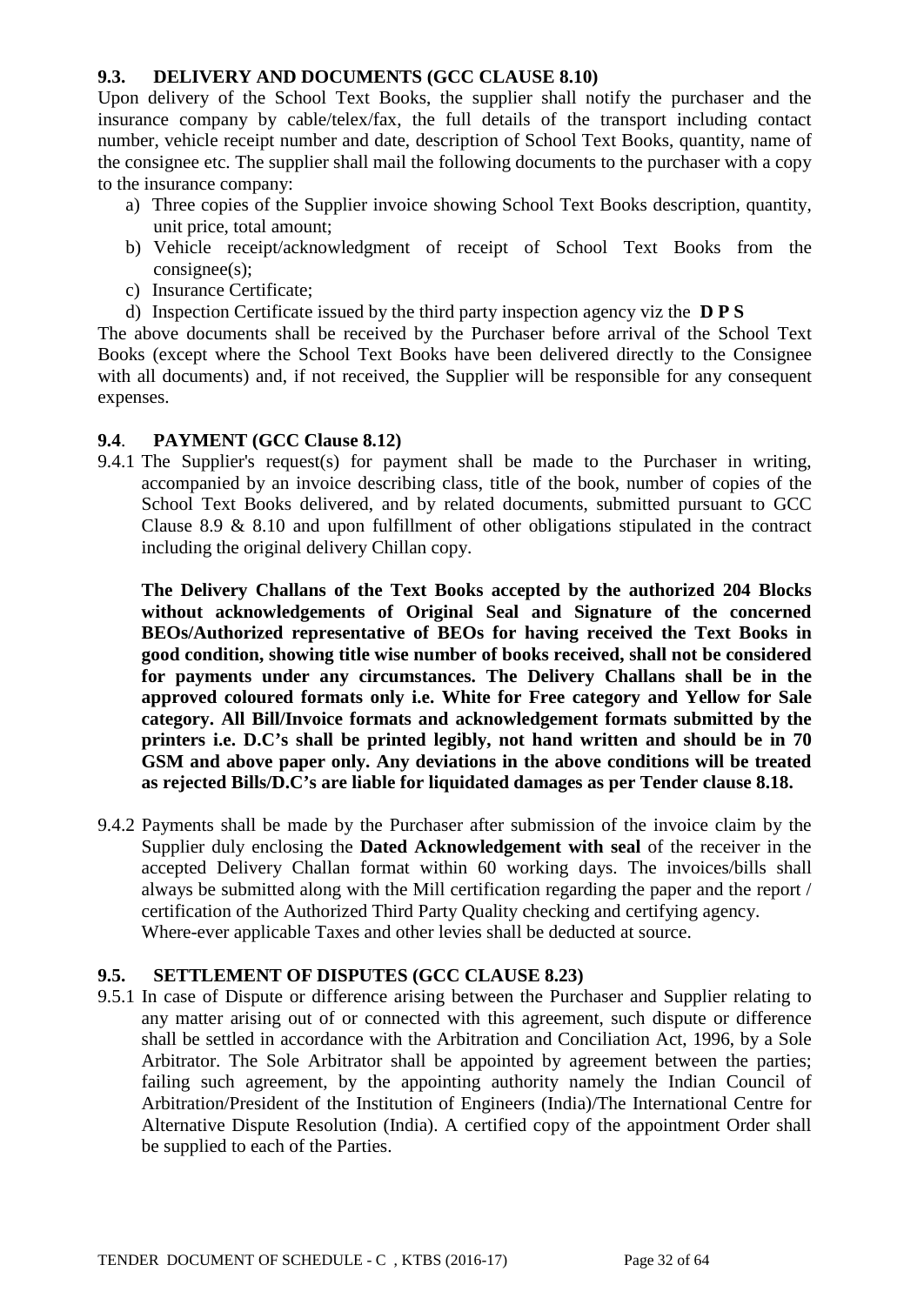### 9.3. DELIVERY AND DOCUMENTS (GCC CLAUSE 8.10)

Upon delivery of the School Text Books, the supplier shall notify the purchaser and the insurance company by cable/telex/fax, the full details of the transport including contact number, vehicle receipt number and date, description of School Text Books, quantity, name of the consignee etc. The supplier shall mail the following documents to the purchaser with a copy to the insurance company:

a) Three copies of the Supplier invoice showing School Text Books description, quantity, unit price, total amount;
b) Vehicle receipt/acknowledgment of receipt of School Text Books from the consignee(s);
c) Insurance Certificate;
d) Inspection Certificate issued by the third party inspection agency viz the **D P S**

The above documents shall be received by the Purchaser before arrival of the School Text Books (except where the School Text Books have been delivered directly to the Consignee with all documents) and, if not received, the Supplier will be responsible for any consequent expenses.

### 9.4. PAYMENT (GCC Clause 8.12)

9.4.1 The Supplier's request(s) for payment shall be made to the Purchaser in writing, accompanied by an invoice describing class, title of the book, number of copies of the School Text Books delivered, and by related documents, submitted pursuant to GCC Clause 8.9 & 8.10 and upon fulfillment of other obligations stipulated in the contract including the original delivery Chillan copy.

**The Delivery Challans of the Text Books accepted by the authorized 204 Blocks without acknowledgements of Original Seal and Signature of the concerned BEOs/Authorized representative of BEOs for having received the Text Books in good condition, showing title wise number of books received, shall not be considered for payments under any circumstances. The Delivery Challans shall be in the approved coloured formats only i.e. White for Free category and Yellow for Sale category. All Bill/Invoice formats and acknowledgement formats submitted by the printers i.e. D.C's shall be printed legibly, not hand written and should be in 70 GSM and above paper only. Any deviations in the above conditions will be treated as rejected Bills/D.C's are liable for liquidated damages as per Tender clause 8.18.**

9.4.2 Payments shall be made by the Purchaser after submission of the invoice claim by the Supplier duly enclosing the **Dated Acknowledgement with seal** of the receiver in the accepted Delivery Challan format within 60 working days. The invoices/bills shall always be submitted along with the Mill certification regarding the paper and the report / certification of the Authorized Third Party Quality checking and certifying agency. Where-ever applicable Taxes and other levies shall be deducted at source.

### 9.5. SETTLEMENT OF DISPUTES (GCC CLAUSE 8.23)

9.5.1 In case of Dispute or difference arising between the Purchaser and Supplier relating to any matter arising out of or connected with this agreement, such dispute or difference shall be settled in accordance with the Arbitration and Conciliation Act, 1996, by a Sole Arbitrator. The Sole Arbitrator shall be appointed by agreement between the parties; failing such agreement, by the appointing authority namely the Indian Council of Arbitration/President of the Institution of Engineers (India)/The International Centre for Alternative Dispute Resolution (India). A certified copy of the appointment Order shall be supplied to each of the Parties.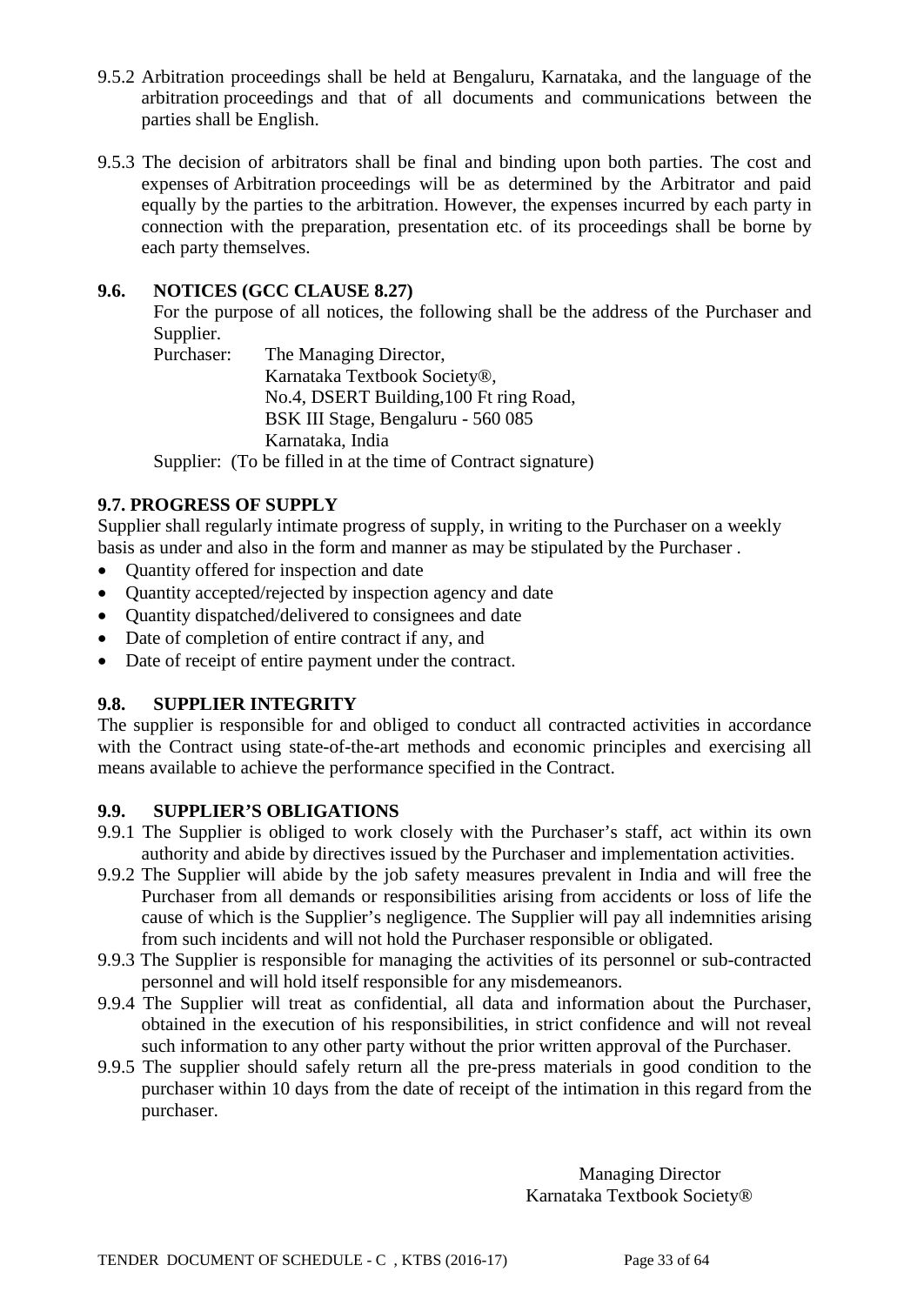9.5.2 Arbitration proceedings shall be held at Bengaluru, Karnataka, and the language of the arbitration proceedings and that of all documents and communications between the parties shall be English.

9.5.3 The decision of arbitrators shall be final and binding upon both parties. The cost and expenses of Arbitration proceedings will be as determined by the Arbitrator and paid equally by the parties to the arbitration. However, the expenses incurred by each party in connection with the preparation, presentation etc. of its proceedings shall be borne by each party themselves.

### 9.6. NOTICES (GCC CLAUSE 8.27)

For the purpose of all notices, the following shall be the address of the Purchaser and Supplier.

Purchaser: The Managing Director,
Karnataka Textbook Society®,
No.4, DSERT Building,100 Ft ring Road,
BSK III Stage, Bengaluru - 560 085
Karnataka, India

Supplier: (To be filled in at the time of Contract signature)

### 9.7. PROGRESS OF SUPPLY

Supplier shall regularly intimate progress of supply, in writing to the Purchaser on a weekly basis as under and also in the form and manner as may be stipulated by the Purchaser .

- Quantity offered for inspection and date
- Quantity accepted/rejected by inspection agency and date
- Quantity dispatched/delivered to consignees and date
- Date of completion of entire contract if any, and
- Date of receipt of entire payment under the contract.

### 9.8. SUPPLIER INTEGRITY

The supplier is responsible for and obliged to conduct all contracted activities in accordance with the Contract using state-of-the-art methods and economic principles and exercising all means available to achieve the performance specified in the Contract.

### 9.9. SUPPLIER'S OBLIGATIONS

9.9.1 The Supplier is obliged to work closely with the Purchaser's staff, act within its own authority and abide by directives issued by the Purchaser and implementation activities.

9.9.2 The Supplier will abide by the job safety measures prevalent in India and will free the Purchaser from all demands or responsibilities arising from accidents or loss of life the cause of which is the Supplier's negligence. The Supplier will pay all indemnities arising from such incidents and will not hold the Purchaser responsible or obligated.

9.9.3 The Supplier is responsible for managing the activities of its personnel or sub-contracted personnel and will hold itself responsible for any misdemeanors.

9.9.4 The Supplier will treat as confidential, all data and information about the Purchaser, obtained in the execution of his responsibilities, in strict confidence and will not reveal such information to any other party without the prior written approval of the Purchaser.

9.9.5 The supplier should safely return all the pre-press materials in good condition to the purchaser within 10 days from the date of receipt of the intimation in this regard from the purchaser.

Managing Director
Karnataka Textbook Society®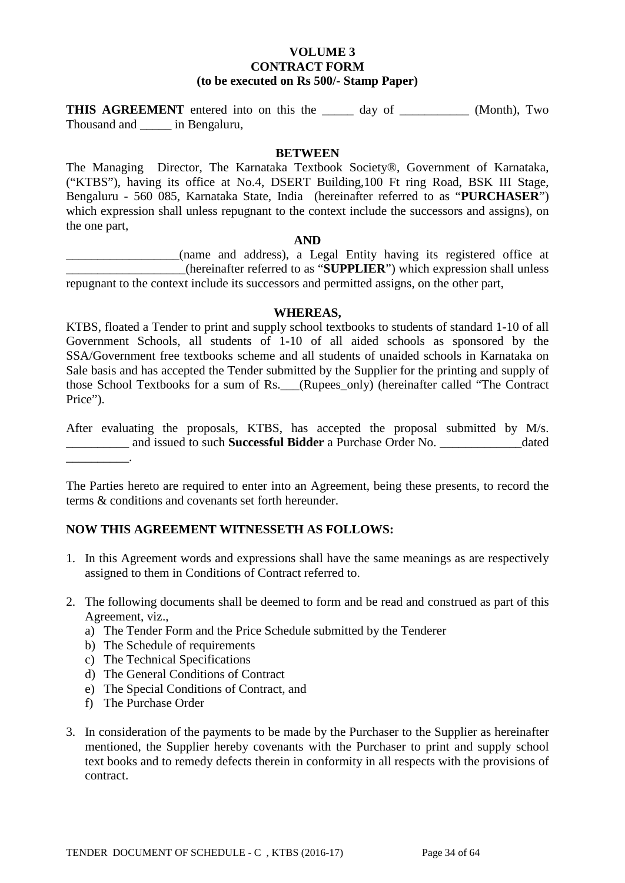**VOLUME 3**
**CONTRACT FORM**
**(to be executed on Rs 500/- Stamp Paper)**

**THIS AGREEMENT** entered into on this the _____ day of ___________ (Month), Two Thousand and _____ in Bengaluru,

**BETWEEN**

The Managing Director, The Karnataka Textbook Society®, Government of Karnataka, ("KTBS"), having its office at No.4, DSERT Building,100 Ft ring Road, BSK III Stage, Bengaluru - 560 085, Karnataka State, India (hereinafter referred to as "**PURCHASER**") which expression shall unless repugnant to the context include the successors and assigns), on the one part,

**AND**

__________________(name and address), a Legal Entity having its registered office at ___________________(hereinafter referred to as "**SUPPLIER**") which expression shall unless repugnant to the context include its successors and permitted assigns, on the other part,

**WHEREAS,**

KTBS, floated a Tender to print and supply school textbooks to students of standard 1-10 of all Government Schools, all students of 1-10 of all aided schools as sponsored by the SSA/Government free textbooks scheme and all students of unaided schools in Karnataka on Sale basis and has accepted the Tender submitted by the Supplier for the printing and supply of those School Textbooks for a sum of Rs.___(Rupees_only) (hereinafter called "The Contract Price").

After evaluating the proposals, KTBS, has accepted the proposal submitted by M/s. __________ and issued to such **Successful Bidder** a Purchase Order No. _____________dated __________.

The Parties hereto are required to enter into an Agreement, being these presents, to record the terms & conditions and covenants set forth hereunder.

**NOW THIS AGREEMENT WITNESSETH AS FOLLOWS:**

1. In this Agreement words and expressions shall have the same meanings as are respectively assigned to them in Conditions of Contract referred to.

2. The following documents shall be deemed to form and be read and construed as part of this Agreement, viz.,
   a) The Tender Form and the Price Schedule submitted by the Tenderer
   b) The Schedule of requirements
   c) The Technical Specifications
   d) The General Conditions of Contract
   e) The Special Conditions of Contract, and
   f) The Purchase Order

3. In consideration of the payments to be made by the Purchaser to the Supplier as hereinafter mentioned, the Supplier hereby covenants with the Purchaser to print and supply school text books and to remedy defects therein in conformity in all respects with the provisions of contract.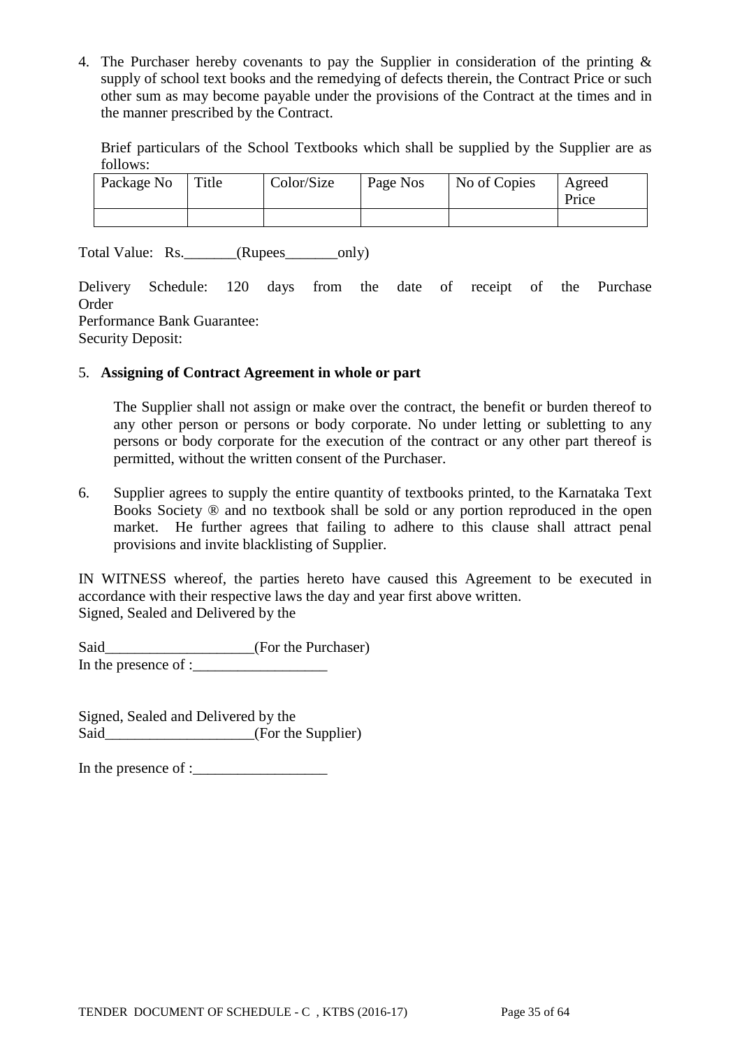4. The Purchaser hereby covenants to pay the Supplier in consideration of the printing & supply of school text books and the remedying of defects therein, the Contract Price or such other sum as may become payable under the provisions of the Contract at the times and in the manner prescribed by the Contract.

   Brief particulars of the School Textbooks which shall be supplied by the Supplier are as follows:

| Package No | Title | Color/Size | Page Nos | No of Copies | Agreed Price |
|---|---|---|---|---|---|
| | | | | | |

Total Value: Rs._______(Rupees_______only)

Delivery Schedule: 120 days from the date of receipt of the Purchase Order
Performance Bank Guarantee:
Security Deposit:

5. **Assigning of Contract Agreement in whole or part**

   The Supplier shall not assign or make over the contract, the benefit or burden thereof to any other person or persons or body corporate. No under letting or subletting to any persons or body corporate for the execution of the contract or any other part thereof is permitted, without the written consent of the Purchaser.

6. Supplier agrees to supply the entire quantity of textbooks printed, to the Karnataka Text Books Society ® and no textbook shall be sold or any portion reproduced in the open market. He further agrees that failing to adhere to this clause shall attract penal provisions and invite blacklisting of Supplier.

IN WITNESS whereof, the parties hereto have caused this Agreement to be executed in accordance with their respective laws the day and year first above written.
Signed, Sealed and Delivered by the

Said____________________(For the Purchaser)
In the presence of :__________________

Signed, Sealed and Delivered by the
Said____________________(For the Supplier)

In the presence of :__________________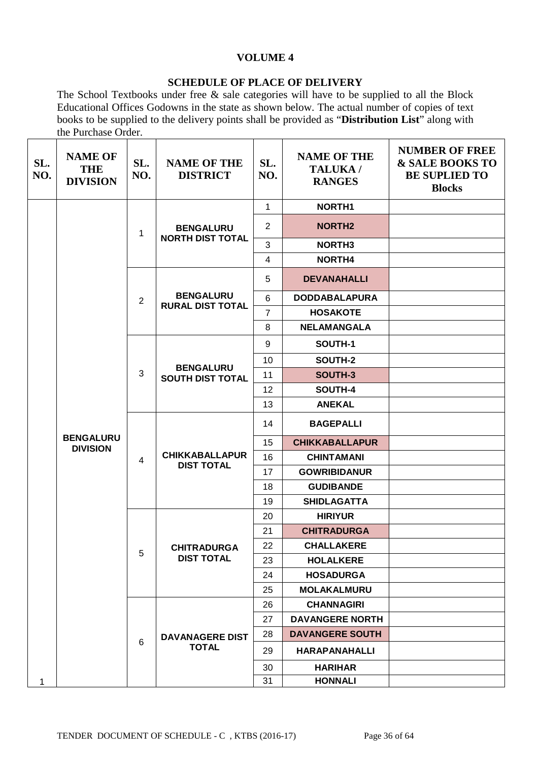# VOLUME 4

## SCHEDULE OF PLACE OF DELIVERY

The School Textbooks under free & sale categories will have to be supplied to all the Block Educational Offices Godowns in the state as shown below. The actual number of copies of text books to be supplied to the delivery points shall be provided as "**Distribution List**" along with the Purchase Order.

| SL. NO. | NAME OF THE DIVISION | SL. NO. | NAME OF THE DISTRICT | SL. NO. | NAME OF THE TALUKA / RANGES | NUMBER OF FREE & SALE BOOKS TO BE SUPLIED TO Blocks |
|---|---|---|---|---|---|---|
| 1 | BENGALURU DIVISION | 1 | BENGALURU NORTH DIST TOTAL | 1 | NORTH1 | |
| | | | | 2 | NORTH2 | |
| | | | | 3 | NORTH3 | |
| | | | | 4 | NORTH4 | |
| | | 2 | BENGALURU RURAL DIST TOTAL | 5 | DEVANAHALLI | |
| | | | | 6 | DODDABALAPURA | |
| | | | | 7 | HOSAKOTE | |
| | | | | 8 | NELAMANGALA | |
| | | 3 | BENGALURU SOUTH DIST TOTAL | 9 | SOUTH-1 | |
| | | | | 10 | SOUTH-2 | |
| | | | | 11 | SOUTH-3 | |
| | | | | 12 | SOUTH-4 | |
| | | | | 13 | ANEKAL | |
| | | 4 | CHIKKABALLAPUR DIST TOTAL | 14 | BAGEPALLI | |
| | | | | 15 | CHIKKABALLAPUR | |
| | | | | 16 | CHINTAMANI | |
| | | | | 17 | GOWRIBIDANUR | |
| | | | | 18 | GUDIBANDE | |
| | | | | 19 | SHIDLAGATTA | |
| | | 5 | CHITRADURGA DIST TOTAL | 20 | HIRIYUR | |
| | | | | 21 | CHITRADURGA | |
| | | | | 22 | CHALLAKERE | |
| | | | | 23 | HOLALKERE | |
| | | | | 24 | HOSADURGA | |
| | | | | 25 | MOLAKALMURU | |
| | | 6 | DAVANAGERE DIST TOTAL | 26 | CHANNAGIRI | |
| | | | | 27 | DAVANGERE NORTH | |
| | | | | 28 | DAVANGERE SOUTH | |
| | | | | 29 | HARAPANAHALLI | |
| | | | | 30 | HARIHAR | |
| | | | | 31 | HONNALI | |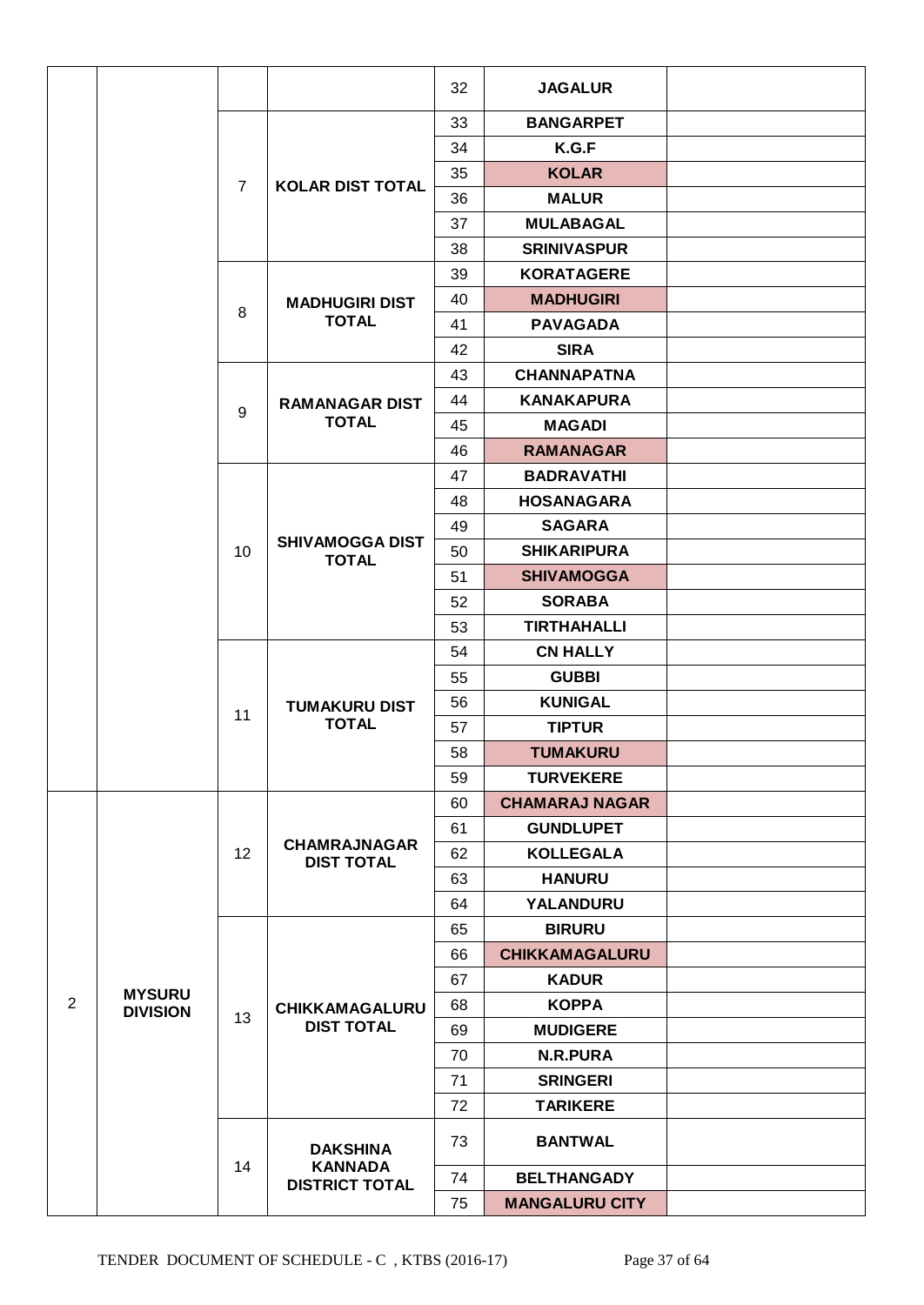| | | | | 32 | **JAGALUR** | |
|---|---|---|---|---|---|---|
| | | 7 | **KOLAR DIST TOTAL** | 33 | **BANGARPET** | |
| | | | | 34 | **K.G.F** | |
| | | | | 35 | **KOLAR** | |
| | | | | 36 | **MALUR** | |
| | | | | 37 | **MULABAGAL** | |
| | | | | 38 | **SRINIVASPUR** | |
| | | 8 | **MADHUGIRI DIST TOTAL** | 39 | **KORATAGERE** | |
| | | | | 40 | **MADHUGIRI** | |
| | | | | 41 | **PAVAGADA** | |
| | | | | 42 | **SIRA** | |
| | | 9 | **RAMANAGAR DIST TOTAL** | 43 | **CHANNAPATNA** | |
| | | | | 44 | **KANAKAPURA** | |
| | | | | 45 | **MAGADI** | |
| | | | | 46 | **RAMANAGAR** | |
| | | 10 | **SHIVAMOGGA DIST TOTAL** | 47 | **BADRAVATHI** | |
| | | | | 48 | **HOSANAGARA** | |
| | | | | 49 | **SAGARA** | |
| | | | | 50 | **SHIKARIPURA** | |
| | | | | 51 | **SHIVAMOGGA** | |
| | | | | 52 | **SORABA** | |
| | | | | 53 | **TIRTHAHALLI** | |
| | | 11 | **TUMAKURU DIST TOTAL** | 54 | **CN HALLY** | |
| | | | | 55 | **GUBBI** | |
| | | | | 56 | **KUNIGAL** | |
| | | | | 57 | **TIPTUR** | |
| | | | | 58 | **TUMAKURU** | |
| | | | | 59 | **TURVEKERE** | |
| 2 | **MYSURU DIVISION** | 12 | **CHAMRAJNAGAR DIST TOTAL** | 60 | **CHAMARAJ NAGAR** | |
| | | | | 61 | **GUNDLUPET** | |
| | | | | 62 | **KOLLEGALA** | |
| | | | | 63 | **HANURU** | |
| | | | | 64 | **YALANDURU** | |
| | | 13 | **CHIKKAMAGALURU DIST TOTAL** | 65 | **BIRURU** | |
| | | | | 66 | **CHIKKAMAGALURU** | |
| | | | | 67 | **KADUR** | |
| | | | | 68 | **KOPPA** | |
| | | | | 69 | **MUDIGERE** | |
| | | | | 70 | **N.R.PURA** | |
| | | | | 71 | **SRINGERI** | |
| | | | | 72 | **TARIKERE** | |
| | | 14 | **DAKSHINA KANNADA DISTRICT TOTAL** | 73 | **BANTWAL** | |
| | | | | 74 | **BELTHANGADY** | |
| | | | | 75 | **MANGALURU CITY** | |

TENDER DOCUMENT OF SCHEDULE - C , KTBS (2016-17)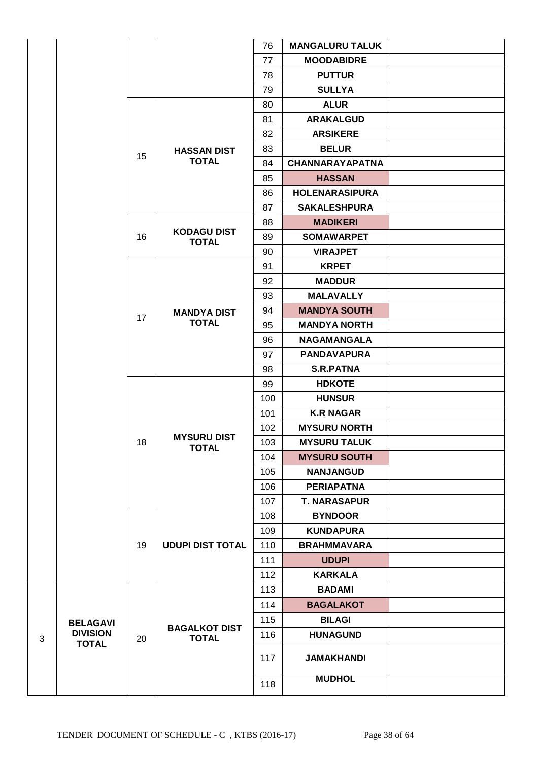| | | | | | | |
|---|---|---|---|---|---|---|
| | | | | 76 | **MANGALURU TALUK** | |
| | | | | 77 | **MOODABIDRE** | |
| | | | | 78 | **PUTTUR** | |
| | | | | 79 | **SULLYA** | |
| | | 15 | **HASSAN DIST TOTAL** | 80 | **ALUR** | |
| | | | | 81 | **ARAKALGUD** | |
| | | | | 82 | **ARSIKERE** | |
| | | | | 83 | **BELUR** | |
| | | | | 84 | **CHANNARAYAPATNA** | |
| | | | | 85 | **HASSAN** | |
| | | | | 86 | **HOLENARASIPURA** | |
| | | | | 87 | **SAKALESHPURA** | |
| | | 16 | **KODAGU DIST TOTAL** | 88 | **MADIKERI** | |
| | | | | 89 | **SOMAWARPET** | |
| | | | | 90 | **VIRAJPET** | |
| | | 17 | **MANDYA DIST TOTAL** | 91 | **KRPET** | |
| | | | | 92 | **MADDUR** | |
| | | | | 93 | **MALAVALLY** | |
| | | | | 94 | **MANDYA SOUTH** | |
| | | | | 95 | **MANDYA NORTH** | |
| | | | | 96 | **NAGAMANGALA** | |
| | | | | 97 | **PANDAVAPURA** | |
| | | | | 98 | **S.R.PATNA** | |
| | | 18 | **MYSURU DIST TOTAL** | 99 | **HDKOTE** | |
| | | | | 100 | **HUNSUR** | |
| | | | | 101 | **K.R NAGAR** | |
| | | | | 102 | **MYSURU NORTH** | |
| | | | | 103 | **MYSURU TALUK** | |
| | | | | 104 | **MYSURU SOUTH** | |
| | | | | 105 | **NANJANGUD** | |
| | | | | 106 | **PERIAPATNA** | |
| | | | | 107 | **T. NARASAPUR** | |
| | | 19 | **UDUPI DIST TOTAL** | 108 | **BYNDOOR** | |
| | | | | 109 | **KUNDAPURA** | |
| | | | | 110 | **BRAHMMAVARA** | |
| | | | | 111 | **UDUPI** | |
| | | | | 112 | **KARKALA** | |
| 3 | **BELAGAVI DIVISION TOTAL** | 20 | **BAGALKOT DIST TOTAL** | 113 | **BADAMI** | |
| | | | | 114 | **BAGALAKOT** | |
| | | | | 115 | **BILAGI** | |
| | | | | 116 | **HUNAGUND** | |
| | | | | 117 | **JAMAKHANDI** | |
| | | | | 118 | **MUDHOL** | |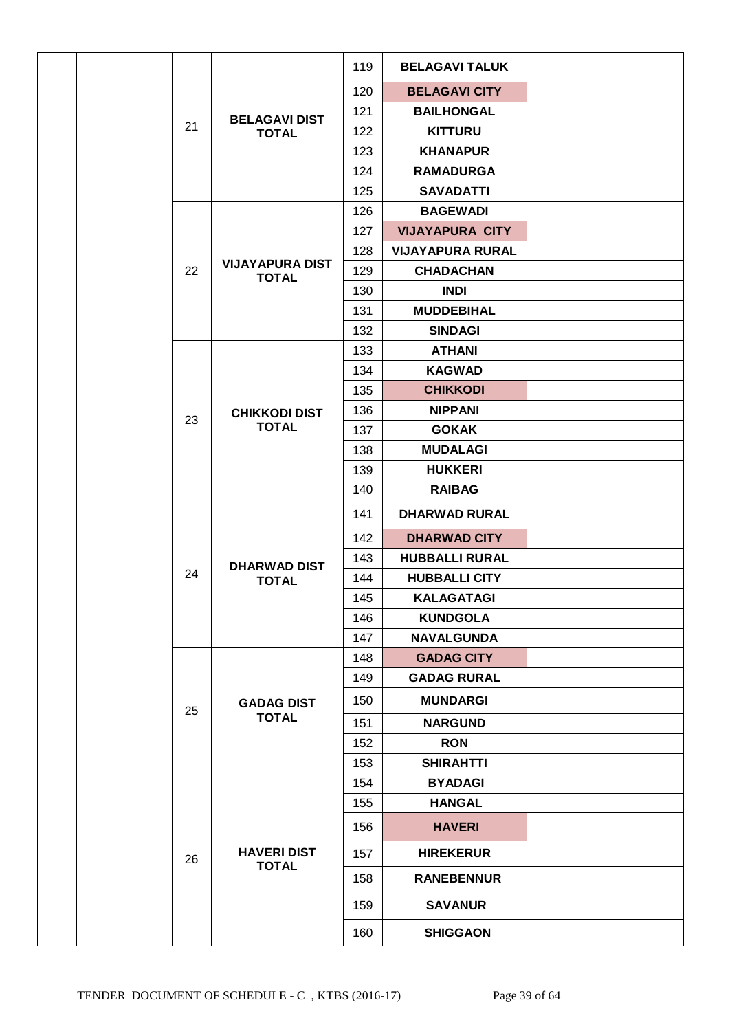| | | | | | | |
|---|---|---|---|---|---|---|
| | | 21 | BELAGAVI DIST TOTAL | 119 | BELAGAVI TALUK | |
| | | | | 120 | BELAGAVI CITY | |
| | | | | 121 | BAILHONGAL | |
| | | | | 122 | KITTURU | |
| | | | | 123 | KHANAPUR | |
| | | | | 124 | RAMADURGA | |
| | | | | 125 | SAVADATTI | |
| | | 22 | VIJAYAPURA DIST TOTAL | 126 | BAGEWADI | |
| | | | | 127 | VIJAYAPURA CITY | |
| | | | | 128 | VIJAYAPURA RURAL | |
| | | | | 129 | CHADACHAN | |
| | | | | 130 | INDI | |
| | | | | 131 | MUDDEBIHAL | |
| | | | | 132 | SINDAGI | |
| | | 23 | CHIKKODI DIST TOTAL | 133 | ATHANI | |
| | | | | 134 | KAGWAD | |
| | | | | 135 | CHIKKODI | |
| | | | | 136 | NIPPANI | |
| | | | | 137 | GOKAK | |
| | | | | 138 | MUDALAGI | |
| | | | | 139 | HUKKERI | |
| | | | | 140 | RAIBAG | |
| | | 24 | DHARWAD DIST TOTAL | 141 | DHARWAD RURAL | |
| | | | | 142 | DHARWAD CITY | |
| | | | | 143 | HUBBALLI RURAL | |
| | | | | 144 | HUBBALLI CITY | |
| | | | | 145 | KALAGATAGI | |
| | | | | 146 | KUNDGOLA | |
| | | | | 147 | NAVALGUNDA | |
| | | 25 | GADAG DIST TOTAL | 148 | GADAG CITY | |
| | | | | 149 | GADAG RURAL | |
| | | | | 150 | MUNDARGI | |
| | | | | 151 | NARGUND | |
| | | | | 152 | RON | |
| | | | | 153 | SHIRAHTTI | |
| | | 26 | HAVERI DIST TOTAL | 154 | BYADAGI | |
| | | | | 155 | HANGAL | |
| | | | | 156 | HAVERI | |
| | | | | 157 | HIREKERUR | |
| | | | | 158 | RANEBENNUR | |
| | | | | 159 | SAVANUR | |
| | | | | 160 | SHIGGAON | |

TENDER DOCUMENT OF SCHEDULE - C , KTBS (2016-17)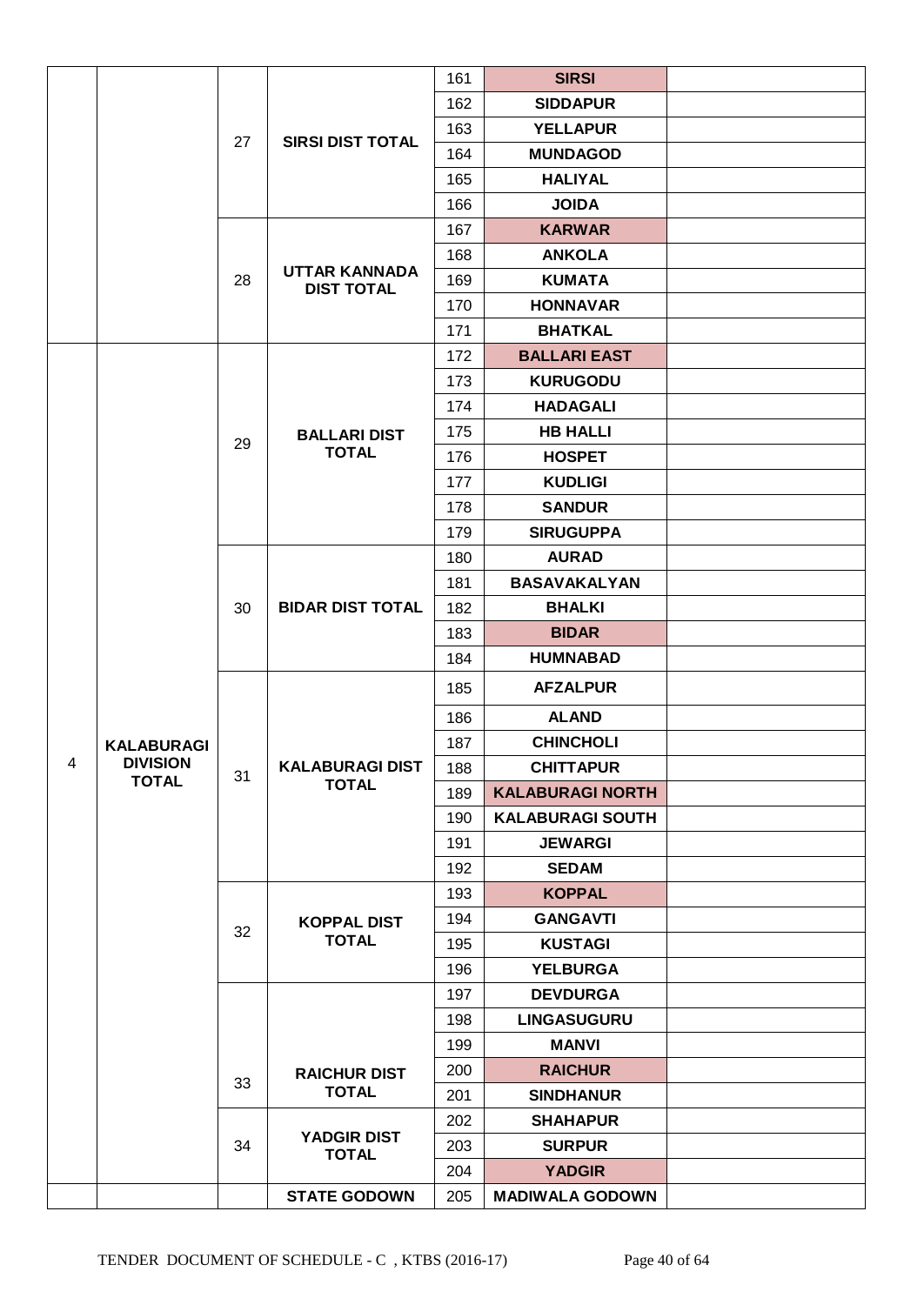| | | | | 161 | **SIRSI** | |
|---|---|---|---|---|---|---|
| | | 27 | **SIRSI DIST TOTAL** | 162 | **SIDDAPUR** | |
| | | | | 163 | **YELLAPUR** | |
| | | | | 164 | **MUNDAGOD** | |
| | | | | 165 | **HALIYAL** | |
| | | | | 166 | **JOIDA** | |
| | | 28 | **UTTAR KANNADA DIST TOTAL** | 167 | **KARWAR** | |
| | | | | 168 | **ANKOLA** | |
| | | | | 169 | **KUMATA** | |
| | | | | 170 | **HONNAVAR** | |
| | | | | 171 | **BHATKAL** | |
| 4 | **KALABURAGI DIVISION TOTAL** | 29 | **BALLARI DIST TOTAL** | 172 | **BALLARI EAST** | |
| | | | | 173 | **KURUGODU** | |
| | | | | 174 | **HADAGALI** | |
| | | | | 175 | **HB HALLI** | |
| | | | | 176 | **HOSPET** | |
| | | | | 177 | **KUDLIGI** | |
| | | | | 178 | **SANDUR** | |
| | | | | 179 | **SIRUGUPPA** | |
| | | 30 | **BIDAR DIST TOTAL** | 180 | **AURAD** | |
| | | | | 181 | **BASAVAKALYAN** | |
| | | | | 182 | **BHALKI** | |
| | | | | 183 | **BIDAR** | |
| | | | | 184 | **HUMNABAD** | |
| | | 31 | **KALABURAGI DIST TOTAL** | 185 | **AFZALPUR** | |
| | | | | 186 | **ALAND** | |
| | | | | 187 | **CHINCHOLI** | |
| | | | | 188 | **CHITTAPUR** | |
| | | | | 189 | **KALABURAGI NORTH** | |
| | | | | 190 | **KALABURAGI SOUTH** | |
| | | | | 191 | **JEWARGI** | |
| | | | | 192 | **SEDAM** | |
| | | 32 | **KOPPAL DIST TOTAL** | 193 | **KOPPAL** | |
| | | | | 194 | **GANGAVTI** | |
| | | | | 195 | **KUSTAGI** | |
| | | | | 196 | **YELBURGA** | |
| | | 33 | **RAICHUR DIST TOTAL** | 197 | **DEVDURGA** | |
| | | | | 198 | **LINGASUGURU** | |
| | | | | 199 | **MANVI** | |
| | | | | 200 | **RAICHUR** | |
| | | | | 201 | **SINDHANUR** | |
| | | 34 | **YADGIR DIST TOTAL** | 202 | **SHAHAPUR** | |
| | | | | 203 | **SURPUR** | |
| | | | | 204 | **YADGIR** | |
| | | | **STATE GODOWN** | 205 | **MADIWALA GODOWN** | |

TENDER DOCUMENT OF SCHEDULE - C , KTBS (2016-17)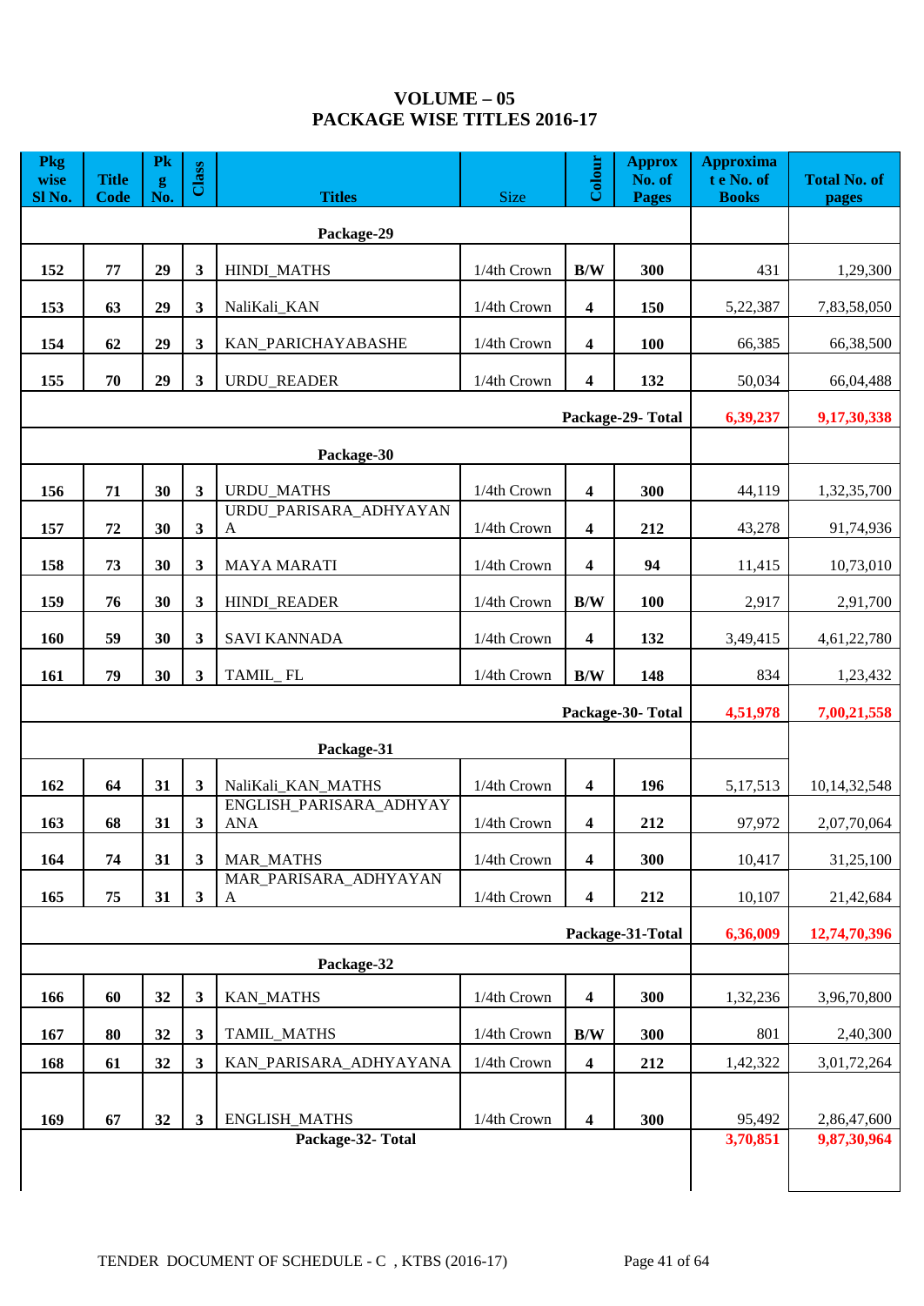# VOLUME – 05
## PACKAGE WISE TITLES 2016-17

| Pkg wise Sl No. | Title Code | Pkg No. | Class | Titles | Size | Colour | Approx No. of Pages | Approximate No. of Books | Total No. of pages |
|---|---|---|---|---|---|---|---|---|---|
| | | | | **Package-29** | | | | | |
| 152 | 77 | 29 | 3 | HINDI_MATHS | 1/4th Crown | B/W | 300 | 431 | 1,29,300 |
| 153 | 63 | 29 | 3 | NaliKali_KAN | 1/4th Crown | 4 | 150 | 5,22,387 | 7,83,58,050 |
| 154 | 62 | 29 | 3 | KAN_PARICHAYABASHE | 1/4th Crown | 4 | 100 | 66,385 | 66,38,500 |
| 155 | 70 | 29 | 3 | URDU_READER | 1/4th Crown | 4 | 132 | 50,034 | 66,04,488 |
| | | | | | | **Package-29- Total** | | **6,39,237** | **9,17,30,338** |
| | | | | **Package-30** | | | | | |
| 156 | 71 | 30 | 3 | URDU_MATHS | 1/4th Crown | 4 | 300 | 44,119 | 1,32,35,700 |
| 157 | 72 | 30 | 3 | URDU_PARISARA_ADHYAYANA | 1/4th Crown | 4 | 212 | 43,278 | 91,74,936 |
| 158 | 73 | 30 | 3 | MAYA MARATI | 1/4th Crown | 4 | 94 | 11,415 | 10,73,010 |
| 159 | 76 | 30 | 3 | HINDI_READER | 1/4th Crown | B/W | 100 | 2,917 | 2,91,700 |
| 160 | 59 | 30 | 3 | SAVI KANNADA | 1/4th Crown | 4 | 132 | 3,49,415 | 4,61,22,780 |
| 161 | 79 | 30 | 3 | TAMIL_ FL | 1/4th Crown | B/W | 148 | 834 | 1,23,432 |
| | | | | | | **Package-30- Total** | | **4,51,978** | **7,00,21,558** |
| | | | | **Package-31** | | | | | |
| 162 | 64 | 31 | 3 | NaliKali_KAN_MATHS | 1/4th Crown | 4 | 196 | 5,17,513 | 10,14,32,548 |
| 163 | 68 | 31 | 3 | ENGLISH_PARISARA_ADHYAYANA | 1/4th Crown | 4 | 212 | 97,972 | 2,07,70,064 |
| 164 | 74 | 31 | 3 | MAR_MATHS | 1/4th Crown | 4 | 300 | 10,417 | 31,25,100 |
| 165 | 75 | 31 | 3 | MAR_PARISARA_ADHYAYANA | 1/4th Crown | 4 | 212 | 10,107 | 21,42,684 |
| | | | | | | **Package-31-Total** | | **6,36,009** | **12,74,70,396** |
| | | | | **Package-32** | | | | | |
| 166 | 60 | 32 | 3 | KAN_MATHS | 1/4th Crown | 4 | 300 | 1,32,236 | 3,96,70,800 |
| 167 | 80 | 32 | 3 | TAMIL_MATHS | 1/4th Crown | B/W | 300 | 801 | 2,40,300 |
| 168 | 61 | 32 | 3 | KAN_PARISARA_ADHYAYANA | 1/4th Crown | 4 | 212 | 1,42,322 | 3,01,72,264 |
| 169 | 67 | 32 | 3 | ENGLISH_MATHS | 1/4th Crown | 4 | 300 | 95,492 | 2,86,47,600 |
| | | | | **Package-32- Total** | | | | **3,70,851** | **9,87,30,964** |

TENDER DOCUMENT OF SCHEDULE - C , KTBS (2016-17)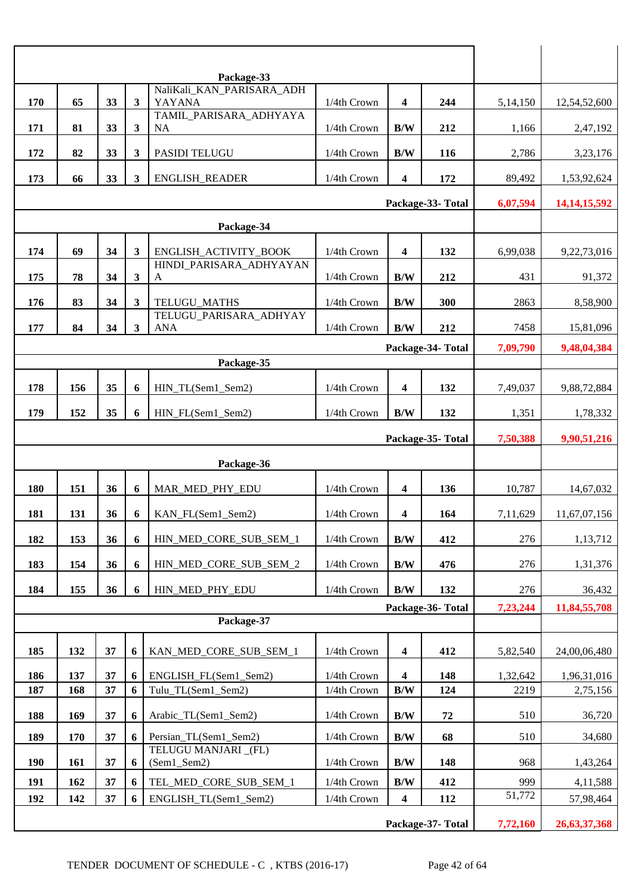| | | | | | | | | | |
|---|---|---|---|---|---|---|---|---|---|
| | | | | **Package-33** | | | | | |
| **170** | **65** | **33** | **3** | NaliKali_KAN_PARISARA_ADHYAYANA | 1/4th Crown | **4** | **244** | 5,14,150 | 12,54,52,600 |
| **171** | **81** | **33** | **3** | TAMIL_PARISARA_ADHYAYANA | 1/4th Crown | **B/W** | **212** | 1,166 | 2,47,192 |
| **172** | **82** | **33** | **3** | PASIDI TELUGU | 1/4th Crown | **B/W** | **116** | 2,786 | 3,23,176 |
| **173** | **66** | **33** | **3** | ENGLISH_READER | 1/4th Crown | **4** | **172** | 89,492 | 1,53,92,624 |
| | | | | | | | **Package-33- Total** | **6,07,594** | **14,14,15,592** |
| | | | | **Package-34** | | | | | |
| **174** | **69** | **34** | **3** | ENGLISH_ACTIVITY_BOOK | 1/4th Crown | **4** | **132** | 6,99,038 | 9,22,73,016 |
| **175** | **78** | **34** | **3** | HINDI_PARISARA_ADHYAYANA | 1/4th Crown | **B/W** | **212** | 431 | 91,372 |
| **176** | **83** | **34** | **3** | TELUGU_MATHS | 1/4th Crown | **B/W** | **300** | 2863 | 8,58,900 |
| **177** | **84** | **34** | **3** | TELUGU_PARISARA_ADHYAYANA | 1/4th Crown | **B/W** | **212** | 7458 | 15,81,096 |
| | | | | | | | **Package-34- Total** | **7,09,790** | **9,48,04,384** |
| | | | | **Package-35** | | | | | |
| **178** | **156** | **35** | **6** | HIN_TL(Sem1_Sem2) | 1/4th Crown | **4** | **132** | 7,49,037 | 9,88,72,884 |
| **179** | **152** | **35** | **6** | HIN_FL(Sem1_Sem2) | 1/4th Crown | **B/W** | **132** | 1,351 | 1,78,332 |
| | | | | | | | **Package-35- Total** | **7,50,388** | **9,90,51,216** |
| | | | | **Package-36** | | | | | |
| **180** | **151** | **36** | **6** | MAR_MED_PHY_EDU | 1/4th Crown | **4** | **136** | 10,787 | 14,67,032 |
| **181** | **131** | **36** | **6** | KAN_FL(Sem1_Sem2) | 1/4th Crown | **4** | **164** | 7,11,629 | 11,67,07,156 |
| **182** | **153** | **36** | **6** | HIN_MED_CORE_SUB_SEM_1 | 1/4th Crown | **B/W** | **412** | 276 | 1,13,712 |
| **183** | **154** | **36** | **6** | HIN_MED_CORE_SUB_SEM_2 | 1/4th Crown | **B/W** | **476** | 276 | 1,31,376 |
| **184** | **155** | **36** | **6** | HIN_MED_PHY_EDU | 1/4th Crown | **B/W** | **132** | 276 | 36,432 |
| | | | | | | | **Package-36- Total** | **7,23,244** | **11,84,55,708** |
| | | | | **Package-37** | | | | | |
| **185** | **132** | **37** | **6** | KAN_MED_CORE_SUB_SEM_1 | 1/4th Crown | **4** | **412** | 5,82,540 | 24,00,06,480 |
| **186** | **137** | **37** | **6** | ENGLISH_FL(Sem1_Sem2) | 1/4th Crown | **4** | **148** | 1,32,642 | 1,96,31,016 |
| **187** | **168** | **37** | **6** | Tulu_TL(Sem1_Sem2) | 1/4th Crown | **B/W** | **124** | 2219 | 2,75,156 |
| **188** | **169** | **37** | **6** | Arabic_TL(Sem1_Sem2) | 1/4th Crown | **B/W** | **72** | 510 | 36,720 |
| **189** | **170** | **37** | **6** | Persian_TL(Sem1_Sem2) | 1/4th Crown | **B/W** | **68** | 510 | 34,680 |
| **190** | **161** | **37** | **6** | TELUGU MANJARI _(FL) (Sem1_Sem2) | 1/4th Crown | **B/W** | **148** | 968 | 1,43,264 |
| **191** | **162** | **37** | **6** | TEL_MED_CORE_SUB_SEM_1 | 1/4th Crown | **B/W** | **412** | 999 | 4,11,588 |
| **192** | **142** | **37** | **6** | ENGLISH_TL(Sem1_Sem2) | 1/4th Crown | **4** | **112** | 51,772 | 57,98,464 |
| | | | | | | | **Package-37- Total** | **7,72,160** | **26,63,37,368** |

TENDER DOCUMENT OF SCHEDULE - C , KTBS (2016-17)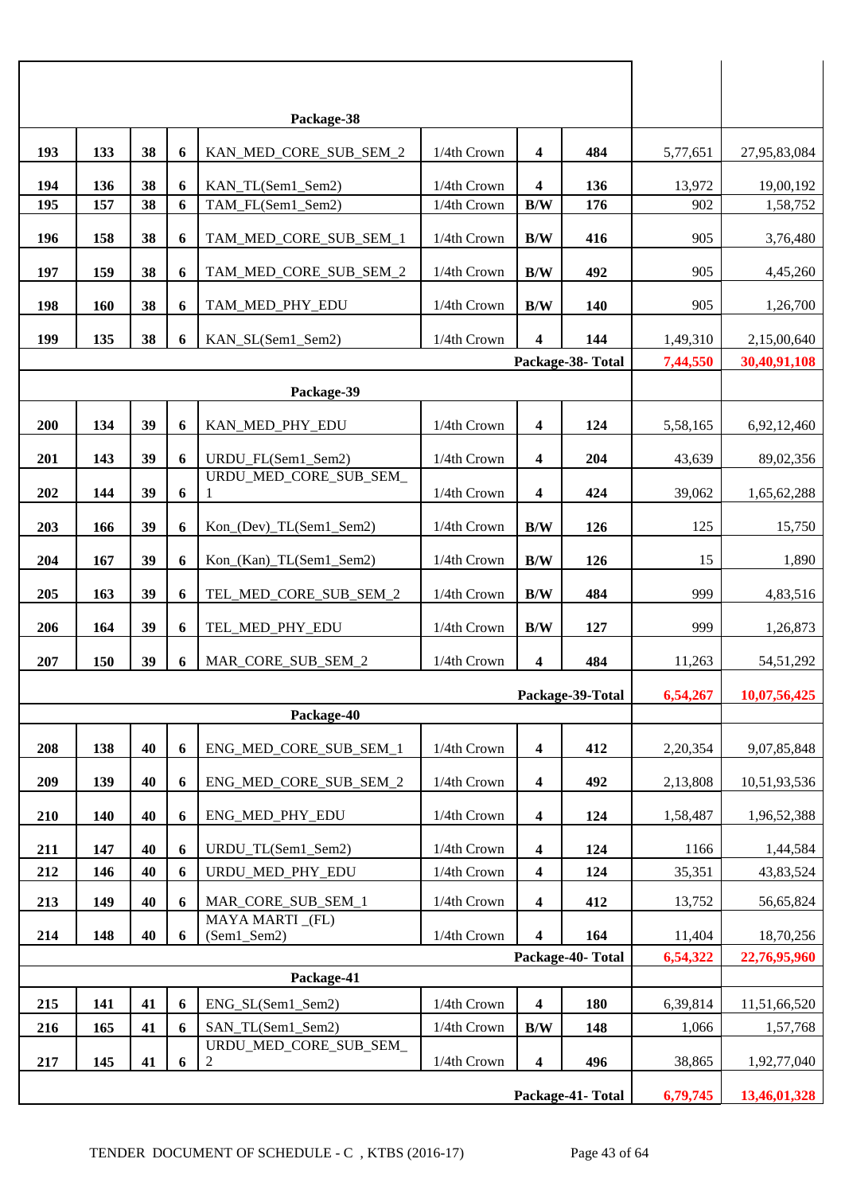| | | | | | | | | | |
|---|---|---|---|---|---|---|---|---|---|
| | | | | **Package-38** | | | | | |
| **193** | **133** | **38** | **6** | KAN_MED_CORE_SUB_SEM_2 | 1/4th Crown | **4** | **484** | 5,77,651 | 27,95,83,084 |
| **194** | **136** | **38** | **6** | KAN_TL(Sem1_Sem2) | 1/4th Crown | **4** | **136** | 13,972 | 19,00,192 |
| **195** | **157** | **38** | **6** | TAM_FL(Sem1_Sem2) | 1/4th Crown | **B/W** | **176** | 902 | 1,58,752 |
| **196** | **158** | **38** | **6** | TAM_MED_CORE_SUB_SEM_1 | 1/4th Crown | **B/W** | **416** | 905 | 3,76,480 |
| **197** | **159** | **38** | **6** | TAM_MED_CORE_SUB_SEM_2 | 1/4th Crown | **B/W** | **492** | 905 | 4,45,260 |
| **198** | **160** | **38** | **6** | TAM_MED_PHY_EDU | 1/4th Crown | **B/W** | **140** | 905 | 1,26,700 |
| **199** | **135** | **38** | **6** | KAN_SL(Sem1_Sem2) | 1/4th Crown | **4** | **144** | 1,49,310 | 2,15,00,640 |
| | | | | | | **Package-38- Total** | | **7,44,550** | **30,40,91,108** |
| | | | | **Package-39** | | | | | |
| **200** | **134** | **39** | **6** | KAN_MED_PHY_EDU | 1/4th Crown | **4** | **124** | 5,58,165 | 6,92,12,460 |
| **201** | **143** | **39** | **6** | URDU_FL(Sem1_Sem2) | 1/4th Crown | **4** | **204** | 43,639 | 89,02,356 |
| **202** | **144** | **39** | **6** | URDU_MED_CORE_SUB_SEM_1 | 1/4th Crown | **4** | **424** | 39,062 | 1,65,62,288 |
| **203** | **166** | **39** | **6** | Kon_(Dev)_TL(Sem1_Sem2) | 1/4th Crown | **B/W** | **126** | 125 | 15,750 |
| **204** | **167** | **39** | **6** | Kon_(Kan)_TL(Sem1_Sem2) | 1/4th Crown | **B/W** | **126** | 15 | 1,890 |
| **205** | **163** | **39** | **6** | TEL_MED_CORE_SUB_SEM_2 | 1/4th Crown | **B/W** | **484** | 999 | 4,83,516 |
| **206** | **164** | **39** | **6** | TEL_MED_PHY_EDU | 1/4th Crown | **B/W** | **127** | 999 | 1,26,873 |
| **207** | **150** | **39** | **6** | MAR_CORE_SUB_SEM_2 | 1/4th Crown | **4** | **484** | 11,263 | 54,51,292 |
| | | | | | | **Package-39-Total** | | **6,54,267** | **10,07,56,425** |
| | | | | **Package-40** | | | | | |
| **208** | **138** | **40** | **6** | ENG_MED_CORE_SUB_SEM_1 | 1/4th Crown | **4** | **412** | 2,20,354 | 9,07,85,848 |
| **209** | **139** | **40** | **6** | ENG_MED_CORE_SUB_SEM_2 | 1/4th Crown | **4** | **492** | 2,13,808 | 10,51,93,536 |
| **210** | **140** | **40** | **6** | ENG_MED_PHY_EDU | 1/4th Crown | **4** | **124** | 1,58,487 | 1,96,52,388 |
| **211** | **147** | **40** | **6** | URDU_TL(Sem1_Sem2) | 1/4th Crown | **4** | **124** | 1166 | 1,44,584 |
| **212** | **146** | **40** | **6** | URDU_MED_PHY_EDU | 1/4th Crown | **4** | **124** | 35,351 | 43,83,524 |
| **213** | **149** | **40** | **6** | MAR_CORE_SUB_SEM_1 | 1/4th Crown | **4** | **412** | 13,752 | 56,65,824 |
| **214** | **148** | **40** | **6** | MAYA MARTI _(FL) (Sem1_Sem2) | 1/4th Crown | **4** | **164** | 11,404 | 18,70,256 |
| | | | | | | **Package-40- Total** | | **6,54,322** | **22,76,95,960** |
| | | | | **Package-41** | | | | | |
| **215** | **141** | **41** | **6** | ENG_SL(Sem1_Sem2) | 1/4th Crown | **4** | **180** | 6,39,814 | 11,51,66,520 |
| **216** | **165** | **41** | **6** | SAN_TL(Sem1_Sem2) | 1/4th Crown | **B/W** | **148** | 1,066 | 1,57,768 |
| **217** | **145** | **41** | **6** | URDU_MED_CORE_SUB_SEM_2 | 1/4th Crown | **4** | **496** | 38,865 | 1,92,77,040 |
| | | | | | | **Package-41- Total** | | **6,79,745** | **13,46,01,328** |

TENDER DOCUMENT OF SCHEDULE - C , KTBS (2016-17)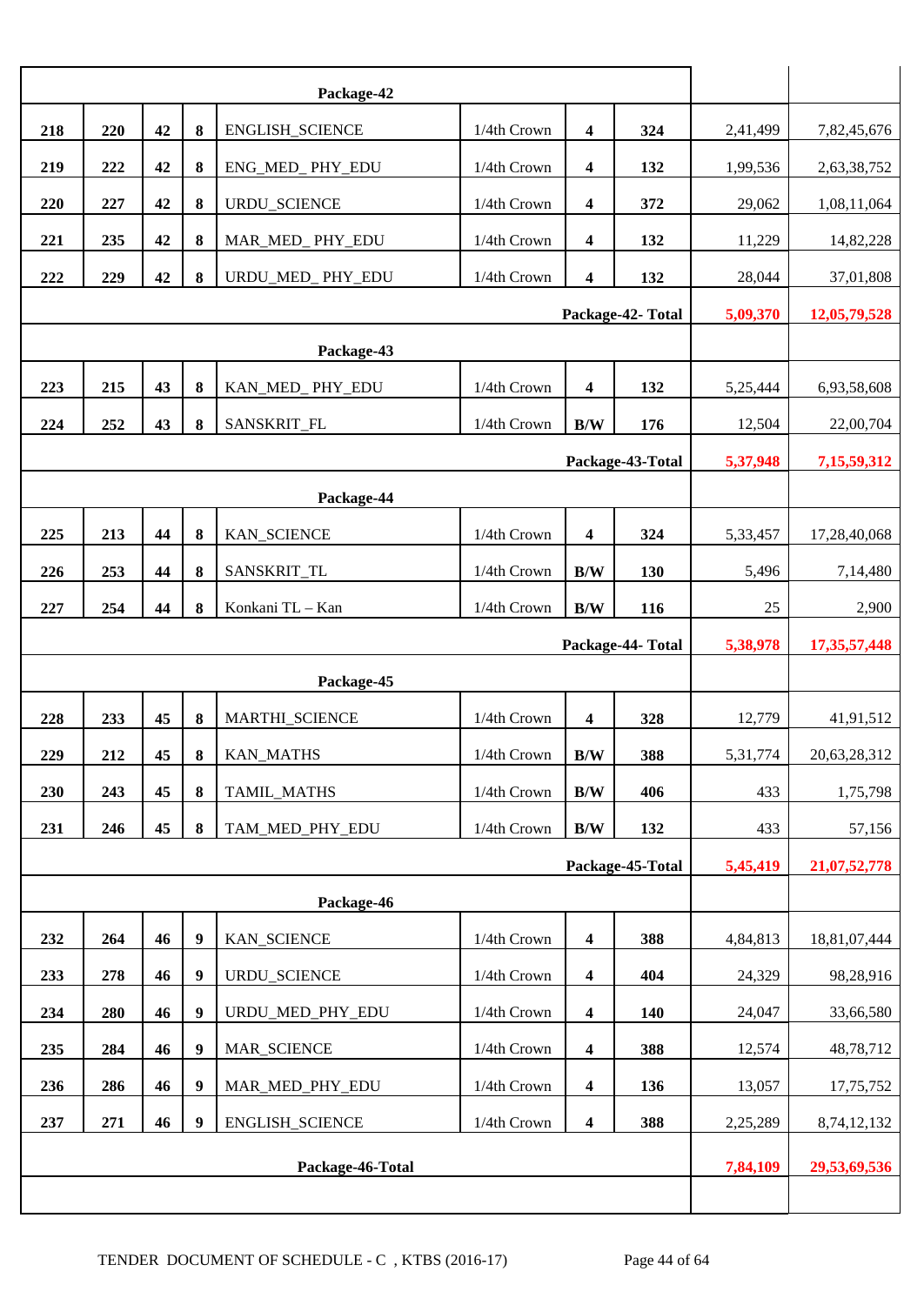| | | | | | | | | | |
|---|---|---|---|---|---|---|---|---|---|
| | | | | **Package-42** | | | | | |
| **218** | **220** | **42** | **8** | ENGLISH_SCIENCE | 1/4th Crown | **4** | **324** | 2,41,499 | 7,82,45,676 |
| **219** | **222** | **42** | **8** | ENG_MED_ PHY_EDU | 1/4th Crown | **4** | **132** | 1,99,536 | 2,63,38,752 |
| **220** | **227** | **42** | **8** | URDU_SCIENCE | 1/4th Crown | **4** | **372** | 29,062 | 1,08,11,064 |
| **221** | **235** | **42** | **8** | MAR_MED_ PHY_EDU | 1/4th Crown | **4** | **132** | 11,229 | 14,82,228 |
| **222** | **229** | **42** | **8** | URDU_MED_ PHY_EDU | 1/4th Crown | **4** | **132** | 28,044 | 37,01,808 |
| | | | | | | | **Package-42- Total** | **5,09,370** | **12,05,79,528** |
| | | | | **Package-43** | | | | | |
| **223** | **215** | **43** | **8** | KAN_MED_ PHY_EDU | 1/4th Crown | **4** | **132** | 5,25,444 | 6,93,58,608 |
| **224** | **252** | **43** | **8** | SANSKRIT_FL | 1/4th Crown | **B/W** | **176** | 12,504 | 22,00,704 |
| | | | | | | | **Package-43-Total** | **5,37,948** | **7,15,59,312** |
| | | | | **Package-44** | | | | | |
| **225** | **213** | **44** | **8** | KAN_SCIENCE | 1/4th Crown | **4** | **324** | 5,33,457 | 17,28,40,068 |
| **226** | **253** | **44** | **8** | SANSKRIT_TL | 1/4th Crown | **B/W** | **130** | 5,496 | 7,14,480 |
| **227** | **254** | **44** | **8** | Konkani TL – Kan | 1/4th Crown | **B/W** | **116** | 25 | 2,900 |
| | | | | | | | **Package-44- Total** | **5,38,978** | **17,35,57,448** |
| | | | | **Package-45** | | | | | |
| **228** | **233** | **45** | **8** | MARTHI_SCIENCE | 1/4th Crown | **4** | **328** | 12,779 | 41,91,512 |
| **229** | **212** | **45** | **8** | KAN_MATHS | 1/4th Crown | **B/W** | **388** | 5,31,774 | 20,63,28,312 |
| **230** | **243** | **45** | **8** | TAMIL_MATHS | 1/4th Crown | **B/W** | **406** | 433 | 1,75,798 |
| **231** | **246** | **45** | **8** | TAM_MED_PHY_EDU | 1/4th Crown | **B/W** | **132** | 433 | 57,156 |
| | | | | | | | **Package-45-Total** | **5,45,419** | **21,07,52,778** |
| | | | | **Package-46** | | | | | |
| **232** | **264** | **46** | **9** | KAN_SCIENCE | 1/4th Crown | **4** | **388** | 4,84,813 | 18,81,07,444 |
| **233** | **278** | **46** | **9** | URDU_SCIENCE | 1/4th Crown | **4** | **404** | 24,329 | 98,28,916 |
| **234** | **280** | **46** | **9** | URDU_MED_PHY_EDU | 1/4th Crown | **4** | **140** | 24,047 | 33,66,580 |
| **235** | **284** | **46** | **9** | MAR_SCIENCE | 1/4th Crown | **4** | **388** | 12,574 | 48,78,712 |
| **236** | **286** | **46** | **9** | MAR_MED_PHY_EDU | 1/4th Crown | **4** | **136** | 13,057 | 17,75,752 |
| **237** | **271** | **46** | **9** | ENGLISH_SCIENCE | 1/4th Crown | **4** | **388** | 2,25,289 | 8,74,12,132 |
| | | | | **Package-46-Total** | | | | **7,84,109** | **29,53,69,536** |

TENDER DOCUMENT OF SCHEDULE - C , KTBS (2016-17)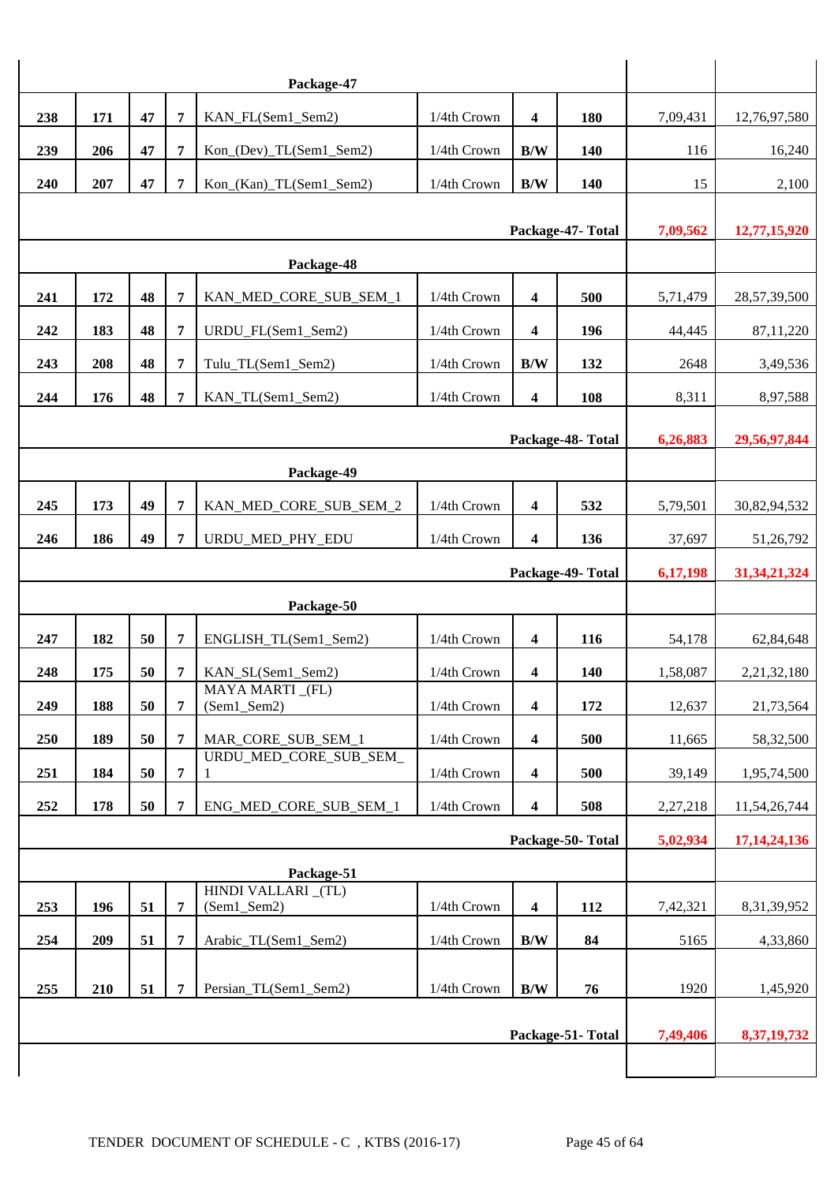| | | | | | | | | | |
|---|---|---|---|---|---|---|---|---|---|
| **Package-47** | | | | | | | | | |
| **238** | **171** | **47** | **7** | KAN_FL(Sem1_Sem2) | 1/4th Crown | **4** | **180** | 7,09,431 | 12,76,97,580 |
| **239** | **206** | **47** | **7** | Kon_(Dev)_TL(Sem1_Sem2) | 1/4th Crown | **B/W** | **140** | 116 | 16,240 |
| **240** | **207** | **47** | **7** | Kon_(Kan)_TL(Sem1_Sem2) | 1/4th Crown | **B/W** | **140** | 15 | 2,100 |
| | | | | | | | **Package-47- Total** | **7,09,562** | **12,77,15,920** |
| **Package-48** | | | | | | | | | |
| **241** | **172** | **48** | **7** | KAN_MED_CORE_SUB_SEM_1 | 1/4th Crown | **4** | **500** | 5,71,479 | 28,57,39,500 |
| **242** | **183** | **48** | **7** | URDU_FL(Sem1_Sem2) | 1/4th Crown | **4** | **196** | 44,445 | 87,11,220 |
| **243** | **208** | **48** | **7** | Tulu_TL(Sem1_Sem2) | 1/4th Crown | **B/W** | **132** | 2648 | 3,49,536 |
| **244** | **176** | **48** | **7** | KAN_TL(Sem1_Sem2) | 1/4th Crown | **4** | **108** | 8,311 | 8,97,588 |
| | | | | | | | **Package-48- Total** | **6,26,883** | **29,56,97,844** |
| **Package-49** | | | | | | | | | |
| **245** | **173** | **49** | **7** | KAN_MED_CORE_SUB_SEM_2 | 1/4th Crown | **4** | **532** | 5,79,501 | 30,82,94,532 |
| **246** | **186** | **49** | **7** | URDU_MED_PHY_EDU | 1/4th Crown | **4** | **136** | 37,697 | 51,26,792 |
| | | | | | | | **Package-49- Total** | **6,17,198** | **31,34,21,324** |
| **Package-50** | | | | | | | | | |
| **247** | **182** | **50** | **7** | ENGLISH_TL(Sem1_Sem2) | 1/4th Crown | **4** | **116** | 54,178 | 62,84,648 |
| **248** | **175** | **50** | **7** | KAN_SL(Sem1_Sem2) | 1/4th Crown | **4** | **140** | 1,58,087 | 2,21,32,180 |
| **249** | **188** | **50** | **7** | MAYA MARTI _(FL) (Sem1_Sem2) | 1/4th Crown | **4** | **172** | 12,637 | 21,73,564 |
| **250** | **189** | **50** | **7** | MAR_CORE_SUB_SEM_1 | 1/4th Crown | **4** | **500** | 11,665 | 58,32,500 |
| **251** | **184** | **50** | **7** | URDU_MED_CORE_SUB_SEM_ 1 | 1/4th Crown | **4** | **500** | 39,149 | 1,95,74,500 |
| **252** | **178** | **50** | **7** | ENG_MED_CORE_SUB_SEM_1 | 1/4th Crown | **4** | **508** | 2,27,218 | 11,54,26,744 |
| | | | | | | | **Package-50- Total** | **5,02,934** | **17,14,24,136** |
| **Package-51** | | | | | | | | | |
| **253** | **196** | **51** | **7** | HINDI VALLARI _(TL) (Sem1_Sem2) | 1/4th Crown | **4** | **112** | 7,42,321 | 8,31,39,952 |
| **254** | **209** | **51** | **7** | Arabic_TL(Sem1_Sem2) | 1/4th Crown | **B/W** | **84** | 5165 | 4,33,860 |
| **255** | **210** | **51** | **7** | Persian_TL(Sem1_Sem2) | 1/4th Crown | **B/W** | **76** | 1920 | 1,45,920 |
| | | | | | | | **Package-51- Total** | **7,49,406** | **8,37,19,732** |

TENDER DOCUMENT OF SCHEDULE - C , KTBS (2016-17)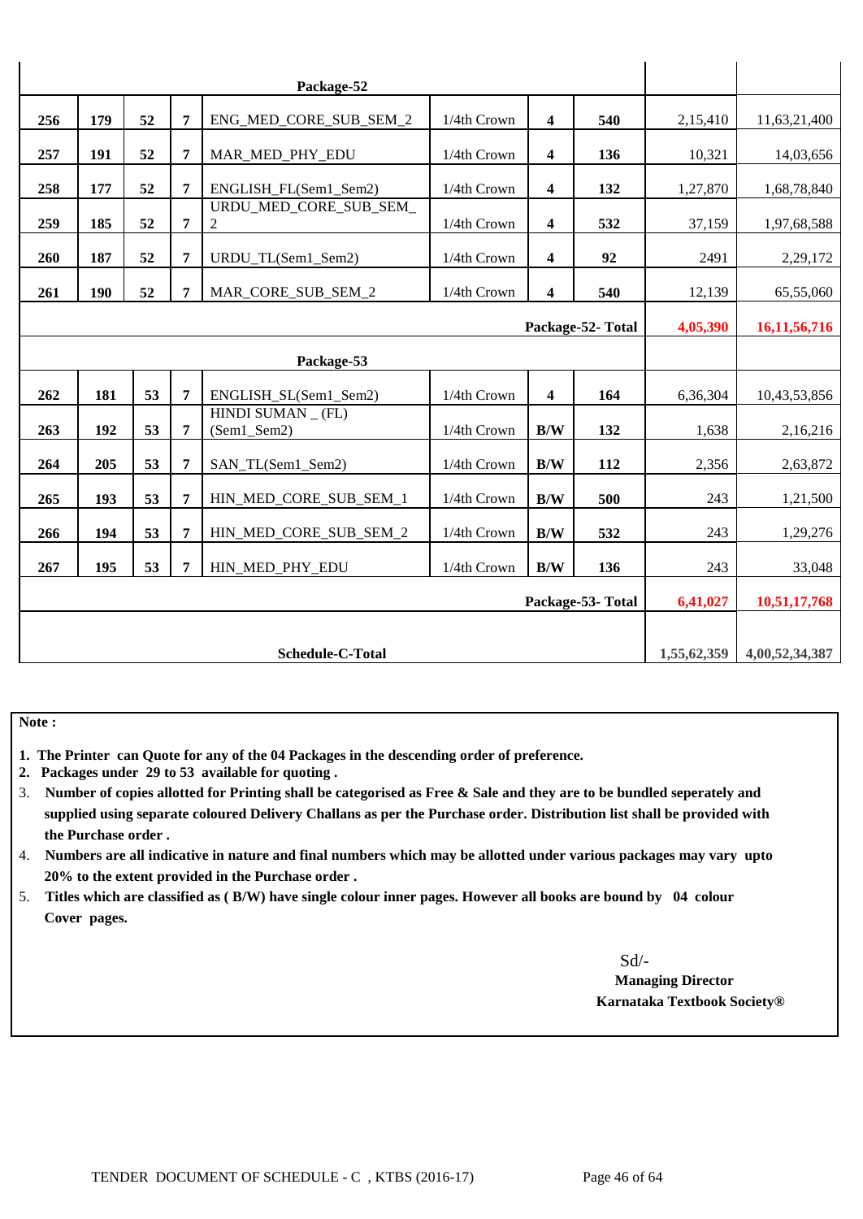| | | | | | | | | | |
|---|---|---|---|---|---|---|---|---|---|
| | | | | **Package-52** | | | | | |
| **256** | **179** | **52** | **7** | ENG_MED_CORE_SUB_SEM_2 | 1/4th Crown | **4** | **540** | 2,15,410 | 11,63,21,400 |
| **257** | **191** | **52** | **7** | MAR_MED_PHY_EDU | 1/4th Crown | **4** | **136** | 10,321 | 14,03,656 |
| **258** | **177** | **52** | **7** | ENGLISH_FL(Sem1_Sem2) | 1/4th Crown | **4** | **132** | 1,27,870 | 1,68,78,840 |
| **259** | **185** | **52** | **7** | URDU_MED_CORE_SUB_SEM_2 | 1/4th Crown | **4** | **532** | 37,159 | 1,97,68,588 |
| **260** | **187** | **52** | **7** | URDU_TL(Sem1_Sem2) | 1/4th Crown | **4** | **92** | 2491 | 2,29,172 |
| **261** | **190** | **52** | **7** | MAR_CORE_SUB_SEM_2 | 1/4th Crown | **4** | **540** | 12,139 | 65,55,060 |
| | | | | | | | **Package-52- Total** | **4,05,390** | **16,11,56,716** |
| | | | | **Package-53** | | | | | |
| **262** | **181** | **53** | **7** | ENGLISH_SL(Sem1_Sem2) | 1/4th Crown | **4** | **164** | 6,36,304 | 10,43,53,856 |
| **263** | **192** | **53** | **7** | HINDI SUMAN _ (FL) (Sem1_Sem2) | 1/4th Crown | **B/W** | **132** | 1,638 | 2,16,216 |
| **264** | **205** | **53** | **7** | SAN_TL(Sem1_Sem2) | 1/4th Crown | **B/W** | **112** | 2,356 | 2,63,872 |
| **265** | **193** | **53** | **7** | HIN_MED_CORE_SUB_SEM_1 | 1/4th Crown | **B/W** | **500** | 243 | 1,21,500 |
| **266** | **194** | **53** | **7** | HIN_MED_CORE_SUB_SEM_2 | 1/4th Crown | **B/W** | **532** | 243 | 1,29,276 |
| **267** | **195** | **53** | **7** | HIN_MED_PHY_EDU | 1/4th Crown | **B/W** | **136** | 243 | 33,048 |
| | | | | | | | **Package-53- Total** | **6,41,027** | **10,51,17,768** |
| | | | | **Schedule-C-Total** | | | | **1,55,62,359** | **4,00,52,34,387** |

**Note :**

1. **The Printer can Quote for any of the 04 Packages in the descending order of preference.**
2. **Packages under 29 to 53 available for quoting .**
3. **Number of copies allotted for Printing shall be categorised as Free & Sale and they are to be bundled seperately and supplied using separate coloured Delivery Challans as per the Purchase order. Distribution list shall be provided with the Purchase order .**
4. **Numbers are all indicative in nature and final numbers which may be allotted under various packages may vary upto 20% to the extent provided in the Purchase order .**
5. **Titles which are classified as ( B/W) have single colour inner pages. However all books are bound by 04 colour Cover pages.**

Sd/-

**Managing Director**

**Karnataka Textbook Society®**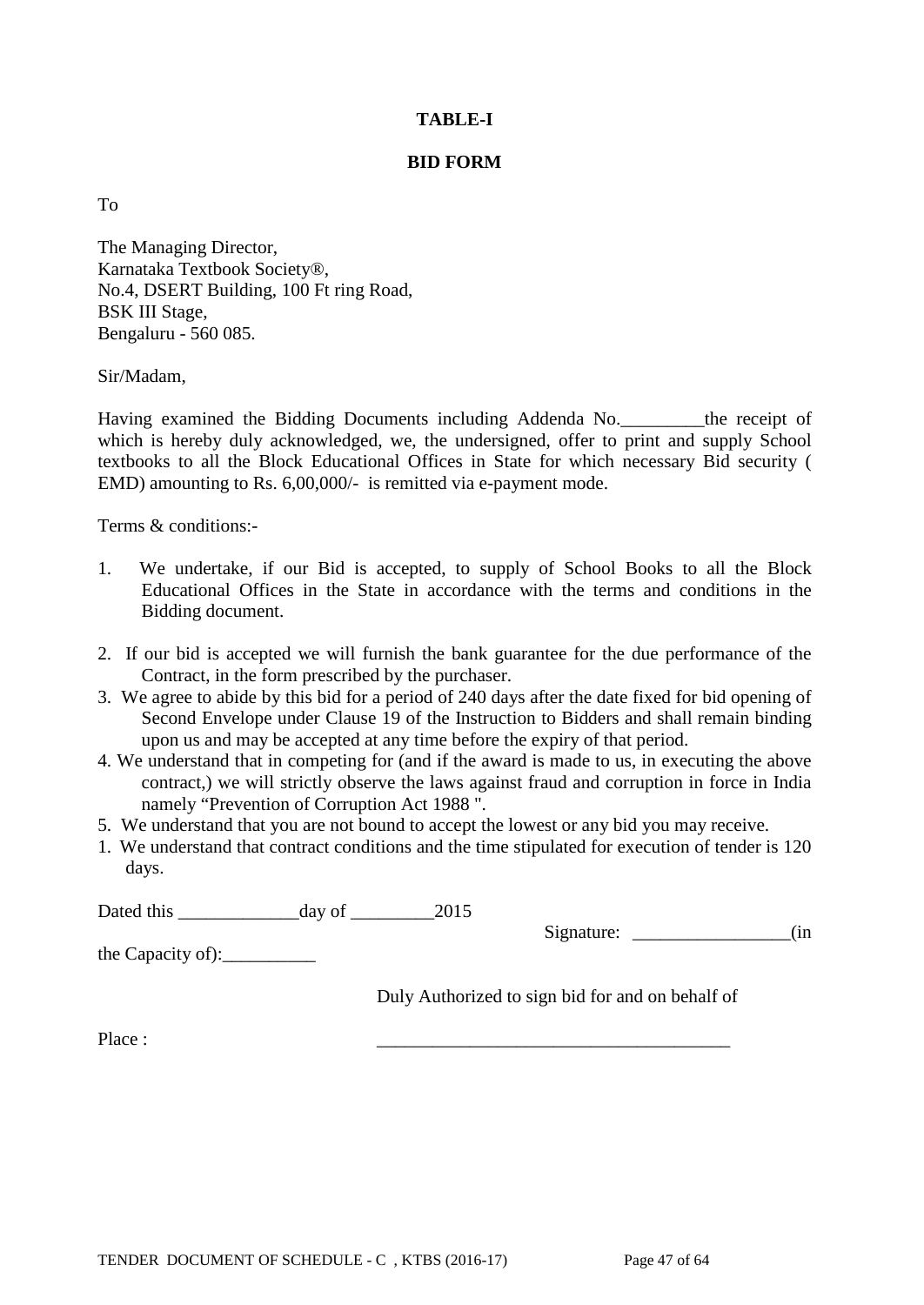**TABLE-I**

**BID FORM**

To

The Managing Director,
Karnataka Textbook Society®,
No.4, DSERT Building, 100 Ft ring Road,
BSK III Stage,
Bengaluru - 560 085.

Sir/Madam,

Having examined the Bidding Documents including Addenda No.\_\_\_\_\_\_\_\_\_the receipt of which is hereby duly acknowledged, we, the undersigned, offer to print and supply School textbooks to all the Block Educational Offices in State for which necessary Bid security ( EMD) amounting to Rs. 6,00,000/- is remitted via e-payment mode.

Terms & conditions:-

1. We undertake, if our Bid is accepted, to supply of School Books to all the Block Educational Offices in the State in accordance with the terms and conditions in the Bidding document.
2. If our bid is accepted we will furnish the bank guarantee for the due performance of the Contract, in the form prescribed by the purchaser.
3. We agree to abide by this bid for a period of 240 days after the date fixed for bid opening of Second Envelope under Clause 19 of the Instruction to Bidders and shall remain binding upon us and may be accepted at any time before the expiry of that period.
4. We understand that in competing for (and if the award is made to us, in executing the above contract,) we will strictly observe the laws against fraud and corruption in force in India namely "Prevention of Corruption Act 1988 ".
5. We understand that you are not bound to accept the lowest or any bid you may receive.

1. We understand that contract conditions and the time stipulated for execution of tender is 120 days.

Dated this \_\_\_\_\_\_\_\_\_\_\_\_\_day of \_\_\_\_\_\_\_\_\_2015

Signature: \_\_\_\_\_\_\_\_\_\_\_\_\_\_\_\_\_(in the Capacity of):\_\_\_\_\_\_\_\_\_\_

Duly Authorized to sign bid for and on behalf of

Place : \_\_\_\_\_\_\_\_\_\_\_\_\_\_\_\_\_\_\_\_\_\_\_\_\_\_\_\_\_\_\_\_\_\_\_\_\_\_\_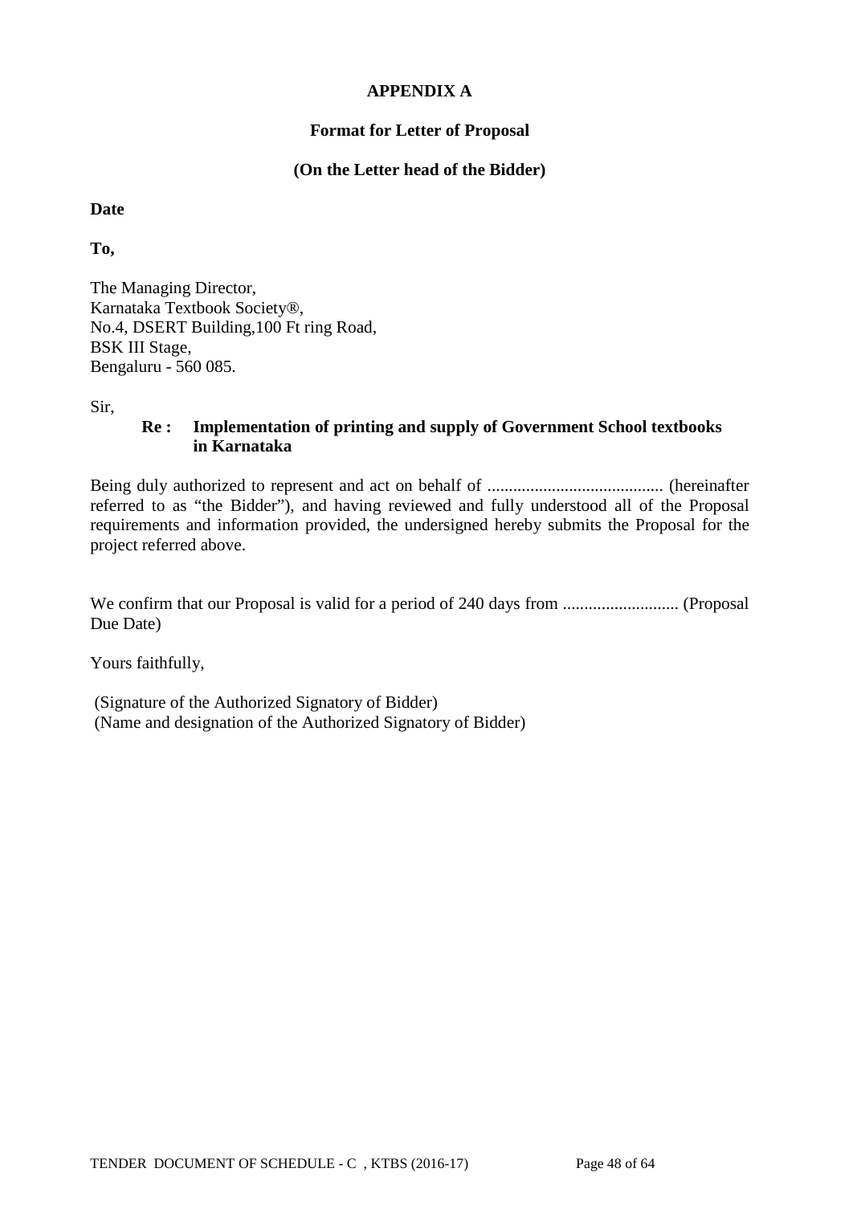**APPENDIX A**

**Format for Letter of Proposal**

**(On the Letter head of the Bidder)**

**Date**

**To,**

The Managing Director,
Karnataka Textbook Society®,
No.4, DSERT Building,100 Ft ring Road,
BSK III Stage,
Bengaluru - 560 085.

Sir,

**Re : Implementation of printing and supply of Government School textbooks in Karnataka**

Being duly authorized to represent and act on behalf of ......................................... (hereinafter referred to as "the Bidder"), and having reviewed and fully understood all of the Proposal requirements and information provided, the undersigned hereby submits the Proposal for the project referred above.

We confirm that our Proposal is valid for a period of 240 days from ........................... (Proposal Due Date)

Yours faithfully,

(Signature of the Authorized Signatory of Bidder)
(Name and designation of the Authorized Signatory of Bidder)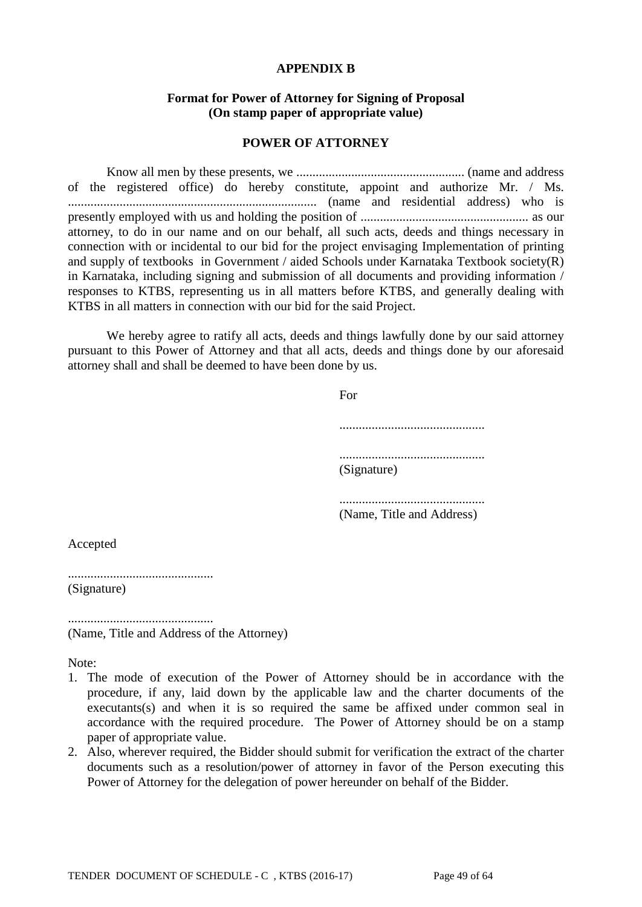**APPENDIX B**

**Format for Power of Attorney for Signing of Proposal**
**(On stamp paper of appropriate value)**

**POWER OF ATTORNEY**

Know all men by these presents, we .................................................... (name and address of the registered office) do hereby constitute, appoint and authorize Mr. / Ms. ............................................................................ (name and residential address) who is presently employed with us and holding the position of .................................................... as our attorney, to do in our name and on our behalf, all such acts, deeds and things necessary in connection with or incidental to our bid for the project envisaging Implementation of printing and supply of textbooks in Government / aided Schools under Karnataka Textbook society(R) in Karnataka, including signing and submission of all documents and providing information / responses to KTBS, representing us in all matters before KTBS, and generally dealing with KTBS in all matters in connection with our bid for the said Project.

We hereby agree to ratify all acts, deeds and things lawfully done by our said attorney pursuant to this Power of Attorney and that all acts, deeds and things done by our aforesaid attorney shall and shall be deemed to have been done by us.

For

.............................................

.............................................
(Signature)

.............................................
(Name, Title and Address)

Accepted

.............................................
(Signature)

.............................................
(Name, Title and Address of the Attorney)

Note:

1. The mode of execution of the Power of Attorney should be in accordance with the procedure, if any, laid down by the applicable law and the charter documents of the executants(s) and when it is so required the same be affixed under common seal in accordance with the required procedure. The Power of Attorney should be on a stamp paper of appropriate value.
2. Also, wherever required, the Bidder should submit for verification the extract of the charter documents such as a resolution/power of attorney in favor of the Person executing this Power of Attorney for the delegation of power hereunder on behalf of the Bidder.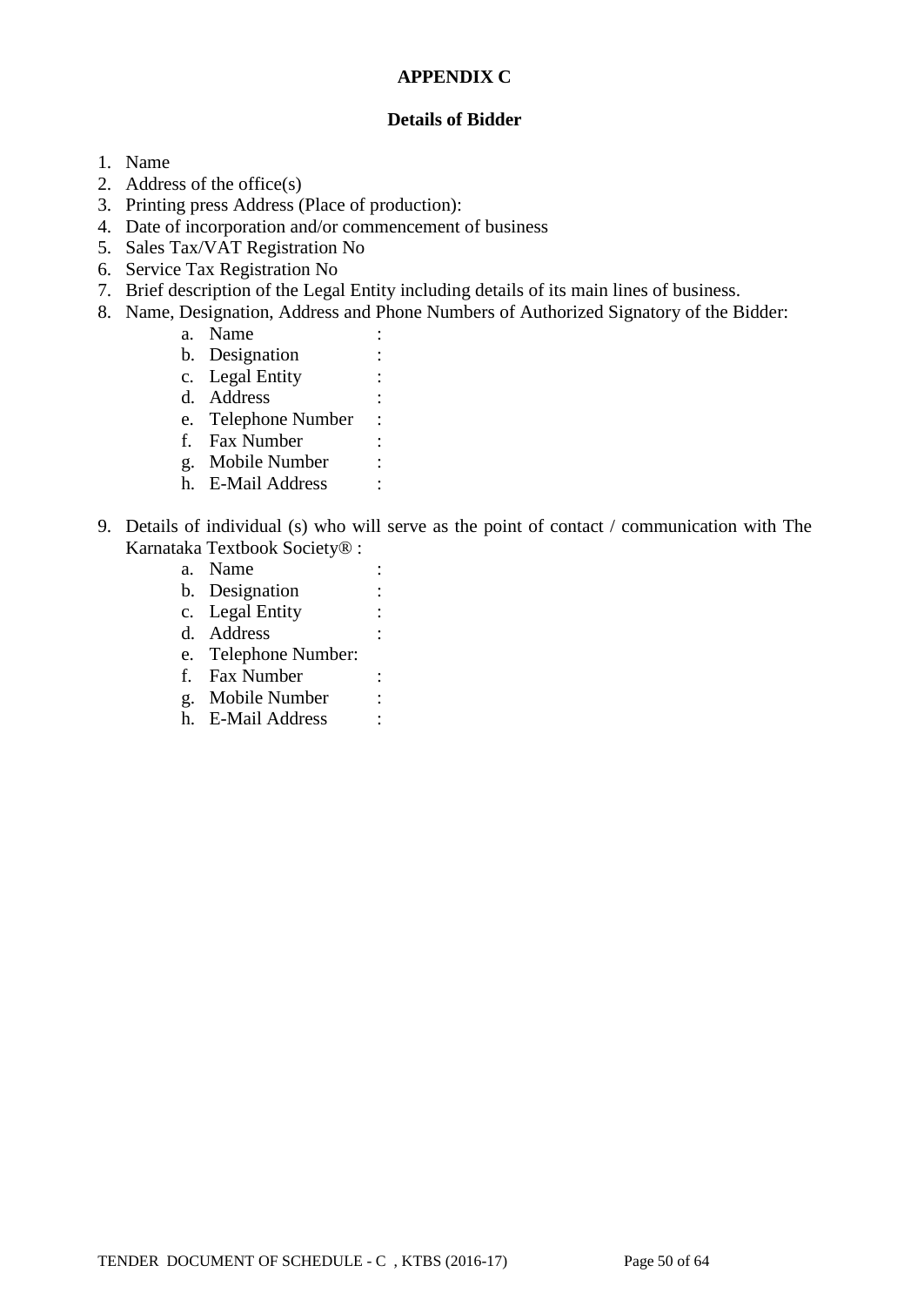**APPENDIX C**

**Details of Bidder**

1. Name
2. Address of the office(s)
3. Printing press Address (Place of production):
4. Date of incorporation and/or commencement of business
5. Sales Tax/VAT Registration No
6. Service Tax Registration No
7. Brief description of the Legal Entity including details of its main lines of business.
8. Name, Designation, Address and Phone Numbers of Authorized Signatory of the Bidder:
    a. Name :
    b. Designation :
    c. Legal Entity :
    d. Address :
    e. Telephone Number :
    f. Fax Number :
    g. Mobile Number :
    h. E-Mail Address :

9. Details of individual (s) who will serve as the point of contact / communication with The Karnataka Textbook Society® :
    a. Name :
    b. Designation :
    c. Legal Entity :
    d. Address :
    e. Telephone Number:
    f. Fax Number :
    g. Mobile Number :
    h. E-Mail Address :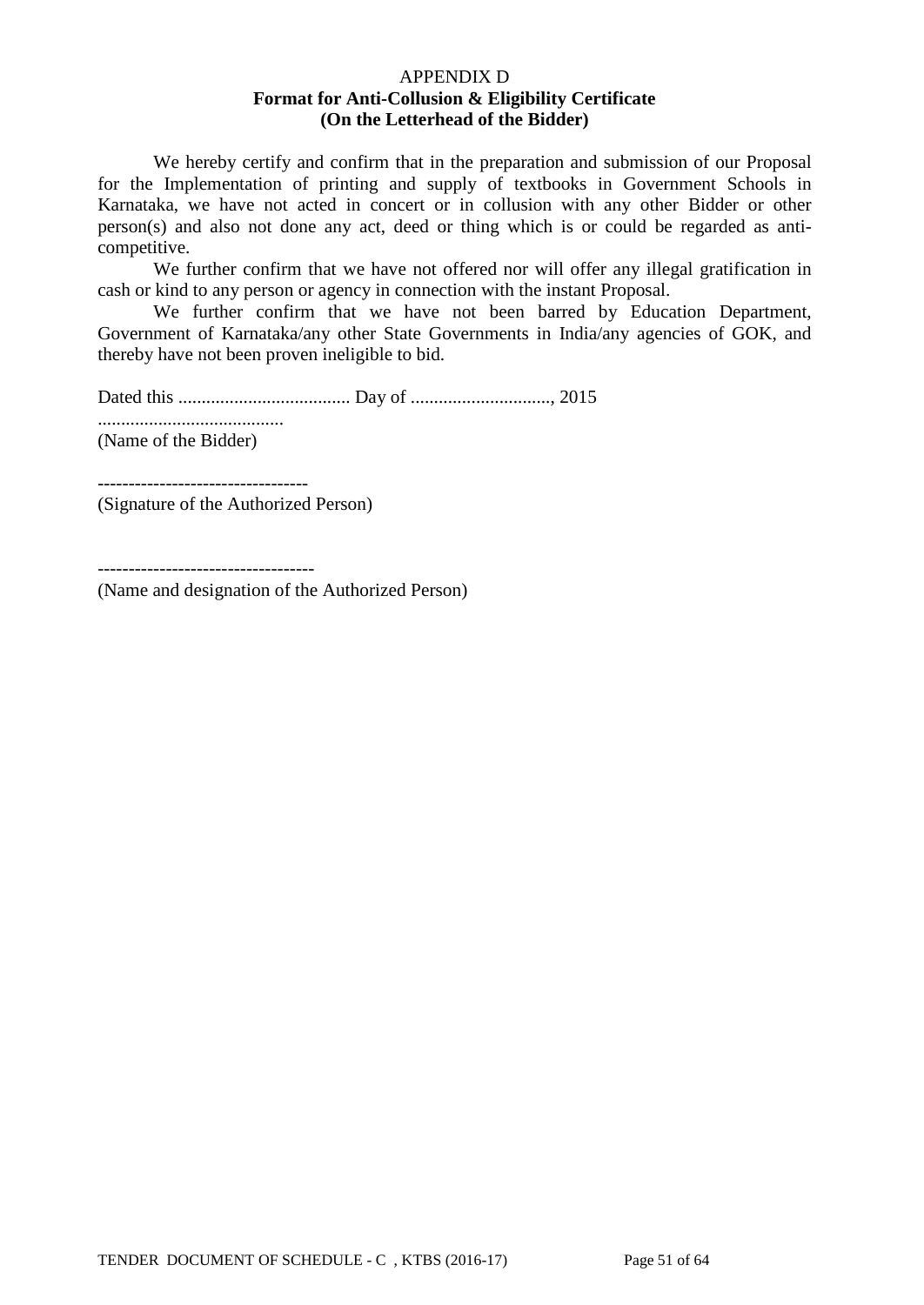APPENDIX D

**Format for Anti-Collusion & Eligibility Certificate**
**(On the Letterhead of the Bidder)**

We hereby certify and confirm that in the preparation and submission of our Proposal for the Implementation of printing and supply of textbooks in Government Schools in Karnataka, we have not acted in concert or in collusion with any other Bidder or other person(s) and also not done any act, deed or thing which is or could be regarded as anti-competitive.

We further confirm that we have not offered nor will offer any illegal gratification in cash or kind to any person or agency in connection with the instant Proposal.

We further confirm that we have not been barred by Education Department, Government of Karnataka/any other State Governments in India/any agencies of GOK, and thereby have not been proven ineligible to bid.

Dated this ..................................... Day of .............................., 2015

........................................
(Name of the Bidder)

----------------------------------
(Signature of the Authorized Person)

-----------------------------------
(Name and designation of the Authorized Person)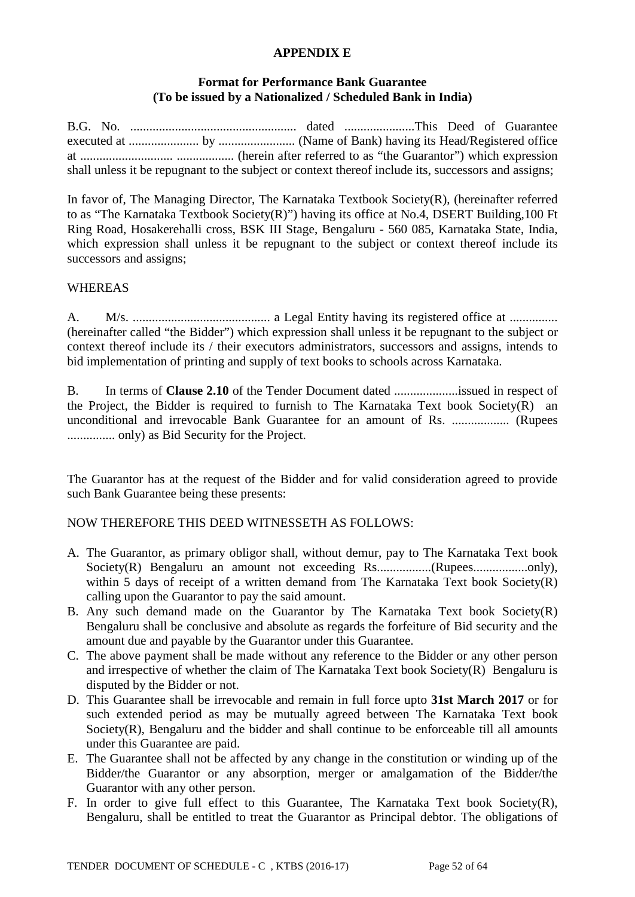**APPENDIX E**

**Format for Performance Bank Guarantee**
**(To be issued by a Nationalized / Scheduled Bank in India)**

B.G. No. .................................................... dated ......................This Deed of Guarantee executed at ...................... by ........................ (Name of Bank) having its Head/Registered office at ............................. .................. (herein after referred to as “the Guarantor”) which expression shall unless it be repugnant to the subject or context thereof include its, successors and assigns;

In favor of, The Managing Director, The Karnataka Textbook Society(R), (hereinafter referred to as “The Karnataka Textbook Society(R)”) having its office at No.4, DSERT Building,100 Ft Ring Road, Hosakerehalli cross, BSK III Stage, Bengaluru - 560 085, Karnataka State, India, which expression shall unless it be repugnant to the subject or context thereof include its successors and assigns;

WHEREAS

A. M/s. ........................................... a Legal Entity having its registered office at ............... (hereinafter called “the Bidder”) which expression shall unless it be repugnant to the subject or context thereof include its / their executors administrators, successors and assigns, intends to bid implementation of printing and supply of text books to schools across Karnataka.

B. In terms of **Clause 2.10** of the Tender Document dated ....................issued in respect of the Project, the Bidder is required to furnish to The Karnataka Text book Society(R) an unconditional and irrevocable Bank Guarantee for an amount of Rs. .................. (Rupees ............... only) as Bid Security for the Project.

The Guarantor has at the request of the Bidder and for valid consideration agreed to provide such Bank Guarantee being these presents:

NOW THEREFORE THIS DEED WITNESSETH AS FOLLOWS:

A. The Guarantor, as primary obligor shall, without demur, pay to The Karnataka Text book Society(R) Bengaluru an amount not exceeding Rs.................(Rupees.................only), within 5 days of receipt of a written demand from The Karnataka Text book Society(R) calling upon the Guarantor to pay the said amount.
B. Any such demand made on the Guarantor by The Karnataka Text book Society(R) Bengaluru shall be conclusive and absolute as regards the forfeiture of Bid security and the amount due and payable by the Guarantor under this Guarantee.
C. The above payment shall be made without any reference to the Bidder or any other person and irrespective of whether the claim of The Karnataka Text book Society(R) Bengaluru is disputed by the Bidder or not.
D. This Guarantee shall be irrevocable and remain in full force upto **31st March 2017** or for such extended period as may be mutually agreed between The Karnataka Text book Society(R), Bengaluru and the bidder and shall continue to be enforceable till all amounts under this Guarantee are paid.
E. The Guarantee shall not be affected by any change in the constitution or winding up of the Bidder/the Guarantor or any absorption, merger or amalgamation of the Bidder/the Guarantor with any other person.
F. In order to give full effect to this Guarantee, The Karnataka Text book Society(R), Bengaluru, shall be entitled to treat the Guarantor as Principal debtor. The obligations of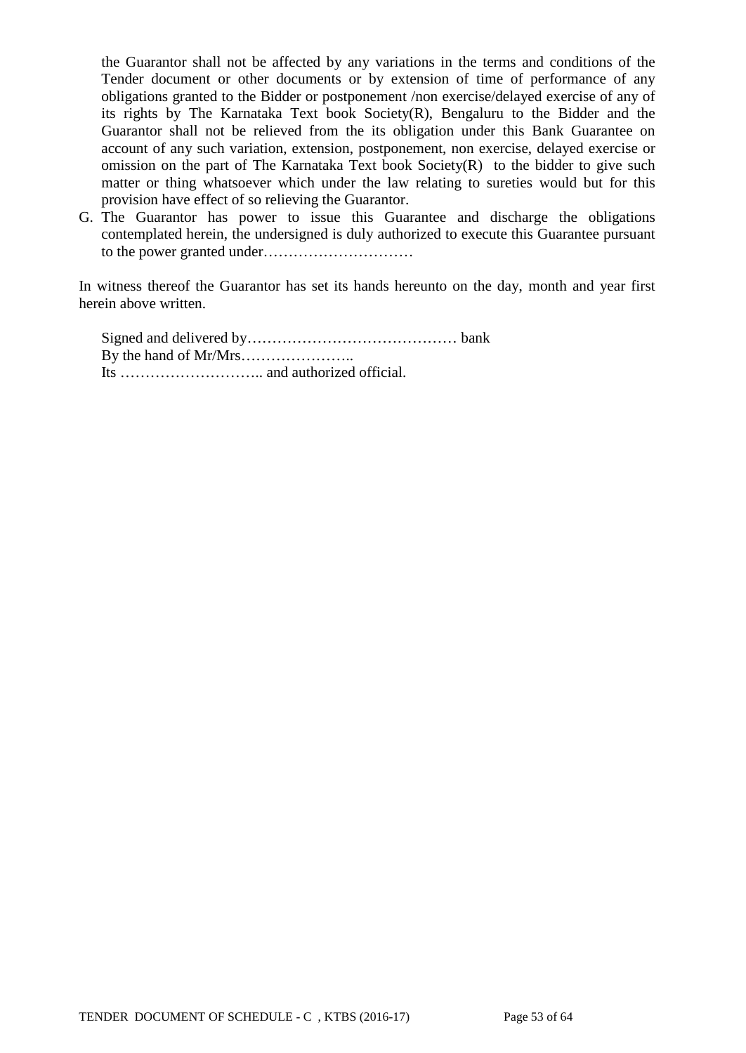the Guarantor shall not be affected by any variations in the terms and conditions of the Tender document or other documents or by extension of time of performance of any obligations granted to the Bidder or postponement /non exercise/delayed exercise of any of its rights by The Karnataka Text book Society(R), Bengaluru to the Bidder and the Guarantor shall not be relieved from the its obligation under this Bank Guarantee on account of any such variation, extension, postponement, non exercise, delayed exercise or omission on the part of The Karnataka Text book Society(R) to the bidder to give such matter or thing whatsoever which under the law relating to sureties would but for this provision have effect of so relieving the Guarantor.

G. The Guarantor has power to issue this Guarantee and discharge the obligations contemplated herein, the undersigned is duly authorized to execute this Guarantee pursuant to the power granted under…………………………

In witness thereof the Guarantor has set its hands hereunto on the day, month and year first herein above written.

Signed and delivered by…………………………………… bank
By the hand of Mr/Mrs…………………..
Its ……………………….. and authorized official.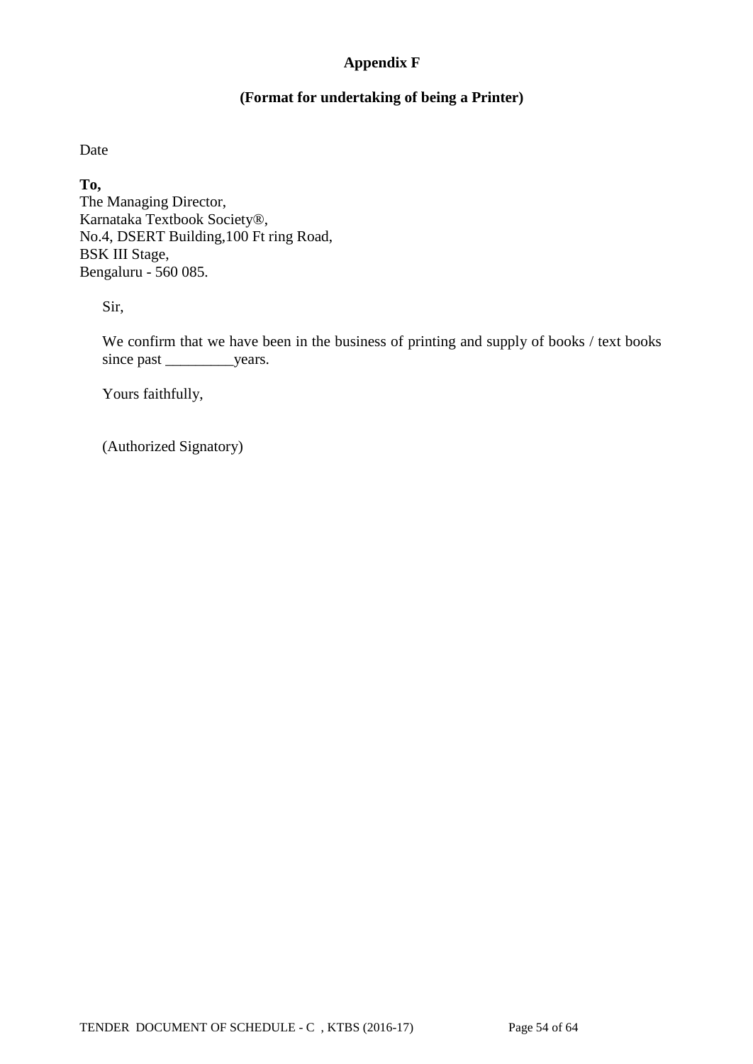**Appendix F**

**(Format for undertaking of being a Printer)**

Date

**To,**
The Managing Director,
Karnataka Textbook Society®,
No.4, DSERT Building,100 Ft ring Road,
BSK III Stage,
Bengaluru - 560 085.

Sir,

We confirm that we have been in the business of printing and supply of books / text books since past _________years.

Yours faithfully,

(Authorized Signatory)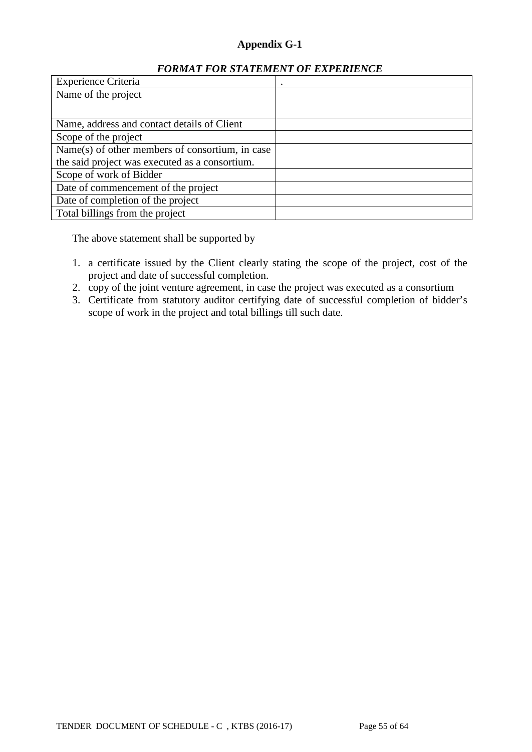# Appendix G-1

## *FORMAT FOR STATEMENT OF EXPERIENCE*

| Experience Criteria | . |
|---|---|
| Name of the project | |
| Name, address and contact details of Client | |
| Scope of the project | |
| Name(s) of other members of consortium, in case the said project was executed as a consortium. | |
| Scope of work of Bidder | |
| Date of commencement of the project | |
| Date of completion of the project | |
| Total billings from the project | |

The above statement shall be supported by

1. a certificate issued by the Client clearly stating the scope of the project, cost of the project and date of successful completion.
2. copy of the joint venture agreement, in case the project was executed as a consortium
3. Certificate from statutory auditor certifying date of successful completion of bidder's scope of work in the project and total billings till such date.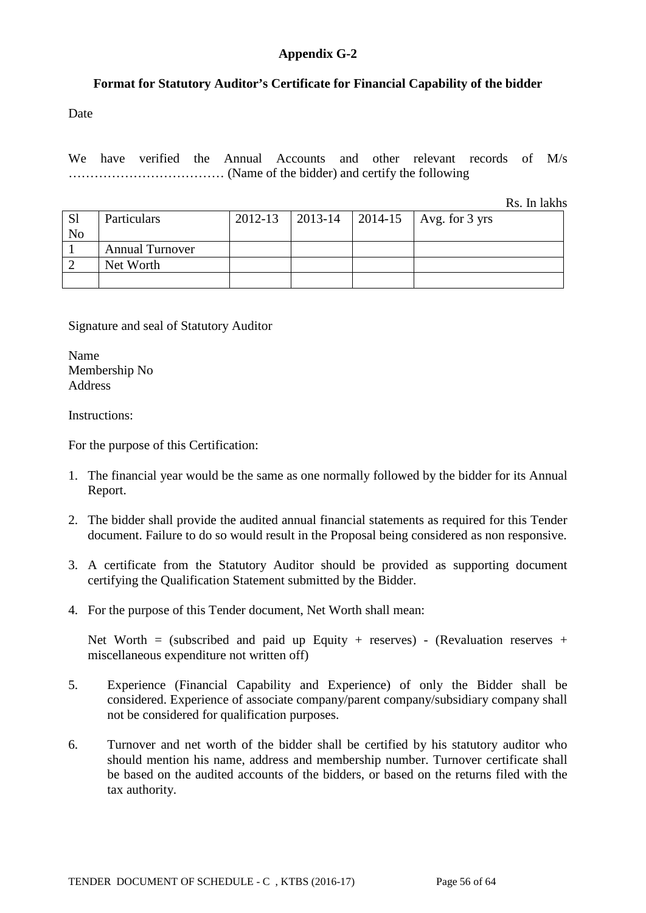# Appendix G-2

## Format for Statutory Auditor's Certificate for Financial Capability of the bidder

Date

We have verified the Annual Accounts and other relevant records of M/s ……………………………… (Name of the bidder) and certify the following

Rs. In lakhs

| Sl No | Particulars | 2012-13 | 2013-14 | 2014-15 | Avg. for 3 yrs |
|---|---|---|---|---|---|
| 1 | Annual Turnover | | | | |
| 2 | Net Worth | | | | |
| | | | | | |

Signature and seal of Statutory Auditor

Name
Membership No
Address

Instructions:

For the purpose of this Certification:

1. The financial year would be the same as one normally followed by the bidder for its Annual Report.

2. The bidder shall provide the audited annual financial statements as required for this Tender document. Failure to do so would result in the Proposal being considered as non responsive.

3. A certificate from the Statutory Auditor should be provided as supporting document certifying the Qualification Statement submitted by the Bidder.

4. For the purpose of this Tender document, Net Worth shall mean:

   Net Worth = (subscribed and paid up Equity + reserves) - (Revaluation reserves + miscellaneous expenditure not written off)

5. Experience (Financial Capability and Experience) of only the Bidder shall be considered. Experience of associate company/parent company/subsidiary company shall not be considered for qualification purposes.

6. Turnover and net worth of the bidder shall be certified by his statutory auditor who should mention his name, address and membership number. Turnover certificate shall be based on the audited accounts of the bidders, or based on the returns filed with the tax authority.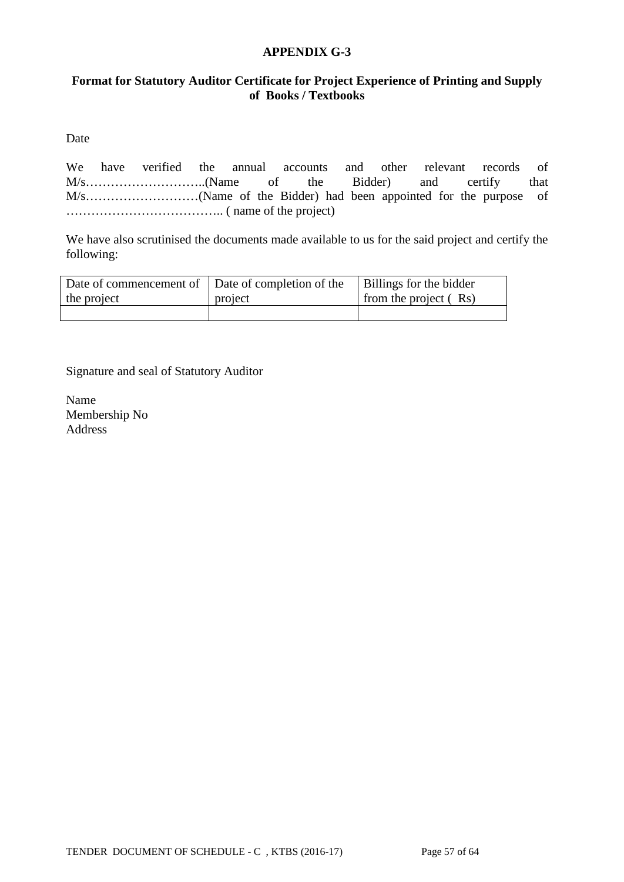**APPENDIX G-3**

**Format for Statutory Auditor Certificate for Project Experience of Printing and Supply of Books / Textbooks**

Date

We have verified the annual accounts and other relevant records of M/s………………………..(Name of the Bidder) and certify that M/s………………………(Name of the Bidder) had been appointed for the purpose of ……………………………….. ( name of the project)

We have also scrutinised the documents made available to us for the said project and certify the following:

| Date of commencement of the project | Date of completion of the project | Billings for the bidder from the project ( Rs) |
|---|---|---|
| | | |

Signature and seal of Statutory Auditor

Name
Membership No
Address

TENDER DOCUMENT OF SCHEDULE - C , KTBS (2016-17)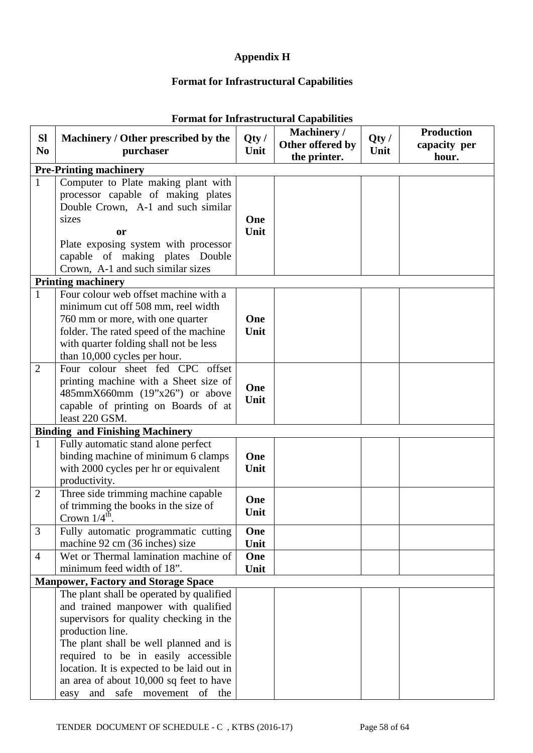**Appendix H**

**Format for Infrastructural Capabilities**

**Format for Infrastructural Capabilities**

| Sl No | Machinery / Other prescribed by the purchaser | Qty / Unit | Machinery / Other offered by the printer. | Qty / Unit | Production capacity per hour. |
|---|---|---|---|---|---|
| **Pre-Printing machinery** | | | | | |
| 1 | Computer to Plate making plant with processor capable of making plates Double Crown, A-1 and such similar sizes **or** Plate exposing system with processor capable of making plates Double Crown, A-1 and such similar sizes | **One Unit** | | | |
| **Printing machinery** | | | | | |
| 1 | Four colour web offset machine with a minimum cut off 508 mm, reel width 760 mm or more, with one quarter folder. The rated speed of the machine with quarter folding shall not be less than 10,000 cycles per hour. | **One Unit** | | | |
| 2 | Four colour sheet fed CPC offset printing machine with a Sheet size of 485mmX660mm (19"x26") or above capable of printing on Boards of at least 220 GSM. | **One Unit** | | | |
| **Binding and Finishing Machinery** | | | | | |
| 1 | Fully automatic stand alone perfect binding machine of minimum 6 clamps with 2000 cycles per hr or equivalent productivity. | **One Unit** | | | |
| 2 | Three side trimming machine capable of trimming the books in the size of Crown 1/4th. | **One Unit** | | | |
| 3 | Fully automatic programmatic cutting machine 92 cm (36 inches) size | **One Unit** | | | |
| 4 | Wet or Thermal lamination machine of minimum feed width of 18". | **One Unit** | | | |
| **Manpower, Factory and Storage Space** | | | | | |
| | The plant shall be operated by qualified and trained manpower with qualified supervisors for quality checking in the production line. The plant shall be well planned and is required to be in easily accessible location. It is expected to be laid out in an area of about 10,000 sq feet to have easy and safe movement of the | | | | |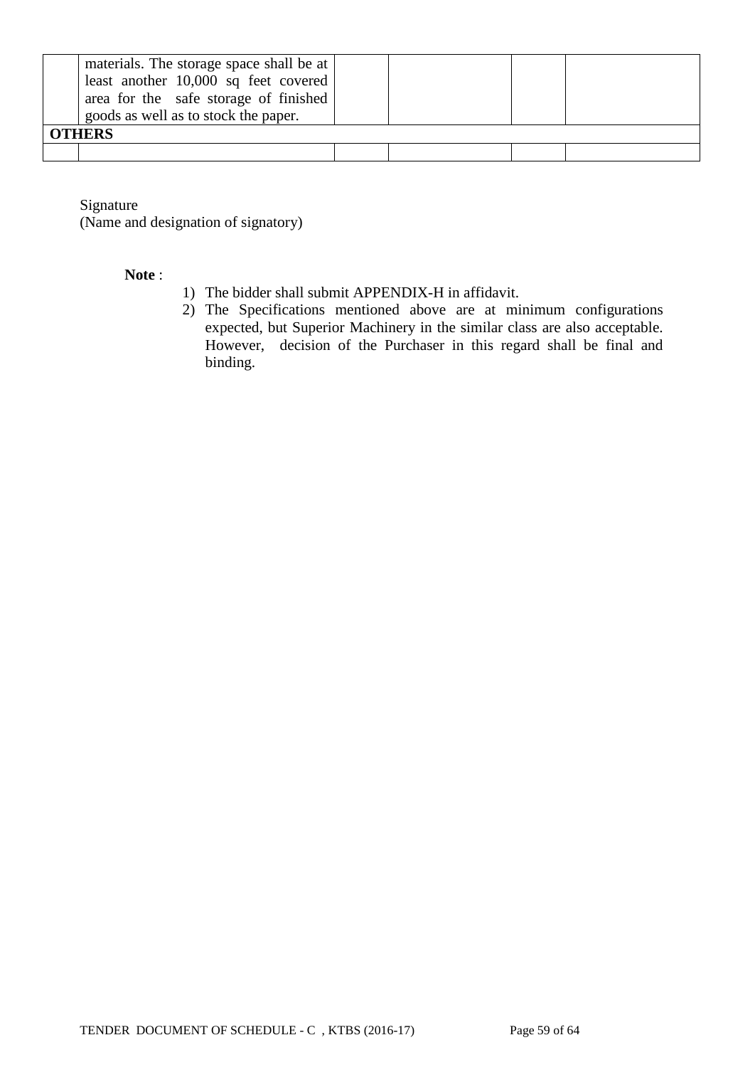|  |  |  |  |  |  |
|---|---|---|---|---|---|
|  | materials. The storage space shall be at least another 10,000 sq feet covered area for the safe storage of finished goods as well as to stock the paper. |  |  |  |  |
| **OTHERS** |  |  |  |  |  |
|  |  |  |  |  |  |

Signature
(Name and designation of signatory)

**Note** :

1) The bidder shall submit APPENDIX-H in affidavit.
2) The Specifications mentioned above are at minimum configurations expected, but Superior Machinery in the similar class are also acceptable. However, decision of the Purchaser in this regard shall be final and binding.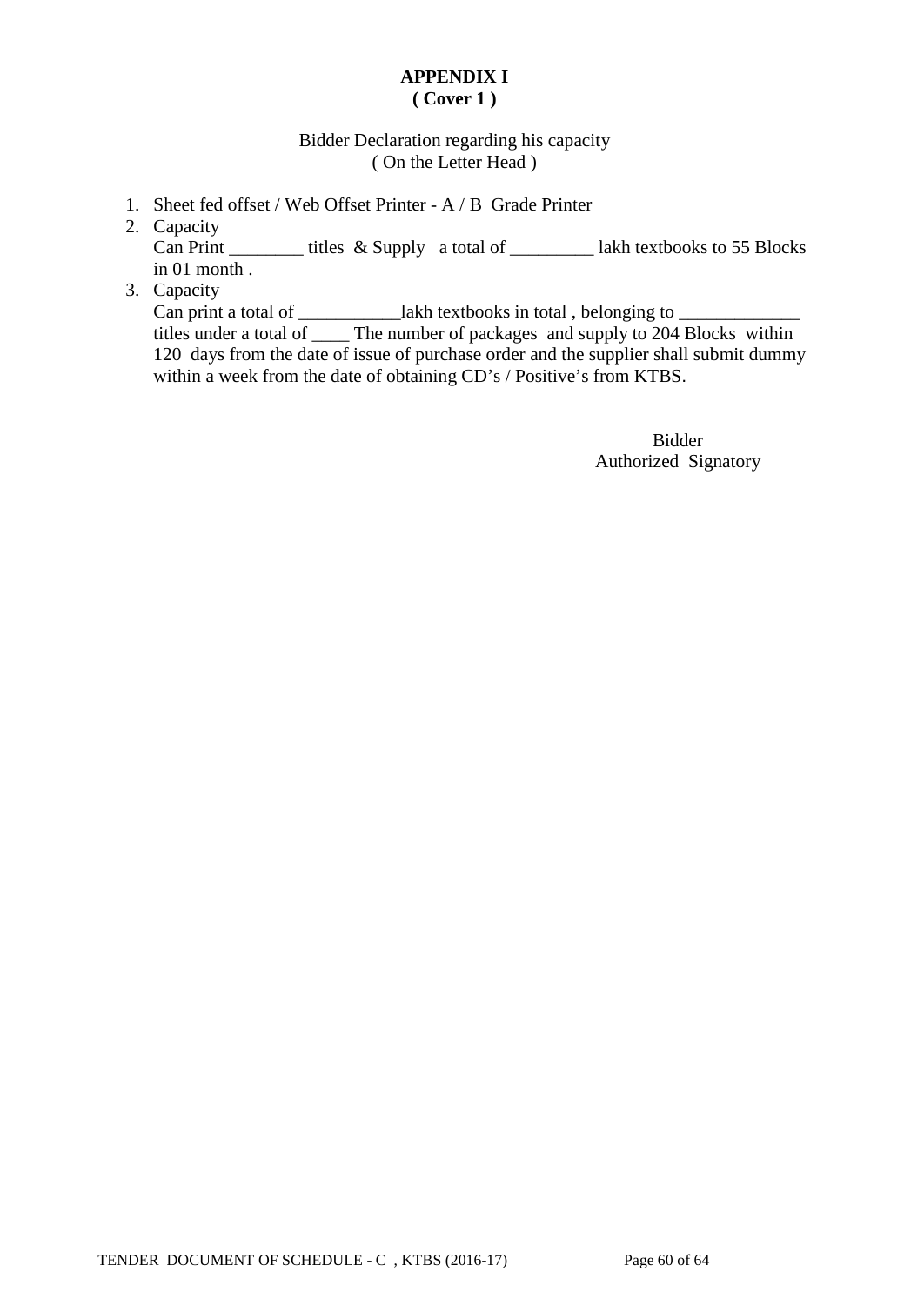**APPENDIX I**
**( Cover 1 )**

Bidder Declaration regarding his capacity
( On the Letter Head )

1. Sheet fed offset / Web Offset Printer - A / B Grade Printer
2. Capacity
   Can Print ________ titles & Supply a total of _________ lakh textbooks to 55 Blocks in 01 month .
3. Capacity
   Can print a total of ___________lakh textbooks in total , belonging to _____________ titles under a total of ____ The number of packages and supply to 204 Blocks within 120 days from the date of issue of purchase order and the supplier shall submit dummy within a week from the date of obtaining CD's / Positive's from KTBS.

Bidder
Authorized Signatory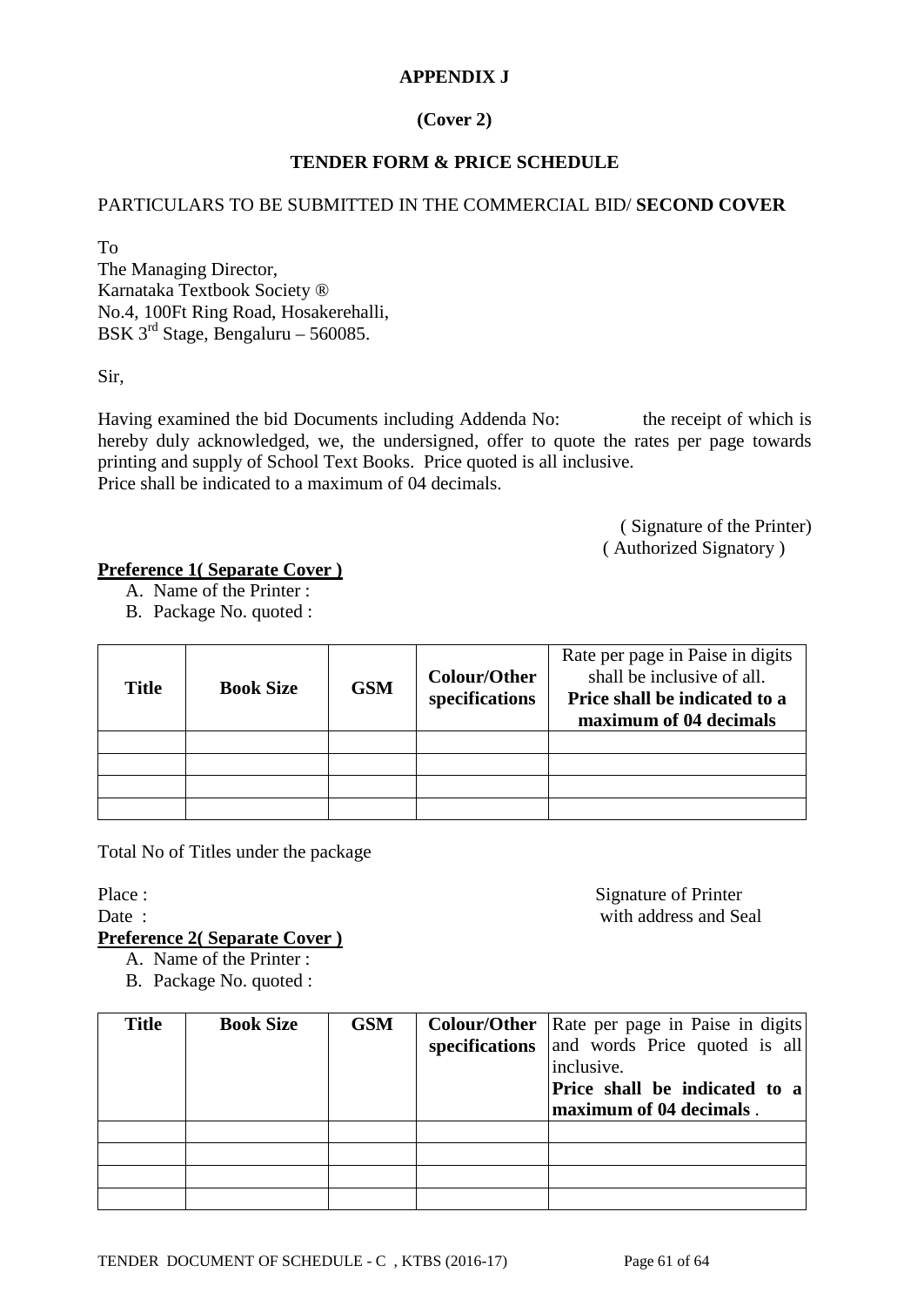**APPENDIX J**

**(Cover 2)**

**TENDER FORM & PRICE SCHEDULE**

PARTICULARS TO BE SUBMITTED IN THE COMMERCIAL BID/ **SECOND COVER**

To
The Managing Director,
Karnataka Textbook Society ®
No.4, 100Ft Ring Road, Hosakerehalli,
BSK 3rd Stage, Bengaluru – 560085.

Sir,

Having examined the bid Documents including Addenda No: the receipt of which is hereby duly acknowledged, we, the undersigned, offer to quote the rates per page towards printing and supply of School Text Books. Price quoted is all inclusive.
Price shall be indicated to a maximum of 04 decimals.

( Signature of the Printer)
( Authorized Signatory )

**Preference 1( Separate Cover )**

A. Name of the Printer :
B. Package No. quoted :

| **Title** | **Book Size** | **GSM** | **Colour/Other specifications** | Rate per page in Paise in digits shall be inclusive of all. **Price shall be indicated to a maximum of 04 decimals** |
|---|---|---|---|---|
| | | | | |
| | | | | |
| | | | | |
| | | | | |

Total No of Titles under the package

Place :
Date :

Signature of Printer
with address and Seal

**Preference 2( Separate Cover )**

A. Name of the Printer :
B. Package No. quoted :

| **Title** | **Book Size** | **GSM** | **Colour/Other specifications** | Rate per page in Paise in digits and words Price quoted is all inclusive. **Price shall be indicated to a maximum of 04 decimals** . |
|---|---|---|---|---|
| | | | | |
| | | | | |
| | | | | |
| | | | | |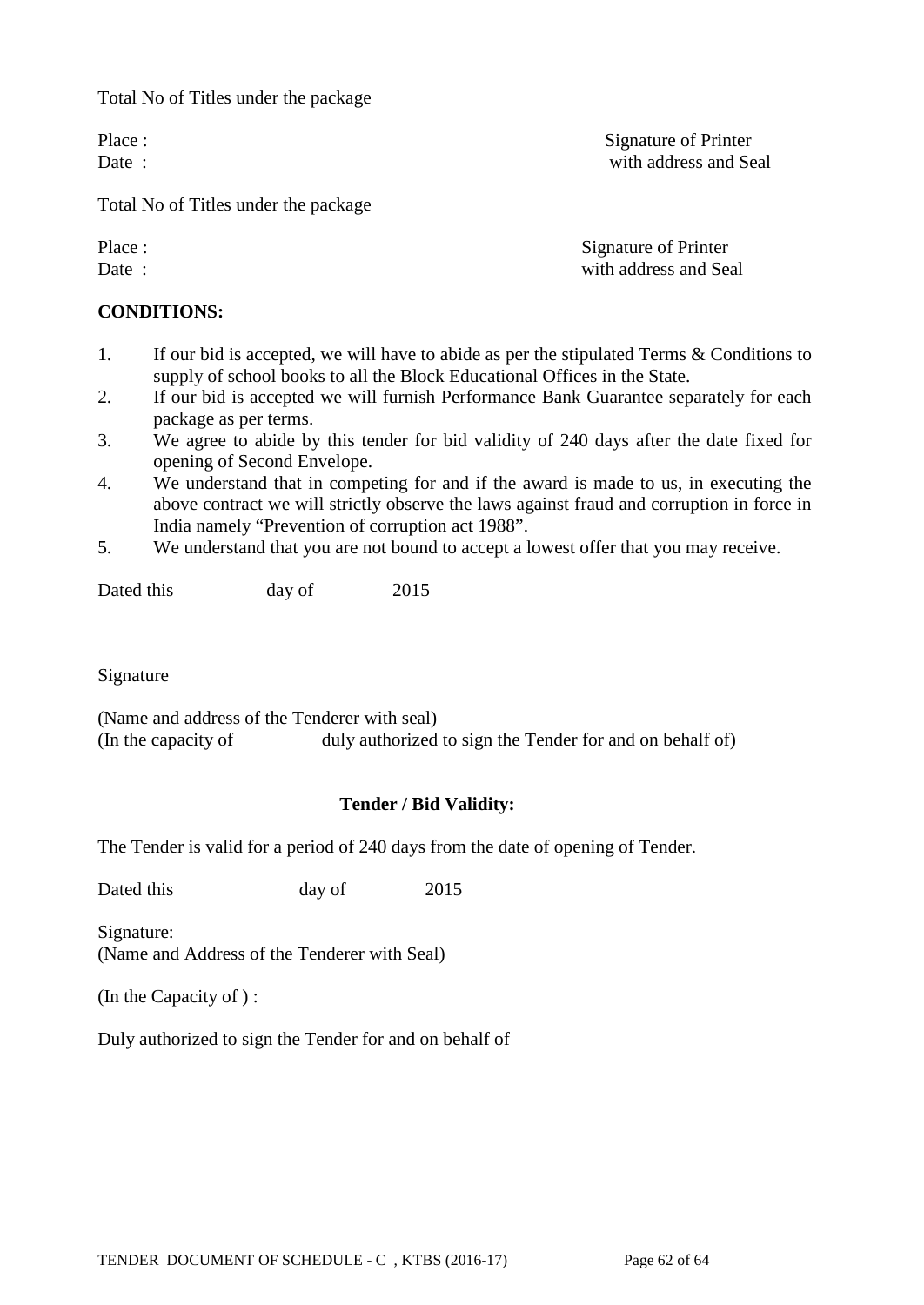Total No of Titles under the package

Place : Signature of Printer
Date : with address and Seal

Total No of Titles under the package

Place : Signature of Printer
Date : with address and Seal

**CONDITIONS:**

1. If our bid is accepted, we will have to abide as per the stipulated Terms & Conditions to supply of school books to all the Block Educational Offices in the State.
2. If our bid is accepted we will furnish Performance Bank Guarantee separately for each package as per terms.
3. We agree to abide by this tender for bid validity of 240 days after the date fixed for opening of Second Envelope.
4. We understand that in competing for and if the award is made to us, in executing the above contract we will strictly observe the laws against fraud and corruption in force in India namely "Prevention of corruption act 1988".
5. We understand that you are not bound to accept a lowest offer that you may receive.

Dated this day of 2015

Signature

(Name and address of the Tenderer with seal)
(In the capacity of duly authorized to sign the Tender for and on behalf of)

**Tender / Bid Validity:**

The Tender is valid for a period of 240 days from the date of opening of Tender.

Dated this day of 2015

Signature:
(Name and Address of the Tenderer with Seal)

(In the Capacity of ) :

Duly authorized to sign the Tender for and on behalf of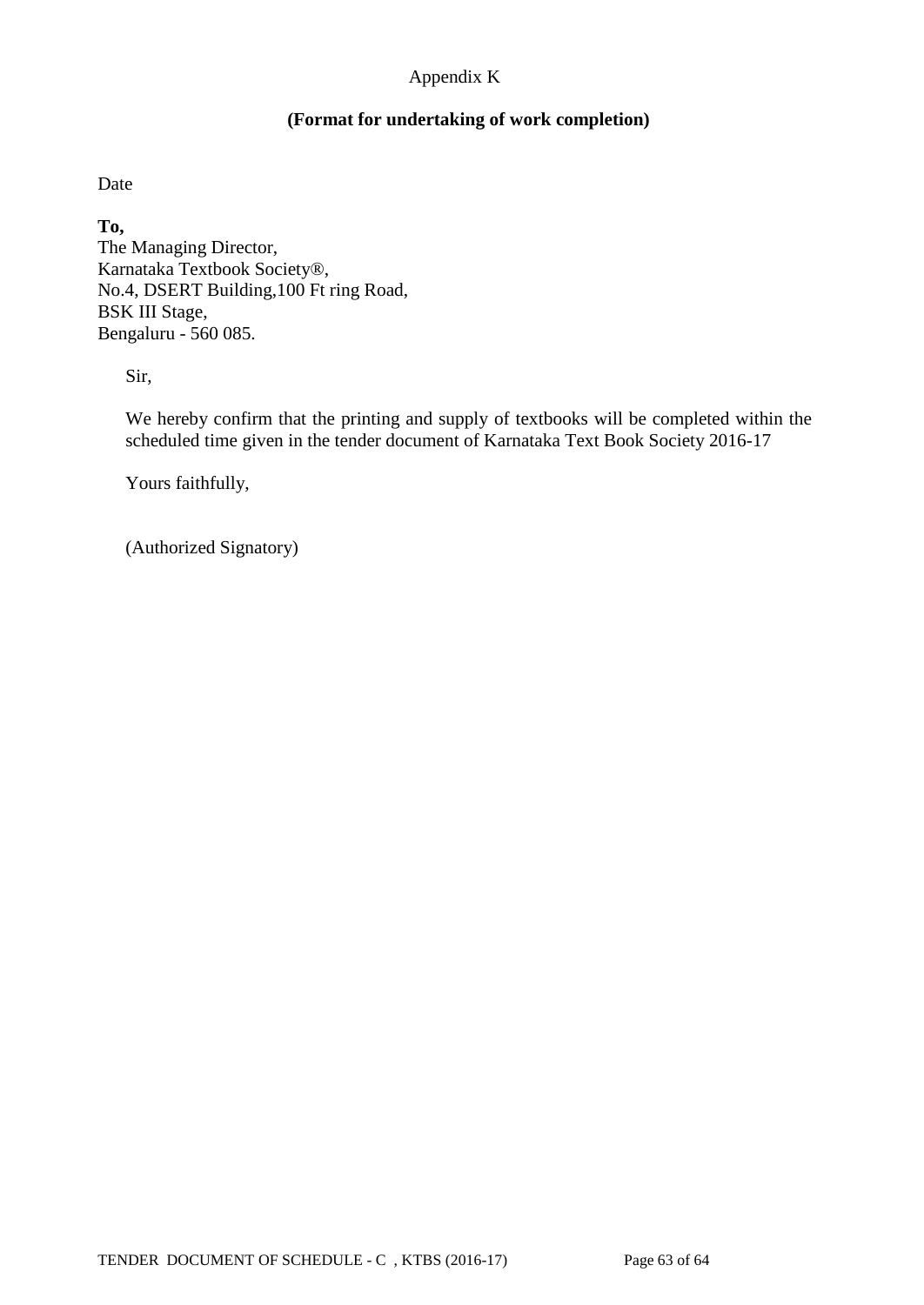Appendix K

**(Format for undertaking of work completion)**

Date

**To,**
The Managing Director,
Karnataka Textbook Society®,
No.4, DSERT Building,100 Ft ring Road,
BSK III Stage,
Bengaluru - 560 085.

Sir,

We hereby confirm that the printing and supply of textbooks will be completed within the scheduled time given in the tender document of Karnataka Text Book Society 2016-17

Yours faithfully,

(Authorized Signatory)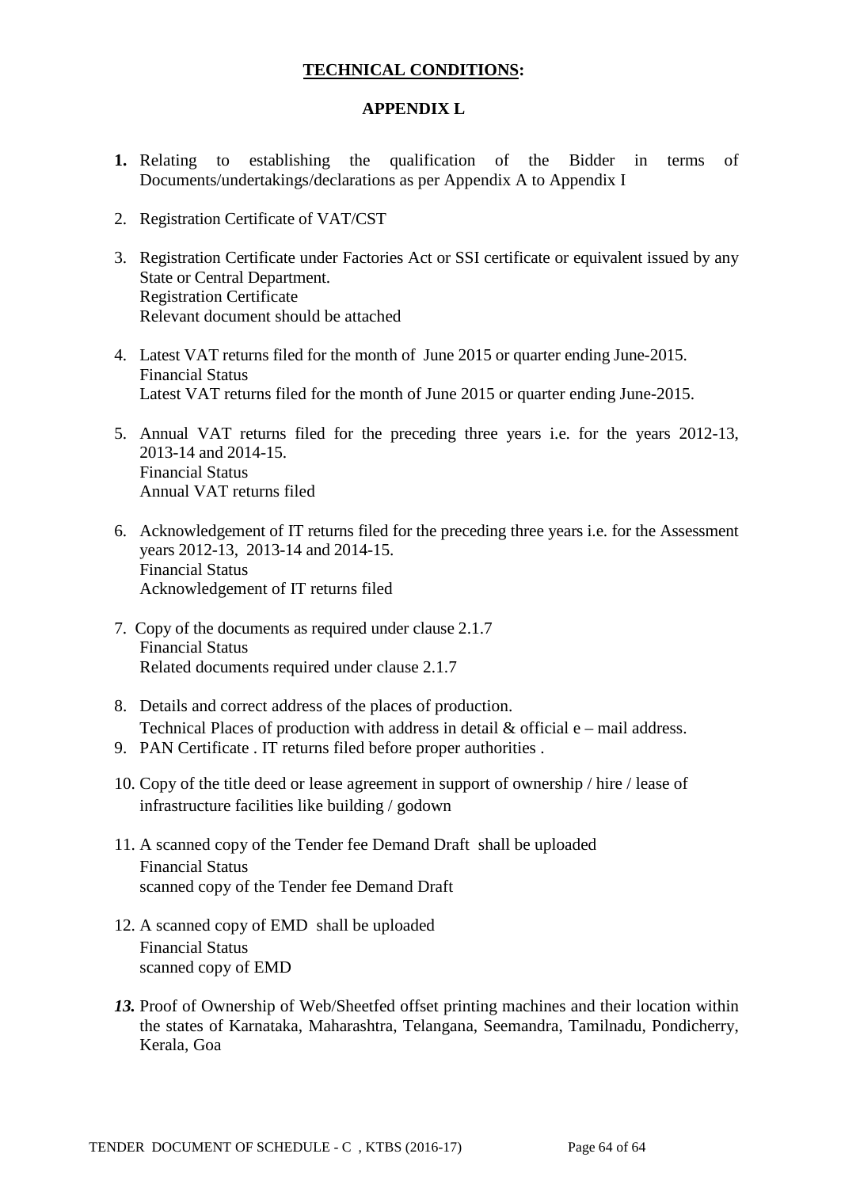**TECHNICAL CONDITIONS:**

**APPENDIX L**

1. Relating to establishing the qualification of the Bidder in terms of Documents/undertakings/declarations as per Appendix A to Appendix I

2. Registration Certificate of VAT/CST

3. Registration Certificate under Factories Act or SSI certificate or equivalent issued by any State or Central Department.
   Registration Certificate
   Relevant document should be attached

4. Latest VAT returns filed for the month of June 2015 or quarter ending June-2015.
   Financial Status
   Latest VAT returns filed for the month of June 2015 or quarter ending June-2015.

5. Annual VAT returns filed for the preceding three years i.e. for the years 2012-13, 2013-14 and 2014-15.
   Financial Status
   Annual VAT returns filed

6. Acknowledgement of IT returns filed for the preceding three years i.e. for the Assessment years 2012-13, 2013-14 and 2014-15.
   Financial Status
   Acknowledgement of IT returns filed

7. Copy of the documents as required under clause 2.1.7
   Financial Status
   Related documents required under clause 2.1.7

8. Details and correct address of the places of production.
   Technical Places of production with address in detail & official e – mail address.
9. PAN Certificate . IT returns filed before proper authorities .

10. Copy of the title deed or lease agreement in support of ownership / hire / lease of infrastructure facilities like building / godown

11. A scanned copy of the Tender fee Demand Draft shall be uploaded
    Financial Status
    scanned copy of the Tender fee Demand Draft

12. A scanned copy of EMD shall be uploaded
    Financial Status
    scanned copy of EMD

13. Proof of Ownership of Web/Sheetfed offset printing machines and their location within the states of Karnataka, Maharashtra, Telangana, Seemandra, Tamilnadu, Pondicherry, Kerala, Goa